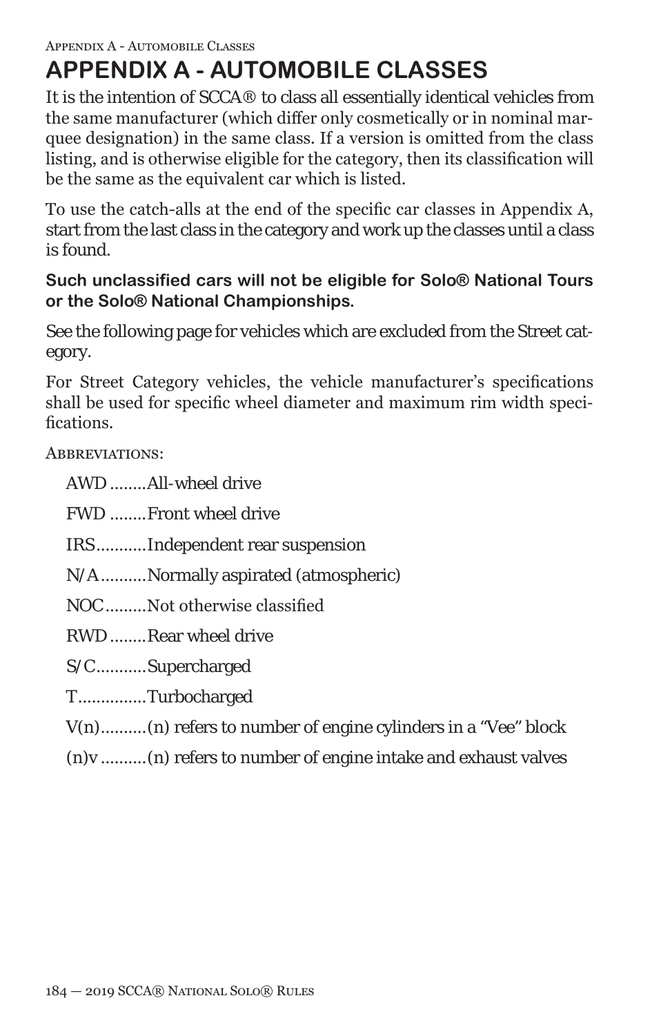# APPENDIX A - AUTOMOBILE CLASSES

It is the intention of SCCA® to class all essentially identical vehicles from the same manufacturer (which differ only cosmetically or in nominal marquee designation) in the same class. If a version is omitted from the class listing, and is otherwise eligible for the category, then its classification will be the same as the equivalent car which is listed.

To use the catch-alls at the end of the specific car classes in Appendix A, start from the last class in the category and work up the classes until a class is found.

**Such unclassified cars will not be eligible for Solo® National Tours or the Solo® National Championships.**

See the following page for vehicles which are excluded from the Street category.

For Street Category vehicles, the vehicle manufacturer's specifications shall be used for specific wheel diameter and maximum rim width specifications.

Abbreviations:

- AWD........All-wheel drive
- FWD........Front wheel drive
- IRS...........Independent rear suspension
- N/A..........Normally aspirated (atmospheric)
- NOC.........Not otherwise classified
- RWD........Rear wheel drive
- S/C...........Supercharged
- T..............Turbocharged
- V(n)..........(n) refers to number of engine cylinders in a "Vee" block
- (n)v..........(n) refers to number of engine intake and exhaust valves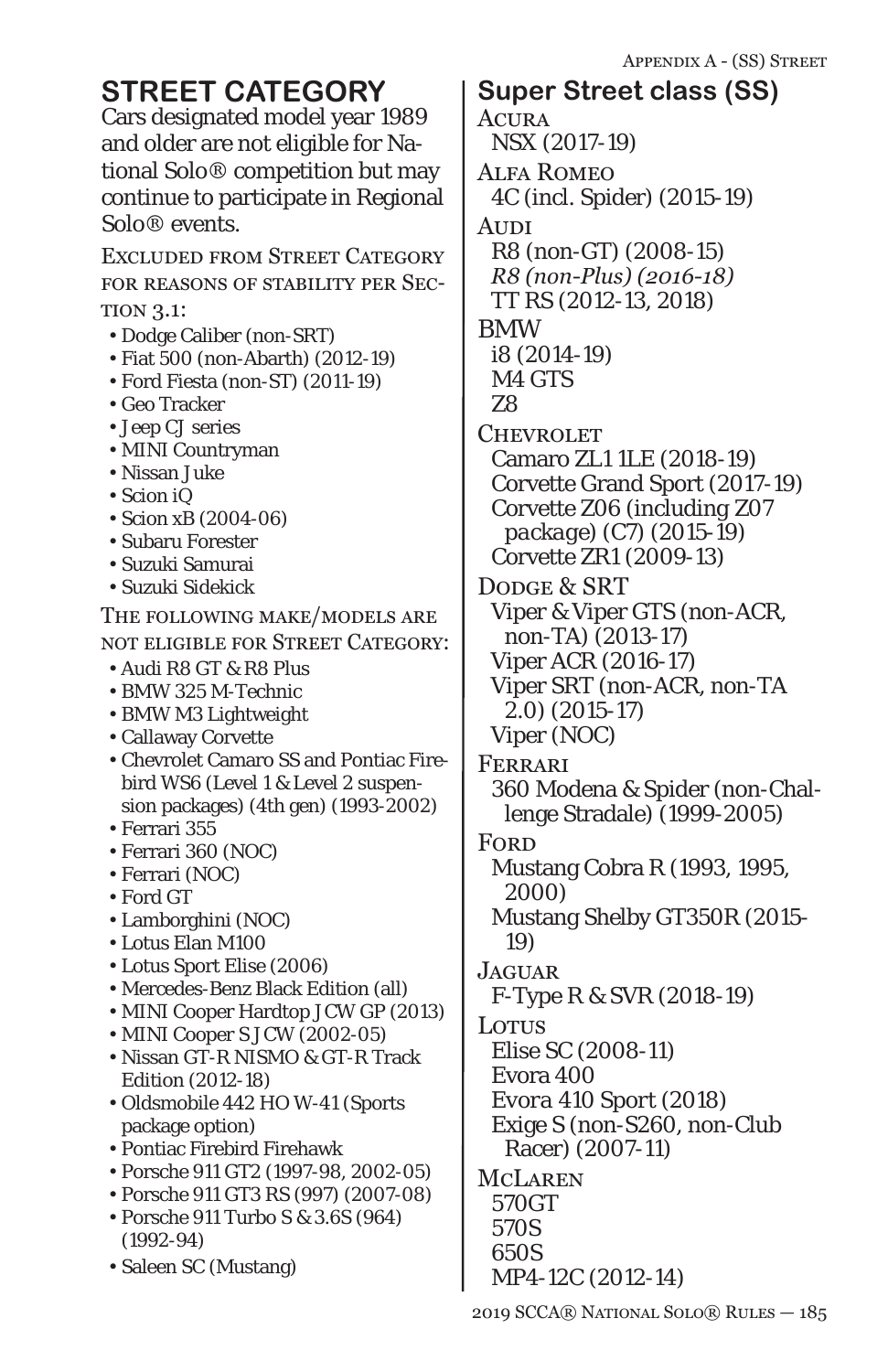# STREET CATEGORY

Cars designated model year 1989 and older are not eligible for National Solo® competition but may continue to participate in Regional Solo® events.

Excluded from Street Category for reasons of stability per Section 3.1:

- Dodge Caliber (non-SRT)
- Fiat 500 (non-Abarth) (2012-19)
- Ford Fiesta (non-ST) (2011-19)
- Geo Tracker
- Jeep CJ series
- MINI Countryman
- Nissan Juke
- Scion iQ
- Scion xB (2004-06)
- Subaru Forester
- Suzuki Samurai
- Suzuki Sidekick

The following make/models are not eligible for Street Category:

- Audi R8 GT & R8 Plus
- BMW 325 M-Technic
- BMW M3 Lightweight
- Callaway Corvette
- Chevrolet Camaro SS and Pontiac Firebird WS6 (Level 1 & Level 2 suspension packages) (4th gen) (1993-2002)
- Ferrari 355
- Ferrari 360 (NOC)
- Ferrari (NOC)
- Ford GT
- Lamborghini (NOC)
- Lotus Elan M100
- Lotus Sport Elise (2006)
- Mercedes-Benz Black Edition (all)
- MINI Cooper Hardtop JCW GP (2013)
- MINI Cooper S JCW (2002-05)
- Nissan GT-R NISMO & GT-R Track Edition (2012-18)
- Oldsmobile 442 HO W-41 (Sports package option)
- Pontiac Firebird Firehawk
- Porsche 911 GT2 (1997-98, 2002-05)
- Porsche 911 GT3 RS (997) (2007-08)
- Porsche 911 Turbo S & 3.6S (964) (1992-94)
- Saleen SC (Mustang)

## Super Street class (SS)

**Acura**
- NSX (2017-19)

**Alfa Romeo**
- 4C (incl. Spider) (2015-19)

**Audi**
- R8 (non-GT) (2008-15)
- *R8 (non-Plus) (2016-18)*
- TT RS (2012-13, 2018)

**BMW**
- i8 (2014-19)
- M4 GTS
- Z8

**Chevrolet**
- Camaro ZL1 1LE (2018-19)
- Corvette Grand Sport (2017-19)
- Corvette Z06 (including Z07 package) (C7) (2015-19)
- Corvette ZR1 (2009-13)

**Dodge & SRT**
- Viper & Viper GTS (non-ACR, non-TA) (2013-17)
- Viper ACR (2016-17)
- Viper SRT (non-ACR, non-TA 2.0) (2015-17)
- Viper (NOC)

**Ferrari**
- 360 Modena & Spider (non-Challenge Stradale) (1999-2005)

**Ford**
- Mustang Cobra R (1993, 1995, 2000)
- Mustang Shelby GT350R (2015-19)

**Jaguar**
- F-Type R & SVR (2018-19)

**Lotus**
- Elise SC (2008-11)
- Evora 400
- Evora 410 Sport (2018)
- Exige S (non-S260, non-Club Racer) (2007-11)

**McLaren**
- 570GT
- 570S
- 650S
- MP4-12C (2012-14)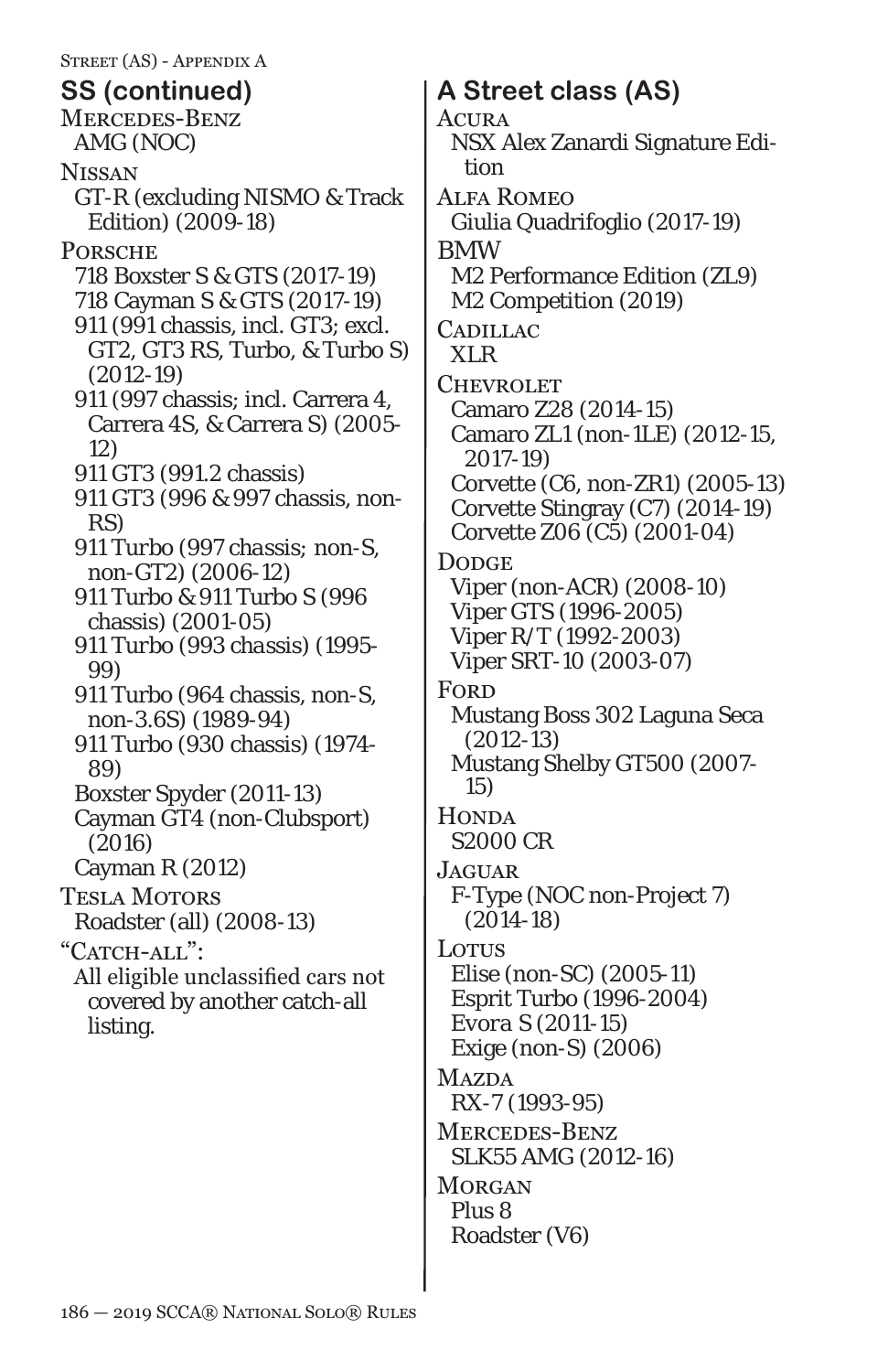## SS (continued)

**Mercedes-Benz**
- AMG (NOC)

**Nissan**
- GT-R (excluding NISMO & Track Edition) (2009-18)

**Porsche**
- 718 Boxster S & GTS (2017-19)
- 718 Cayman S & GTS (2017-19)
- 911 (991 chassis, incl. GT3; excl. GT2, GT3 RS, Turbo, & Turbo S) (2012-19)
- 911 (997 chassis; incl. Carrera 4, Carrera 4S, & Carrera S) (2005-12)
- 911 GT3 (991.2 chassis)
- 911 GT3 (996 & 997 chassis, non-RS)
- 911 Turbo (997 chassis; non-S, non-GT2) (2006-12)
- 911 Turbo & 911 Turbo S (996 chassis) (2001-05)
- 911 Turbo (993 chassis) (1995-99)
- 911 Turbo (964 chassis, non-S, non-3.6S) (1989-94)
- 911 Turbo (930 chassis) (1974-89)
- Boxster Spyder (2011-13)
- Cayman GT4 (non-Clubsport) (2016)
- Cayman R (2012)

**Tesla Motors**
- Roadster (all) (2008-13)

**"Catch-all":**
- All eligible unclassified cars not covered by another catch-all listing.

## A Street class (AS)

**Acura**
- NSX Alex Zanardi Signature Edition

**Alfa Romeo**
- Giulia Quadrifoglio (2017-19)

**BMW**
- M2 Performance Edition (ZL9)
- M2 Competition (2019)

**Cadillac**
- XLR

**Chevrolet**
- Camaro Z28 (2014-15)
- Camaro ZL1 (non-1LE) (2012-15, 2017-19)
- Corvette (C6, non-ZR1) (2005-13)
- Corvette Stingray (C7) (2014-19)
- Corvette Z06 (C5) (2001-04)

**Dodge**
- Viper (non-ACR) (2008-10)
- Viper GTS (1996-2005)
- Viper R/T (1992-2003)
- Viper SRT-10 (2003-07)

**Ford**
- Mustang Boss 302 Laguna Seca (2012-13)
- Mustang Shelby GT500 (2007-15)

**Honda**
- S2000 CR

**Jaguar**
- F-Type (NOC non-Project 7) (2014-18)

**Lotus**
- Elise (non-SC) (2005-11)
- Esprit Turbo (1996-2004)
- Evora S (2011-15)
- Exige (non-S) (2006)

**Mazda**
- RX-7 (1993-95)

**Mercedes-Benz**
- SLK55 AMG (2012-16)

**Morgan**
- Plus 8
- Roadster (V6)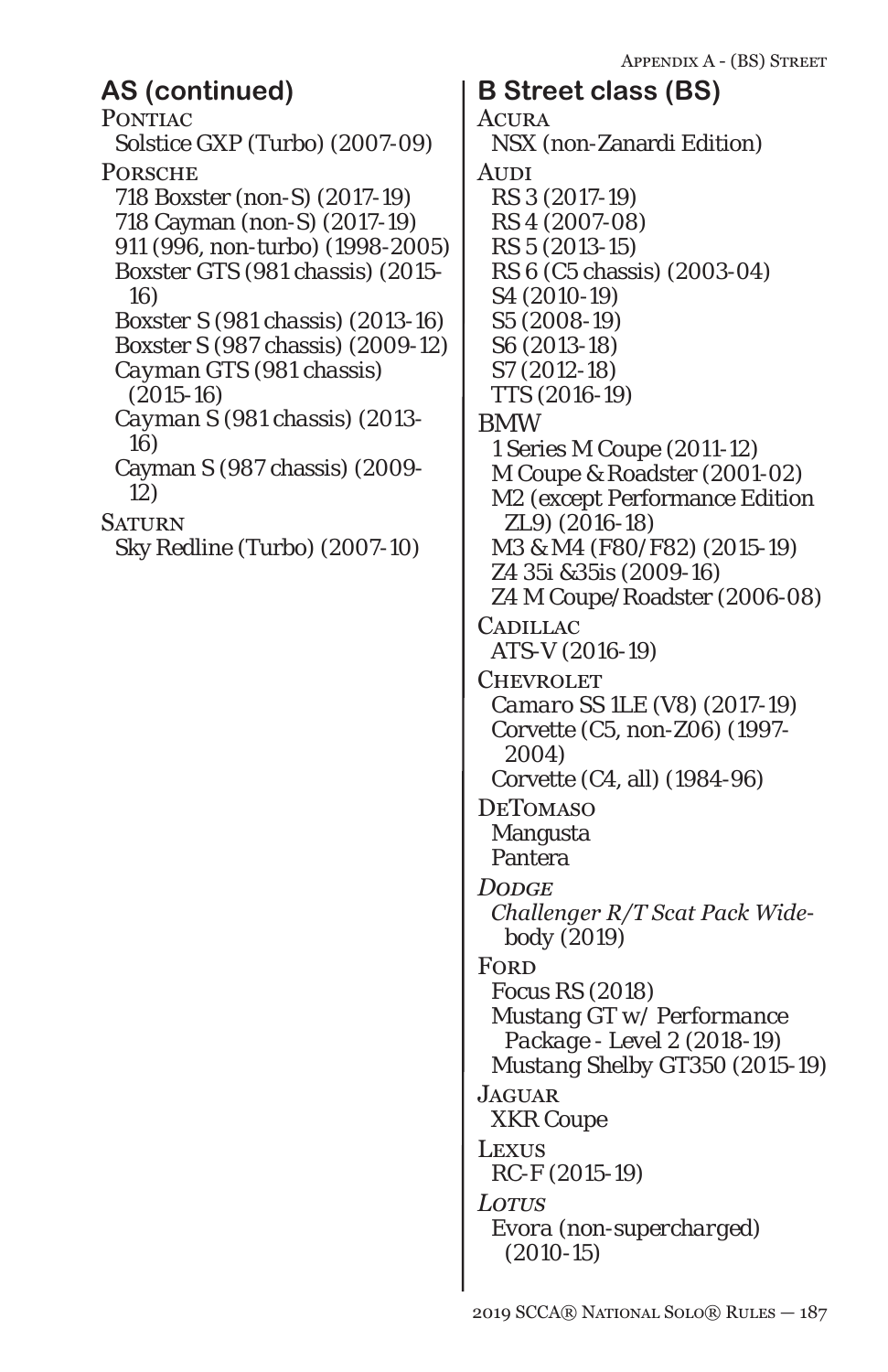## AS (continued)

PONTIAC

- Solstice GXP (Turbo) (2007-09)

PORSCHE

- 718 Boxster (non-S) (2017-19)
- 718 Cayman (non-S) (2017-19)
- 911 (996, non-turbo) (1998-2005)
- Boxster GTS (981 chassis) (2015-16)
- Boxster S (981 chassis) (2013-16)
- Boxster S (987 chassis) (2009-12)
- *Cayman* GTS (981 chassis) (2015-16)
- *Cayman* S (981 chassis) (2013-16)
- Cayman S (987 chassis) (2009-12)

SATURN

- Sky Redline (Turbo) (2007-10)

## B Street class (BS)

ACURA

- NSX (non-Zanardi Edition)

AUDI

- RS 3 (2017-19)
- RS 4 (2007-08)
- RS 5 (2013-15)
- RS 6 (C5 chassis) (2003-04)
- S4 (2010-19)
- S5 (2008-19)
- S6 (2013-18)
- S7 (2012-18)
- TTS (2016-19)

BMW

- 1 Series M Coupe (2011-12)
- M Coupe & Roadster (2001-02)
- M2 (except Performance Edition ZL9) (2016-18)
- M3 & M4 (F80/F82) (2015-19)
- Z4 35i &35is (2009-16)
- Z4 M Coupe/Roadster (2006-08)

CADILLAC

- ATS-V (2016-19)

CHEVROLET

- *Camaro* SS 1LE (V8) (2017-19)
- Corvette (C5, non-Z06) (1997-2004)
- Corvette (C4, all) (1984-96)

DETOMASO

- Mangusta
- Pantera

*DODGE*

- *Challenger R/T Scat Pack Wide-*body (2019)

FORD

- Focus RS (2018)
- Mustang GT w/ *Performance Package* - Level 2 (2018-19)
- Mustang Shelby GT350 (2015-19)

JAGUAR

- XKR Coupe

LEXUS

- RC-F (2015-19)

*LOTUS*

- *Evora (non-supercharged) (2010-15)*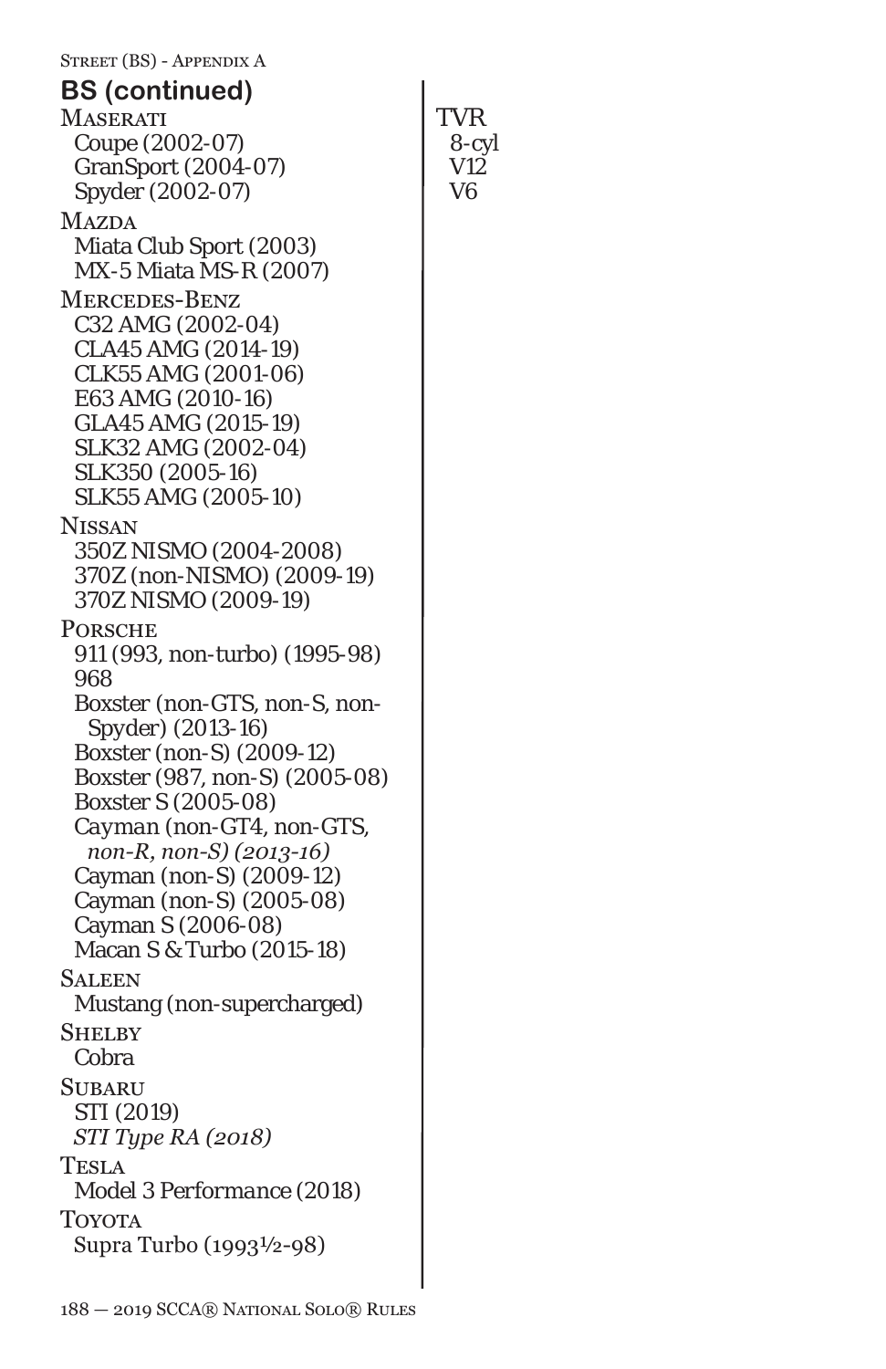## BS (continued)

MASERATI
- Coupe (2002-07)
- GranSport (2004-07)
- Spyder (2002-07)

MAZDA
- Miata Club Sport (2003)
- MX-5 Miata MS-R (2007)

MERCEDES-BENZ
- C32 AMG (2002-04)
- CLA45 AMG (2014-19)
- CLK55 AMG (2001-06)
- E63 AMG (2010-16)
- GLA45 AMG (2015-19)
- SLK32 AMG (2002-04)
- SLK350 (2005-16)
- SLK55 AMG (2005-10)

NISSAN
- 350Z NISMO (2004-2008)
- 370Z (non-NISMO) (2009-19)
- 370Z NISMO (2009-19)

PORSCHE
- 911 (993, non-turbo) (1995-98)
- 968
- Boxster (non-GTS, non-S, non-Spyder) (2013-16)
- Boxster (non-S) (2009-12)
- Boxster (987, non-S) (2005-08)
- Boxster S (2005-08)
- *Cayman (non-GT4, non-GTS, non-R, non-S) (2013-16)*
- Cayman (non-S) (2009-12)
- Cayman (non-S) (2005-08)
- Cayman S (2006-08)
- Macan S & Turbo (2015-18)

SALEEN
- Mustang (non-supercharged)

SHELBY
- Cobra

SUBARU
- STI (2019)
- *STI Type RA (2018)*

TESLA
- Model 3 Performance (2018)

TOYOTA
- Supra Turbo (1993½-98)

TVR
- 8-cyl
- V12
- V6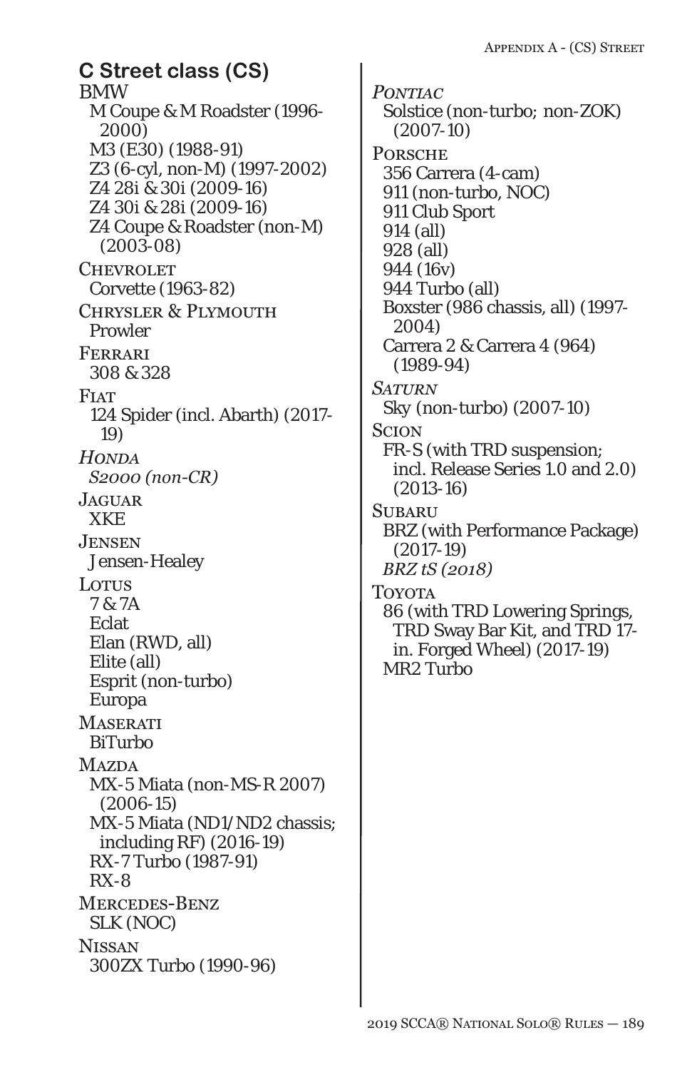## C Street class (CS)

BMW

- M Coupe & M Roadster (1996-2000)
- M3 (E30) (1988-91)
- Z3 (6-cyl, non-M) (1997-2002)
- Z4 28i & 30i (2009-16)
- Z4 30i & 28i (2009-16)
- Z4 Coupe & Roadster (non-M) (2003-08)

Chevrolet

- Corvette (1963-82)

Chrysler & Plymouth

- Prowler

Ferrari

- 308 & 328

Fiat

- 124 Spider (incl. Abarth) (2017-19)

*Honda*

- *S2000 (non-CR)*

Jaguar

- XKE

Jensen

- Jensen-Healey

Lotus

- 7 & 7A
- Eclat
- Elan (RWD, all)
- Elite (all)
- Esprit (non-turbo)
- Europa

Maserati

- BiTurbo

Mazda

- MX-5 Miata (non-MS-R 2007) (2006-15)
- MX-5 Miata (ND1/ND2 chassis; including RF) (2016-19)
- RX-7 Turbo (1987-91)
- RX-8

Mercedes-Benz

- SLK (NOC)

Nissan

- 300ZX Turbo (1990-96)

*Pontiac*

- Solstice (non-turbo; non-ZOK) (2007-10)

Porsche

- 356 Carrera (4-cam)
- 911 (non-turbo, NOC)
- 911 Club Sport
- 914 (all)
- 928 (all)
- 944 (16v)
- 944 Turbo (all)
- Boxster (986 chassis, all) (1997-2004)
- Carrera 2 & Carrera 4 (964) (1989-94)

*Saturn*

- Sky (non-turbo) (2007-10)

Scion

- FR-S (with TRD suspension; incl. Release Series 1.0 and 2.0) (2013-16)

Subaru

- BRZ (with Performance Package) (2017-19)
- *BRZ tS (2018)*

Toyota

- 86 (with TRD Lowering Springs, TRD Sway Bar Kit, and TRD 17-in. Forged Wheel) (2017-19)
- MR2 Turbo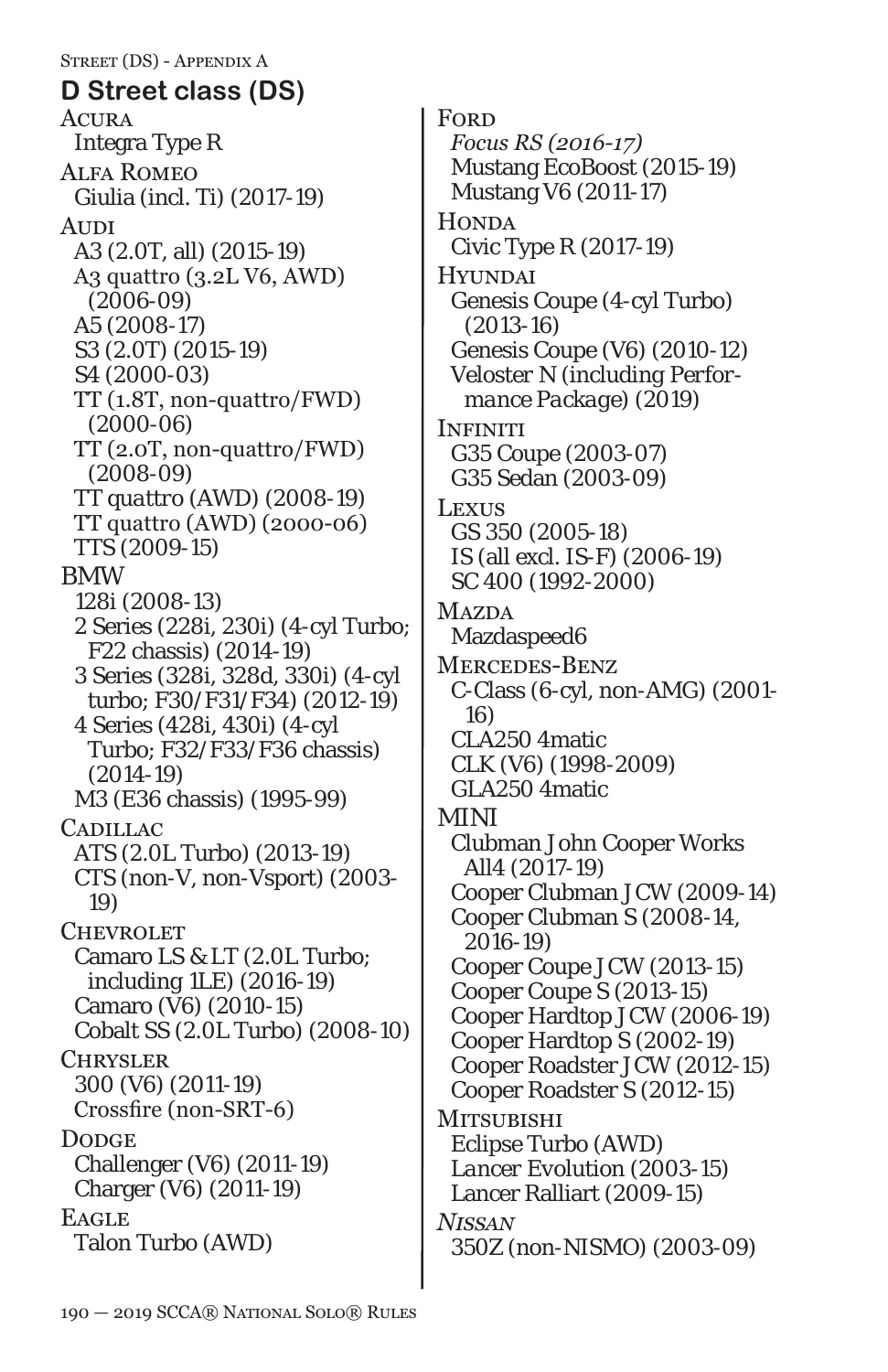## D Street class (DS)

ACURA
- Integra Type R

ALFA ROMEO
- Giulia (incl. Ti) (2017-19)

AUDI
- A3 (2.0T, all) (2015-19)
- A3 quattro (3.2L V6, AWD) (2006-09)
- A5 (2008-17)
- S3 (2.0T) (2015-19)
- S4 (2000-03)
- TT (1.8T, non-quattro/FWD) (2000-06)
- TT (2.0T, non-quattro/FWD) (2008-09)
- TT quattro (AWD) (2008-19)
- TT quattro (AWD) (2000-06)
- TTS (2009-15)

BMW
- 128i (2008-13)
- 2 Series (228i, 230i) (4-cyl Turbo; F22 chassis) (2014-19)
- 3 Series (328i, 328d, 330i) (4-cyl turbo; F30/F31/F34) (2012-19)
- 4 Series (428i, 430i) (4-cyl Turbo; F32/F33/F36 chassis) (2014-19)
- M3 (E36 chassis) (1995-99)

CADILLAC
- ATS (2.0L Turbo) (2013-19)
- CTS (non-V, non-Vsport) (2003-19)

CHEVROLET
- Camaro LS & LT (2.0L Turbo; including 1LE) (2016-19)
- Camaro (V6) (2010-15)
- Cobalt SS (2.0L Turbo) (2008-10)

CHRYSLER
- 300 (V6) (2011-19)
- Crossfire (non-SRT-6)

DODGE
- Challenger (V6) (2011-19)
- Charger (V6) (2011-19)

EAGLE
- Talon Turbo (AWD)

FORD
- *Focus RS (2016-17)*
- Mustang EcoBoost (2015-19)
- Mustang V6 (2011-17)

HONDA
- Civic Type R (2017-19)

HYUNDAI
- Genesis Coupe (4-cyl Turbo) (2013-16)
- Genesis Coupe (V6) (2010-12)
- Veloster N (including *Performance Package*) (2019)

INFINITI
- G35 Coupe (2003-07)
- G35 Sedan (2003-09)

LEXUS
- GS 350 (2005-18)
- IS (all excl. IS-F) (2006-19)
- SC 400 (1992-2000)

MAZDA
- Mazdaspeed6

MERCEDES-BENZ
- C-Class (6-cyl, non-AMG) (2001-16)
- CLA250 4matic
- CLK (V6) (1998-2009)
- GLA250 4matic

MINI
- Clubman John Cooper Works All4 (2017-19)
- Cooper Clubman JCW (2009-14)
- Cooper Clubman S (2008-14, 2016-19)
- Cooper Coupe JCW (2013-15)
- Cooper Coupe S (2013-15)
- Cooper Hardtop JCW (2006-19)
- Cooper Hardtop S (2002-19)
- Cooper Roadster JCW (2012-15)
- Cooper Roadster S (2012-15)

MITSUBISHI
- Eclipse Turbo (AWD)
- Lancer Evolution (2003-15)
- Lancer Ralliart (2009-15)

*NISSAN*
- 350Z (non-NISMO) (2003-09)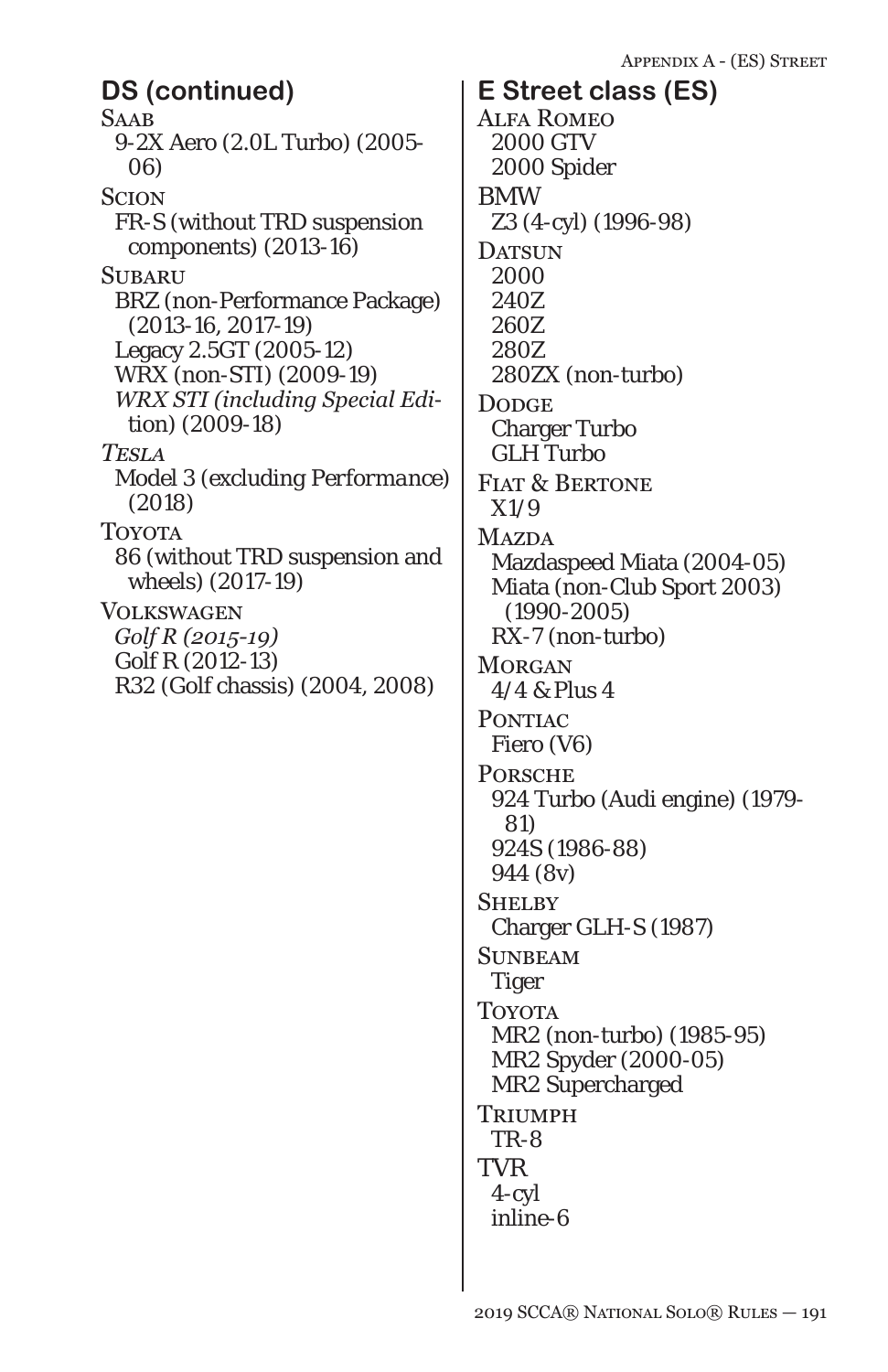## DS (continued)

Saab

- 9-2X Aero (2.0L Turbo) (2005-06)

Scion

- FR-S (without TRD suspension components) (2013-16)

Subaru

- BRZ (non-Performance Package) (2013-16, 2017-19)
- Legacy 2.5GT (2005-12)
- WRX (non-STI) (2009-19)
- *WRX STI (including Special Edition) (2009-18)*

*Tesla*

- Model 3 (excluding *Performance*) (2018)

Toyota

- 86 (without TRD suspension and wheels) (2017-19)

Volkswagen

- *Golf R (2015-19)*
- Golf R (2012-13)
- R32 (Golf chassis) (2004, 2008)

## E Street class (ES)

Alfa Romeo

- 2000 GTV
- 2000 Spider

BMW

- Z3 (4-cyl) (1996-98)

Datsun

- 2000
- 240Z
- 260Z
- 280Z
- 280ZX (non-turbo)

Dodge

- Charger Turbo
- GLH Turbo

Fiat & Bertone

- X1/9

Mazda

- Mazdaspeed Miata (2004-05)
- Miata (non-Club Sport 2003) (1990-2005)
- RX-7 (non-turbo)

Morgan

- 4/4 & Plus 4

Pontiac

- Fiero (V6)

Porsche

- 924 Turbo (Audi engine) (1979-81)
- 924S (1986-88)
- 944 (8v)

Shelby

- Charger GLH-S (1987)

Sunbeam

- Tiger

Toyota

- MR2 (non-turbo) (1985-95)
- MR2 Spyder (2000-05)
- MR2 Supercharged

Triumph

- TR-8

TVR

- 4-cyl
- inline-6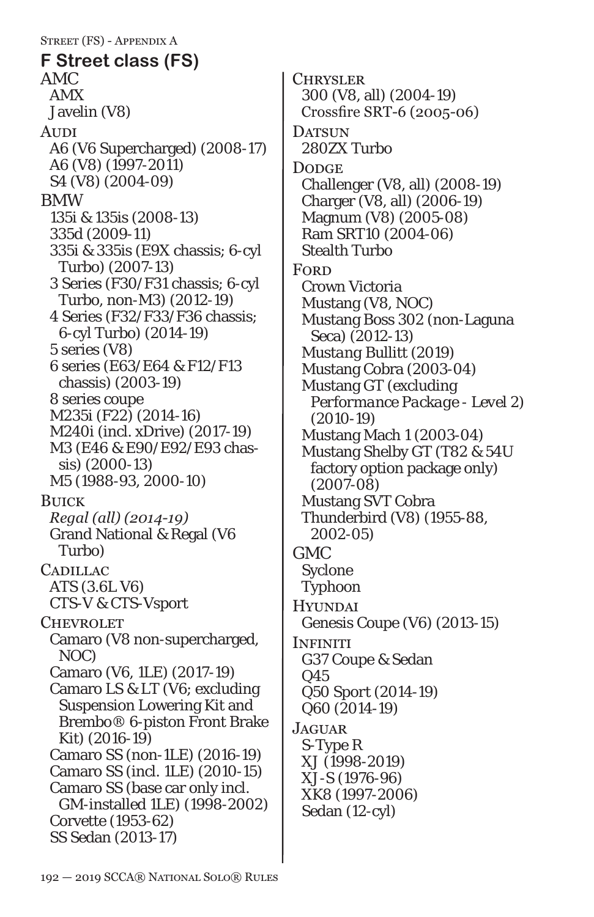## F Street class (FS)

AMC
- AMX
- Javelin (V8)

Audi
- A6 (V6 Supercharged) (2008-17)
- A6 (V8) (1997-2011)
- S4 (V8) (2004-09)

BMW
- 135i & 135is (2008-13)
- 335d (2009-11)
- 335i & 335is (E9X chassis; 6-cyl Turbo) (2007-13)
- 3 Series (F30/F31 chassis; 6-cyl Turbo, non-M3) (2012-19)
- 4 Series (F32/F33/F36 chassis; 6-cyl Turbo) (2014-19)
- 5 series (V8)
- 6 series (E63/E64 & F12/F13 chassis) (2003-19)
- 8 series coupe
- M235i (F22) (2014-16)
- M240i (incl. xDrive) (2017-19)
- M3 (E46 & E90/E92/E93 chassis) (2000-13)
- M5 (1988-93, 2000-10)

Buick
- *Regal (all) (2014-19)*
- Grand National & Regal (V6 Turbo)

Cadillac
- ATS (3.6L V6)
- CTS-V & CTS-Vsport

Chevrolet
- Camaro (V8 non-supercharged, NOC)
- Camaro (V6, 1LE) (2017-19)
- Camaro LS & LT (V6; excluding Suspension Lowering Kit and Brembo® 6-piston Front Brake Kit) (2016-19)
- Camaro SS (non-1LE) (2016-19)
- Camaro SS (incl. 1LE) (2010-15)
- Camaro SS (base car only incl. GM-installed 1LE) (1998-2002)
- Corvette (1953-62)
- SS Sedan (2013-17)

Chrysler
- 300 (V8, all) (2004-19)
- Crossfire SRT-6 (2005-06)

Datsun
- 280ZX Turbo

Dodge
- Challenger (V8, all) (2008-19)
- Charger (V8, all) (2006-19)
- Magnum (V8) (2005-08)
- Ram SRT10 (2004-06)
- Stealth Turbo

Ford
- Crown Victoria
- Mustang (V8, NOC)
- Mustang Boss 302 (non-Laguna Seca) (2012-13)
- *Mustang Bullitt (2019)*
- Mustang Cobra (2003-04)
- Mustang GT (excluding *Performance Package - Level 2*) (2010-19)
- Mustang Mach 1 (2003-04)
- Mustang Shelby GT (T82 & 54U factory option package only) (2007-08)
- Mustang SVT Cobra
- Thunderbird (V8) (1955-88, 2002-05)

GMC
- Syclone
- Typhoon

Hyundai
- Genesis Coupe (V6) (2013-15)

Infiniti
- G37 Coupe & Sedan
- Q45
- Q50 Sport (2014-19)
- Q60 (2014-19)

Jaguar
- S-Type R
- XJ (1998-2019)
- XJ-S (1976-96)
- XK8 (1997-2006)
- Sedan (12-cyl)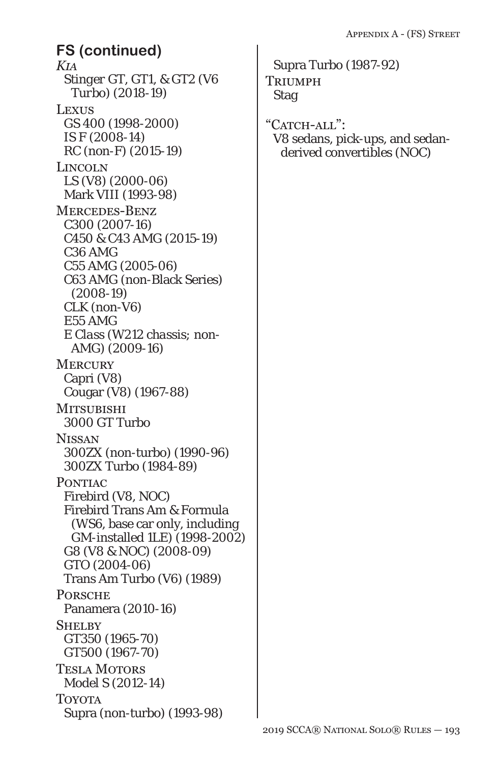## FS (continued)

*Kia*
- Stinger GT, GT1, & GT2 (V6 Turbo) (2018-19)

Lexus
- GS 400 (1998-2000)
- IS F (2008-14)
- RC (non-F) (2015-19)

Lincoln
- LS (V8) (2000-06)
- Mark VIII (1993-98)

Mercedes-Benz
- C300 (2007-16)
- C450 & C43 AMG (2015-19)
- C36 AMG
- C55 AMG (2005-06)
- C63 AMG (non-Black Series) (2008-19)
- CLK (non-V6)
- E55 AMG
- E Class (W212 chassis; non-AMG) (2009-16)

Mercury
- Capri (V8)
- Cougar (V8) (1967-88)

Mitsubishi
- 3000 GT Turbo

Nissan
- 300ZX (non-turbo) (1990-96)
- 300ZX Turbo (1984-89)

Pontiac
- Firebird (V8, NOC)
- Firebird Trans Am & Formula (WS6, base car only, including GM-installed 1LE) (1998-2002)
- G8 (V8 & NOC) (2008-09)
- GTO (2004-06)
- Trans Am Turbo (V6) (1989)

Porsche
- Panamera (2010-16)

Shelby
- GT350 (1965-70)
- GT500 (1967-70)

Tesla Motors
- Model S (2012-14)

Toyota
- Supra (non-turbo) (1993-98)
- Supra Turbo (1987-92)

Triumph
- Stag

"Catch-all":
- V8 sedans, pick-ups, and sedan-derived convertibles (NOC)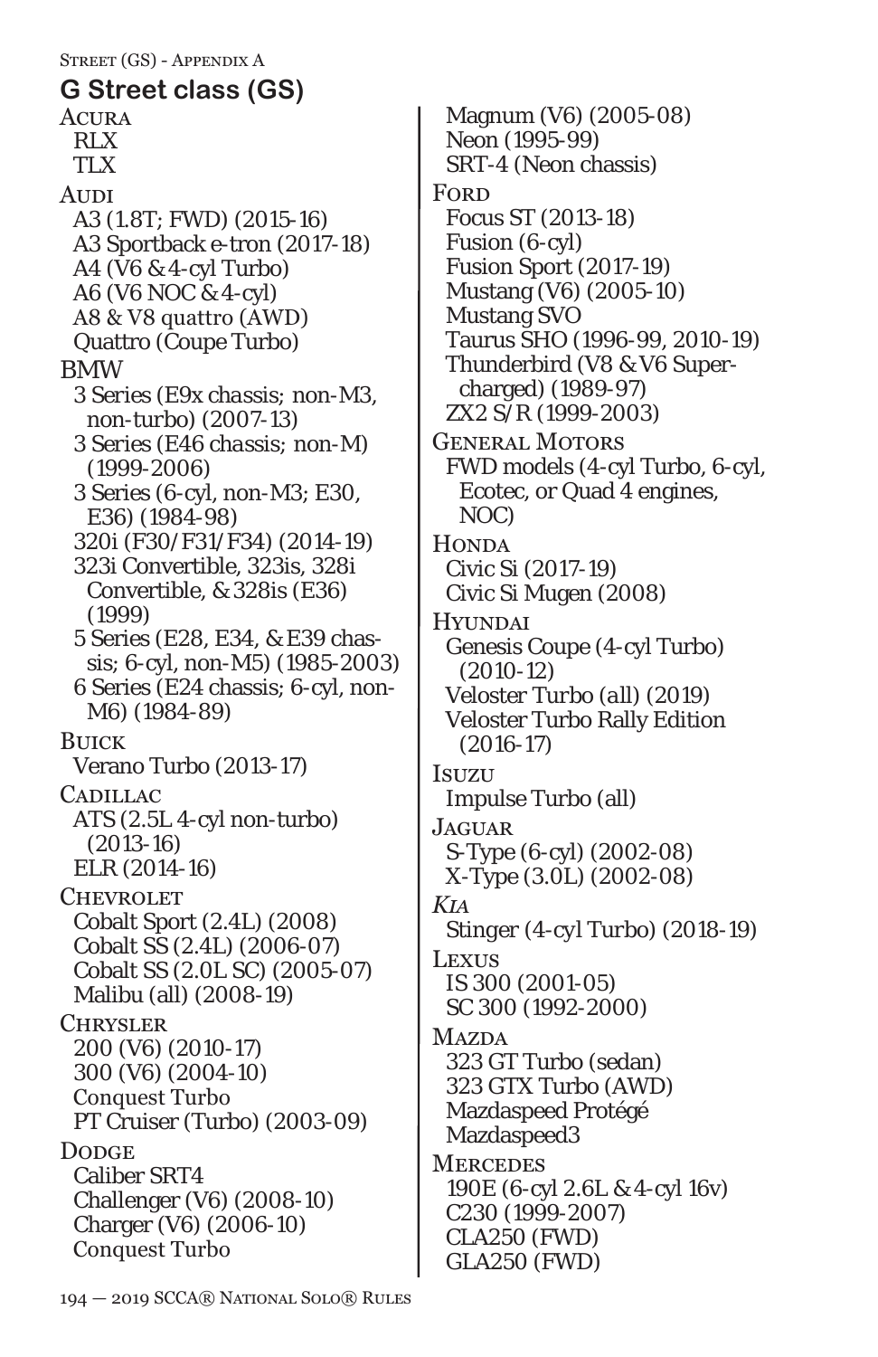## G Street class (GS)

**Acura**
- RLX
- TLX

**Audi**
- A3 (1.8T; FWD) (2015-16)
- A3 Sportback e-tron (2017-18)
- A4 (V6 & 4-cyl Turbo)
- A6 (V6 NOC & 4-cyl)
- A8 & V8 quattro (AWD)
- Quattro (Coupe Turbo)

**BMW**
- 3 Series (E9x chassis; non-M3, non-turbo) (2007-13)
- 3 Series (E46 chassis; non-M) (1999-2006)
- 3 Series (6-cyl, non-M3; E30, E36) (1984-98)
- 320i (F30/F31/F34) (2014-19)
- 323i Convertible, 323is, 328i Convertible, & 328is (E36) (1999)
- 5 Series (E28, E34, & E39 chassis; 6-cyl, non-M5) (1985-2003)
- 6 Series (E24 chassis; 6-cyl, non-M6) (1984-89)

**Buick**
- Verano Turbo (2013-17)

**Cadillac**
- ATS (2.5L 4-cyl non-turbo) (2013-16)
- ELR (2014-16)

**Chevrolet**
- Cobalt Sport (2.4L) (2008)
- Cobalt SS (2.4L) (2006-07)
- Cobalt SS (2.0L SC) (2005-07)
- Malibu (all) (2008-19)

**Chrysler**
- 200 (V6) (2010-17)
- 300 (V6) (2004-10)
- Conquest Turbo
- PT Cruiser (Turbo) (2003-09)

**Dodge**
- Caliber SRT4
- Challenger (V6) (2008-10)
- Charger (V6) (2006-10)
- Conquest Turbo
- Magnum (V6) (2005-08)
- Neon (1995-99)
- SRT-4 (Neon chassis)

**Ford**
- Focus ST (2013-18)
- Fusion (6-cyl)
- Fusion Sport (2017-19)
- Mustang (V6) (2005-10)
- Mustang SVO
- Taurus SHO (1996-99, 2010-19)
- Thunderbird (V8 & V6 Supercharged) (1989-97)
- ZX2 S/R (1999-2003)

**General Motors**
- FWD models (4-cyl Turbo, 6-cyl, Ecotec, or Quad 4 engines, NOC)

**Honda**
- Civic Si (2017-19)
- Civic Si Mugen (2008)

**Hyundai**
- Genesis Coupe (4-cyl Turbo) (2010-12)
- *Veloster Turbo (all) (2019)*
- Veloster Turbo Rally Edition (2016-17)

**Isuzu**
- Impulse Turbo (all)

**Jaguar**
- S-Type (6-cyl) (2002-08)
- X-Type (3.0L) (2002-08)

***Kia***
- Stinger (4-cyl Turbo) (2018-19)

**Lexus**
- IS 300 (2001-05)
- SC 300 (1992-2000)

**Mazda**
- 323 GT Turbo (sedan)
- 323 GTX Turbo (AWD)
- Mazdaspeed Protégé
- Mazdaspeed3

**Mercedes**
- 190E (6-cyl 2.6L & 4-cyl 16v)
- C230 (1999-2007)
- CLA250 (FWD)
- GLA250 (FWD)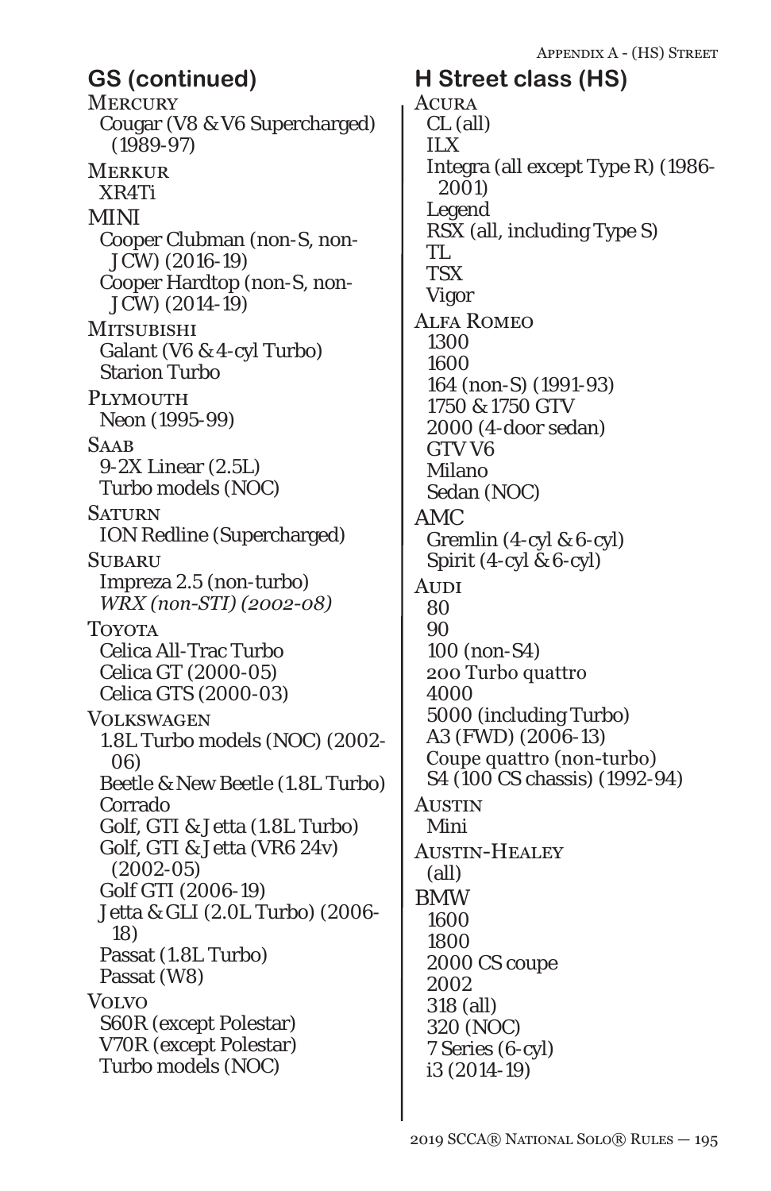## GS (continued)

MERCURY
- Cougar (V8 & V6 Supercharged) (1989-97)

MERKUR
- XR4Ti

MINI
- Cooper Clubman (non-S, non-JCW) (2016-19)
- Cooper Hardtop (non-S, non-JCW) (2014-19)

MITSUBISHI
- Galant (V6 & 4-cyl Turbo)
- Starion Turbo

PLYMOUTH
- Neon (1995-99)

SAAB
- 9-2X Linear (2.5L)
- Turbo models (NOC)

SATURN
- ION Redline (Supercharged)

SUBARU
- Impreza 2.5 (non-turbo)
- *WRX (non-STI) (2002-08)*

TOYOTA
- Celica All-Trac Turbo
- Celica GT (2000-05)
- Celica GTS (2000-03)

VOLKSWAGEN
- 1.8L Turbo models (NOC) (2002-06)
- Beetle & New Beetle (1.8L Turbo)
- Corrado
- Golf, GTI & Jetta (1.8L Turbo)
- Golf, GTI & Jetta (VR6 24v) (2002-05)
- Golf GTI (2006-19)
- Jetta & GLI (2.0L Turbo) (2006-18)
- Passat (1.8L Turbo)
- Passat (W8)

VOLVO
- S60R (except Polestar)
- V70R (except Polestar)
- Turbo models (NOC)

## H Street class (HS)

ACURA
- CL (all)
- ILX
- Integra (all except Type R) (1986-2001)
- Legend
- RSX (all, including Type S)
- TL
- TSX
- Vigor

ALFA ROMEO
- 1300
- 1600
- 164 (non-S) (1991-93)
- 1750 & 1750 GTV
- 2000 (4-door sedan)
- GTV V6
- Milano
- Sedan (NOC)

AMC
- Gremlin (4-cyl & 6-cyl)
- Spirit (4-cyl & 6-cyl)

AUDI
- 80
- 90
- 100 (non-S4)
- 200 Turbo quattro
- 4000
- 5000 (including Turbo)
- A3 (FWD) (2006-13)
- Coupe quattro (non-turbo)
- S4 (100 CS chassis) (1992-94)

AUSTIN
- Mini

AUSTIN-HEALEY
- (all)

BMW
- 1600
- 1800
- 2000 CS coupe
- 2002
- 318 (all)
- 320 (NOC)
- 7 Series (6-cyl)
- i3 (2014-19)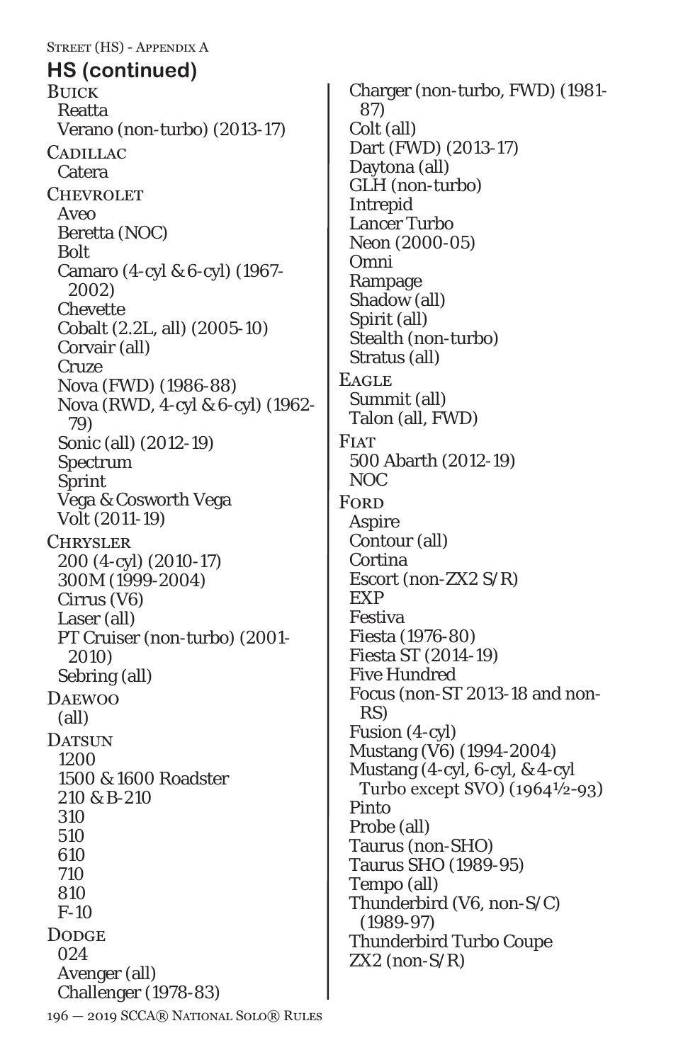## HS (continued)

**Buick**

- Reatta
- Verano (non-turbo) (2013-17)

**Cadillac**

- Catera

**Chevrolet**

- Aveo
- Beretta (NOC)
- Bolt
- Camaro (4-cyl & 6-cyl) (1967-2002)
- Chevette
- Cobalt (2.2L, all) (2005-10)
- Corvair (all)
- Cruze
- Nova (FWD) (1986-88)
- Nova (RWD, 4-cyl & 6-cyl) (1962-79)
- Sonic (all) (2012-19)
- Spectrum
- Sprint
- Vega & Cosworth Vega
- Volt (2011-19)

**Chrysler**

- 200 (4-cyl) (2010-17)
- 300M (1999-2004)
- Cirrus (V6)
- Laser (all)
- PT Cruiser (non-turbo) (2001-2010)
- Sebring (all)

**Daewoo**

- (all)

**Datsun**

- 1200
- 1500 & 1600 Roadster
- 210 & B-210
- 310
- 510
- 610
- 710
- 810
- F-10

**Dodge**

- 024
- Avenger (all)
- Challenger (1978-83)
- Charger (non-turbo, FWD) (1981-87)
- Colt (all)
- Dart (FWD) (2013-17)
- Daytona (all)
- GLH (non-turbo)
- Intrepid
- Lancer Turbo
- Neon (2000-05)
- Omni
- Rampage
- Shadow (all)
- Spirit (all)
- Stealth (non-turbo)
- Stratus (all)

**Eagle**

- Summit (all)
- Talon (all, FWD)

**Fiat**

- 500 Abarth (2012-19)
- NOC

**Ford**

- Aspire
- Contour (all)
- Cortina
- Escort (non-ZX2 S/R)
- EXP
- Festiva
- Fiesta (1976-80)
- Fiesta ST (2014-19)
- Five Hundred
- Focus (non-ST 2013-18 and non-RS)
- Fusion (4-cyl)
- Mustang (V6) (1994-2004)
- Mustang (4-cyl, 6-cyl, & 4-cyl Turbo except SVO) (1964½-93)
- Pinto
- Probe (all)
- Taurus (non-SHO)
- Taurus SHO (1989-95)
- Tempo (all)
- Thunderbird (V6, non-S/C) (1989-97)
- Thunderbird Turbo Coupe
- ZX2 (non-S/R)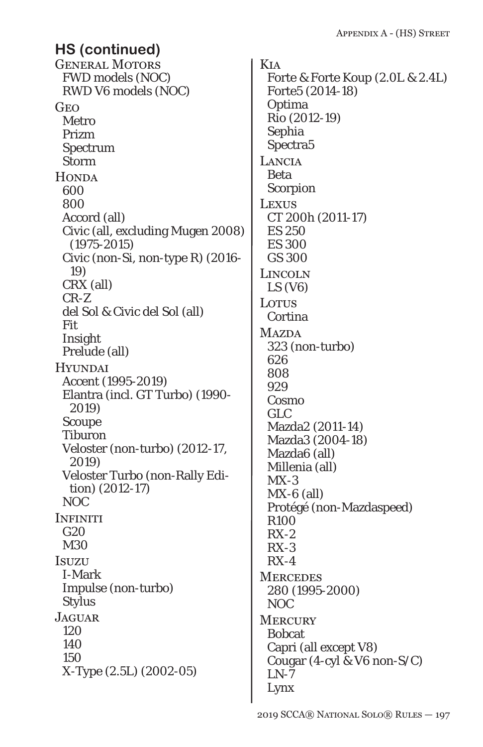## HS (continued)

**General Motors**
- FWD models (NOC)
- RWD V6 models (NOC)

**Geo**
- Metro
- Prizm
- Spectrum
- Storm

**Honda**
- 600
- 800
- Accord (all)
- Civic (all, excluding Mugen 2008) (1975-2015)
- Civic (non-Si, non-type R) (2016-19)
- CRX (all)
- CR-Z
- del Sol & Civic del Sol (all)
- Fit
- Insight
- Prelude (all)

**Hyundai**
- Accent (1995-2019)
- Elantra (incl. GT Turbo) (1990-2019)
- Scoupe
- Tiburon
- Veloster (non-turbo) (2012-17, 2019)
- Veloster Turbo (non-Rally Edition) (2012-17)
- NOC

**Infiniti**
- G20
- M30

**Isuzu**
- I-Mark
- Impulse (non-turbo)
- Stylus

**Jaguar**
- 120
- 140
- 150
- X-Type (2.5L) (2002-05)

**Kia**
- Forte & Forte Koup (2.0L & 2.4L)
- Forte5 (2014-18)
- Optima
- Rio (2012-19)
- Sephia
- Spectra5

**Lancia**
- Beta
- Scorpion

**Lexus**
- CT 200h (2011-17)
- ES 250
- ES 300
- GS 300

**Lincoln**
- LS (V6)

**Lotus**
- Cortina

**Mazda**
- 323 (non-turbo)
- 626
- 808
- 929
- Cosmo
- GLC
- Mazda2 (2011-14)
- Mazda3 (2004-18)
- Mazda6 (all)
- Millenia (all)
- MX-3
- MX-6 (all)
- Protégé (non-Mazdaspeed)
- R100
- RX-2
- RX-3
- RX-4

**Mercedes**
- 280 (1995-2000)
- NOC

**Mercury**
- Bobcat
- Capri (all except V8)
- Cougar (4-cyl & V6 non-S/C)
- LN-7
- Lynx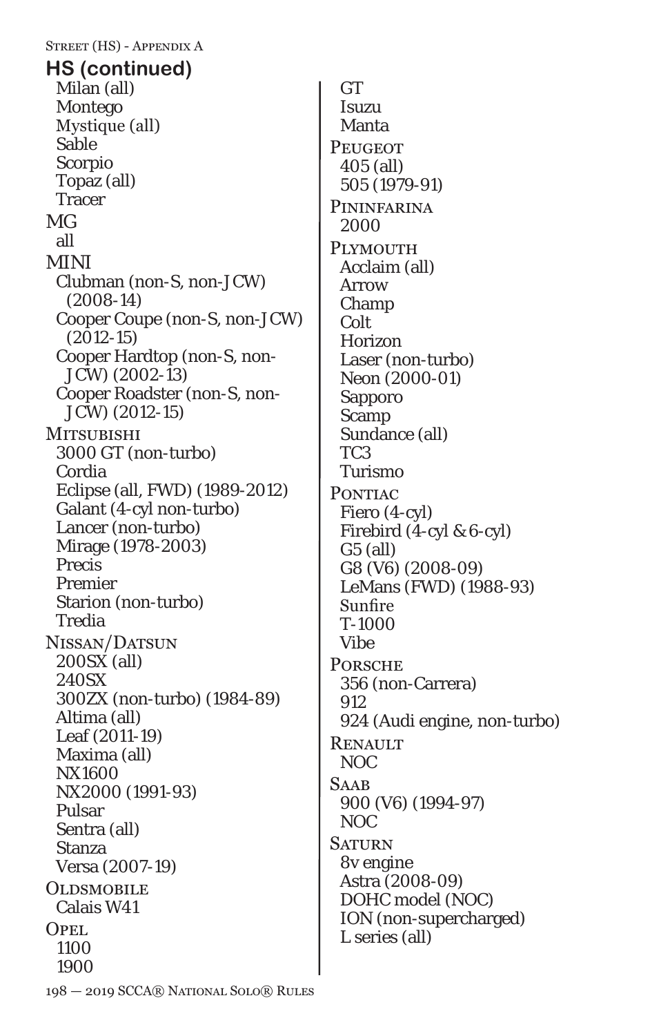## HS (continued)

Milan (all)
Montego
Mystique (all)
Sable
Scorpio
Topaz (all)
Tracer

MG
all

MINI
Clubman (non-S, non-JCW) (2008-14)
Cooper Coupe (non-S, non-JCW) (2012-15)
Cooper Hardtop (non-S, non-JCW) (2002-13)
Cooper Roadster (non-S, non-JCW) (2012-15)

Mitsubishi
3000 GT (non-turbo)
Cordia
Eclipse (all, FWD) (1989-2012)
Galant (4-cyl non-turbo)
Lancer (non-turbo)
Mirage (1978-2003)
Precis
Premier
Starion (non-turbo)
Tredia

Nissan/Datsun
200SX (all)
240SX
300ZX (non-turbo) (1984-89)
Altima (all)
Leaf (2011-19)
Maxima (all)
NX1600
NX2000 (1991-93)
Pulsar
Sentra (all)
Stanza
Versa (2007-19)

Oldsmobile
Calais W41

Opel
1100
1900
GT
Isuzu
Manta

Peugeot
405 (all)
505 (1979-91)

Pininfarina
2000

Plymouth
Acclaim (all)
Arrow
Champ
Colt
Horizon
Laser (non-turbo)
Neon (2000-01)
Sapporo
Scamp
Sundance (all)
TC3
Turismo

Pontiac
Fiero (4-cyl)
Firebird (4-cyl & 6-cyl)
G5 (all)
G8 (V6) (2008-09)
LeMans (FWD) (1988-93)
Sunfire
T-1000
Vibe

Porsche
356 (non-Carrera)
912
924 (Audi engine, non-turbo)

Renault
NOC

Saab
900 (V6) (1994-97)
NOC

Saturn
8v engine
Astra (2008-09)
DOHC model (NOC)
ION (non-supercharged)
L series (all)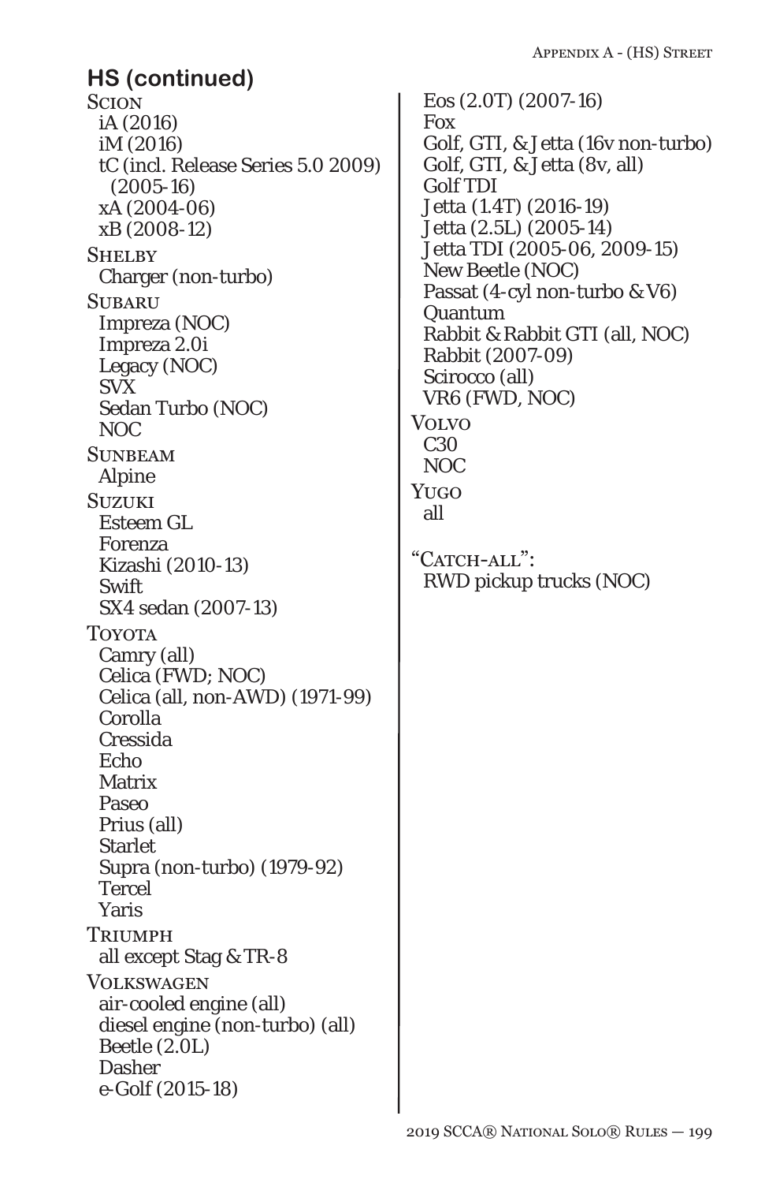## HS (continued)

Scion
- iA (2016)
- iM (2016)
- tC (incl. Release Series 5.0 2009) (2005-16)
- xA (2004-06)
- xB (2008-12)

Shelby
- Charger (non-turbo)

Subaru
- Impreza (NOC)
- Impreza 2.0i
- Legacy (NOC)
- SVX
- Sedan Turbo (NOC)
- NOC

Sunbeam
- Alpine

Suzuki
- Esteem GL
- Forenza
- Kizashi (2010-13)
- Swift
- SX4 sedan (2007-13)

Toyota
- Camry (all)
- Celica (FWD; NOC)
- Celica (all, non-AWD) (1971-99)
- Corolla
- Cressida
- Echo
- Matrix
- Paseo
- Prius (all)
- Starlet
- Supra (non-turbo) (1979-92)
- Tercel
- Yaris

Triumph
- all except Stag & TR-8

Volkswagen
- air-cooled engine (all)
- diesel engine (non-turbo) (all)
- Beetle (2.0L)
- Dasher
- e-Golf (2015-18)
- Eos (2.0T) (2007-16)
- Fox
- Golf, GTI, & Jetta (16v non-turbo)
- Golf, GTI, & Jetta (8v, all)
- Golf TDI
- Jetta (1.4T) (2016-19)
- Jetta (2.5L) (2005-14)
- Jetta TDI (2005-06, 2009-15)
- New Beetle (NOC)
- Passat (4-cyl non-turbo & V6)
- Quantum
- Rabbit & Rabbit GTI (all, NOC)
- Rabbit (2007-09)
- Scirocco (all)
- VR6 (FWD, NOC)

Volvo
- C30
- NOC

Yugo
- all

"Catch-all":
- RWD pickup trucks (NOC)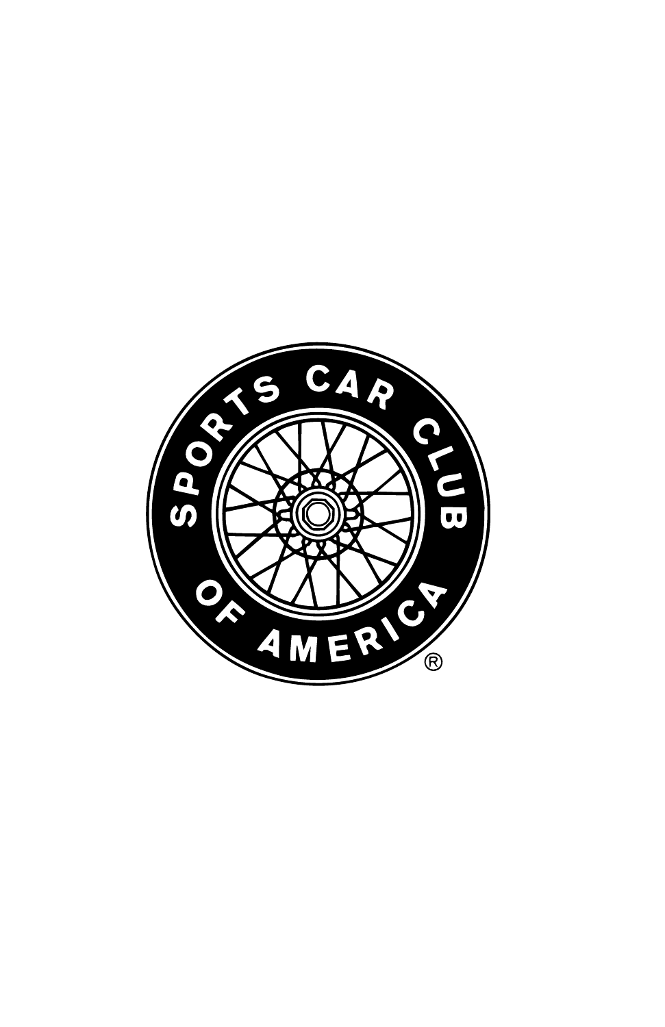SPORTS CAR CLUB OF AMERICA®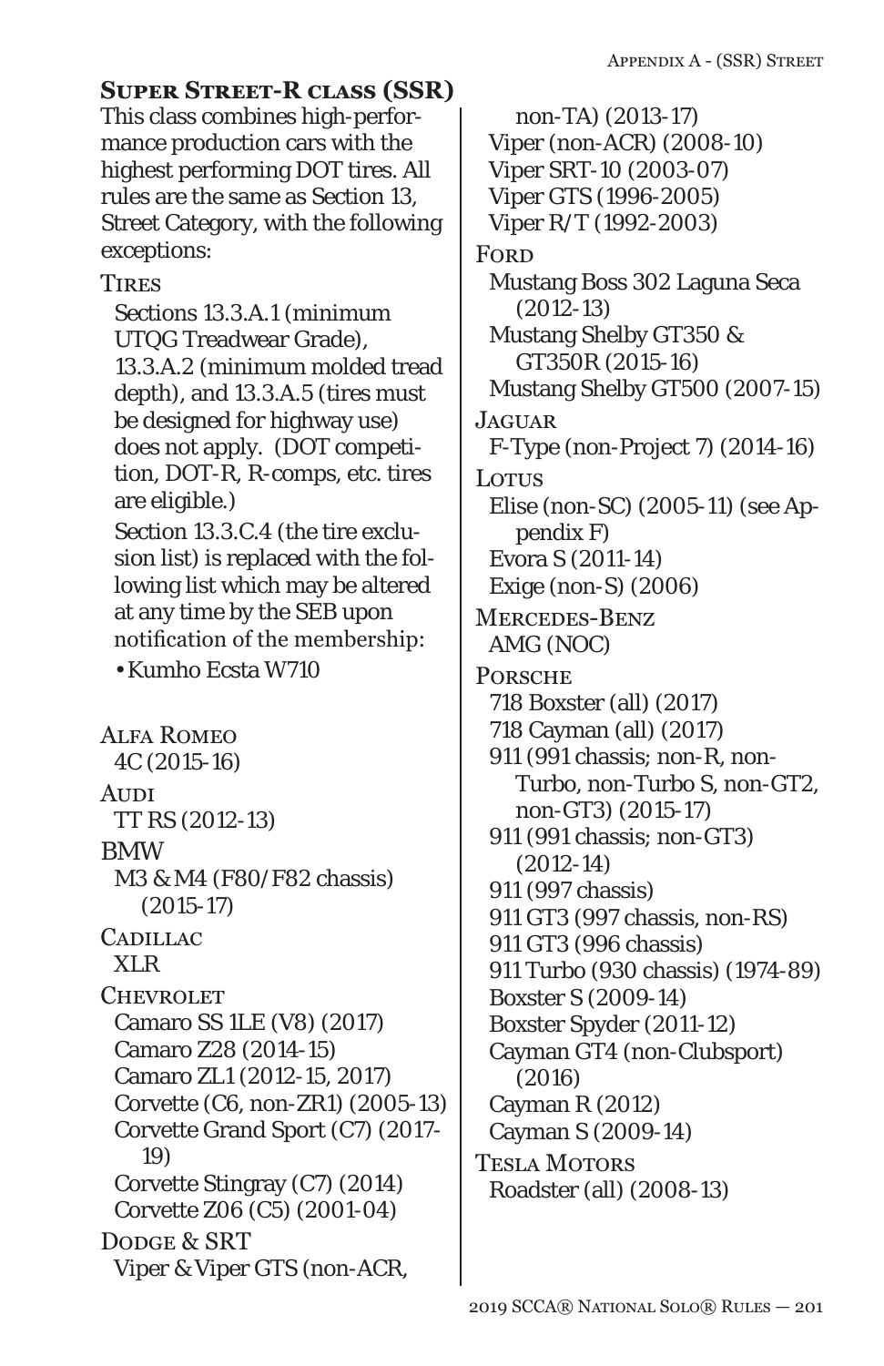## Super Street-R class (SSR)

This class combines high-performance production cars with the highest performing DOT tires. All rules are the same as Section 13, Street Category, with the following exceptions:

Tires

Sections 13.3.A.1 (minimum UTQG Treadwear Grade), 13.3.A.2 (minimum molded tread depth), and 13.3.A.5 (tires must be designed for highway use) does not apply. (DOT competition, DOT-R, R-comps, etc. tires are eligible.)

Section 13.3.C.4 (the tire exclusion list) is replaced with the following list which may be altered at any time by the SEB upon notification of the membership:

- Kumho Ecsta W710

Alfa Romeo
- 4C (2015-16)

Audi
- TT RS (2012-13)

BMW
- M3 & M4 (F80/F82 chassis) (2015-17)

Cadillac
- XLR

Chevrolet
- Camaro SS 1LE (V8) (2017)
- Camaro Z28 (2014-15)
- Camaro ZL1 (2012-15, 2017)
- Corvette (C6, non-ZR1) (2005-13)
- Corvette Grand Sport (C7) (2017-19)
- Corvette Stingray (C7) (2014)
- Corvette Z06 (C5) (2001-04)

Dodge & SRT
- Viper & Viper GTS (non-ACR, non-TA) (2013-17)
- Viper (non-ACR) (2008-10)
- Viper SRT-10 (2003-07)
- Viper GTS (1996-2005)
- Viper R/T (1992-2003)

Ford
- Mustang Boss 302 Laguna Seca (2012-13)
- Mustang Shelby GT350 & GT350R (2015-16)
- Mustang Shelby GT500 (2007-15)

Jaguar
- F-Type (non-Project 7) (2014-16)

Lotus
- Elise (non-SC) (2005-11) (see Appendix F)
- Evora S (2011-14)
- Exige (non-S) (2006)

Mercedes-Benz
- AMG (NOC)

Porsche
- 718 Boxster (all) (2017)
- 718 Cayman (all) (2017)
- 911 (991 chassis; non-R, non-Turbo, non-Turbo S, non-GT2, non-GT3) (2015-17)
- 911 (991 chassis; non-GT3) (2012-14)
- 911 (997 chassis)
- 911 GT3 (997 chassis, non-RS)
- 911 GT3 (996 chassis)
- 911 Turbo (930 chassis) (1974-89)
- Boxster S (2009-14)
- Boxster Spyder (2011-12)
- Cayman GT4 (non-Clubsport) (2016)
- Cayman R (2012)
- Cayman S (2009-14)

Tesla Motors
- Roadster (all) (2008-13)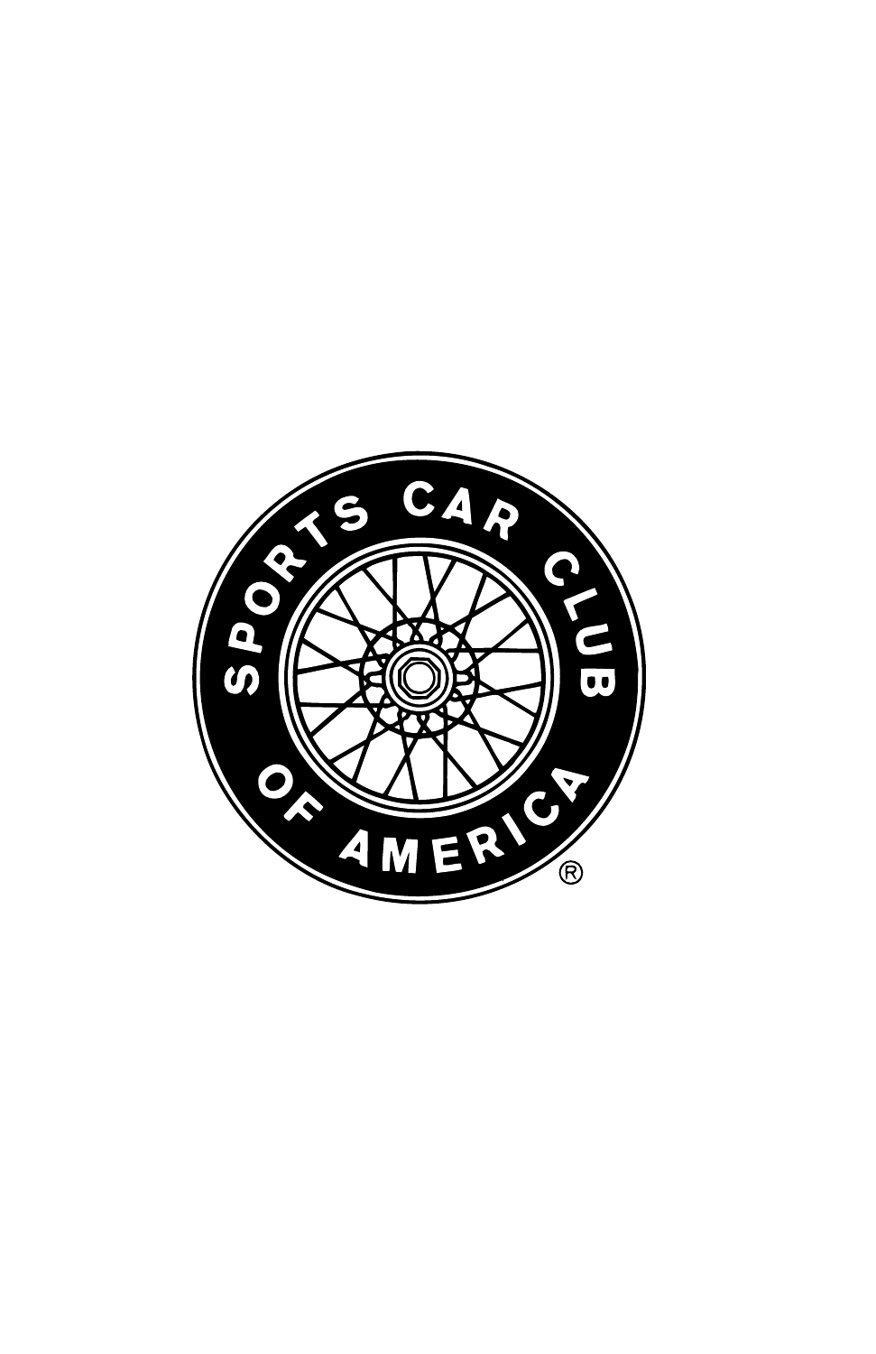SPORTS CAR CLUB OF AMERICA®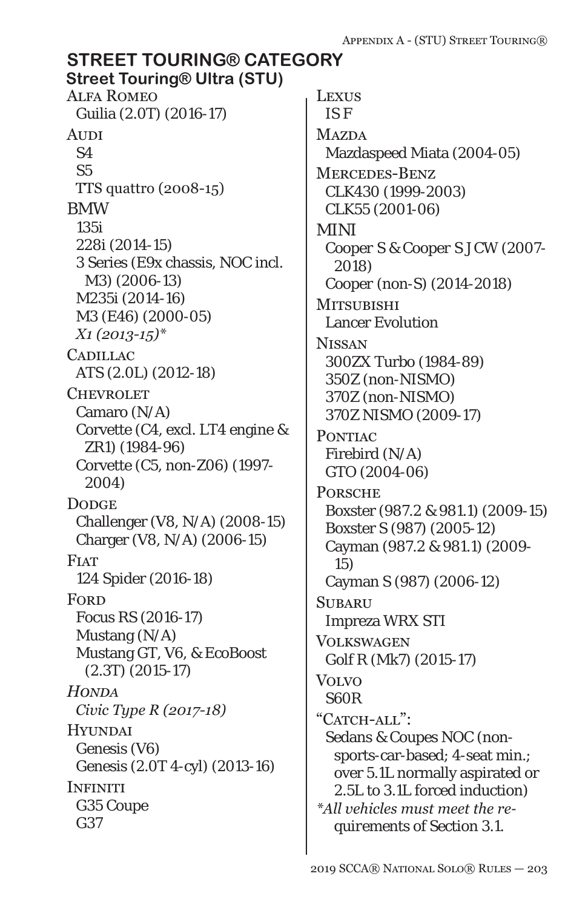## STREET TOURING® CATEGORY

### Street Touring® Ultra (STU)

Alfa Romeo
- Guilia (2.0T) (2016-17)

Audi
- S4
- S5
- TTS quattro (2008-15)

BMW
- 135i
- 228i (2014-15)
- 3 Series (E9x chassis, NOC incl. M3) (2006-13)
- M235i (2014-16)
- M3 (E46) (2000-05)
- *X1 (2013-15)**

Cadillac
- ATS (2.0L) (2012-18)

Chevrolet
- Camaro (N/A)
- Corvette (C4, excl. LT4 engine & ZR1) (1984-96)
- Corvette (C5, non-Z06) (1997-2004)

Dodge
- Challenger (V8, N/A) (2008-15)
- Charger (V8, N/A) (2006-15)

Fiat
- 124 Spider (2016-18)

Ford
- Focus RS (2016-17)
- Mustang (N/A)
- Mustang GT, V6, & EcoBoost (2.3T) (2015-17)

*Honda*
- *Civic Type R (2017-18)*

Hyundai
- Genesis (V6)
- Genesis (2.0T 4-cyl) (2013-16)

Infiniti
- G35 Coupe
- G37

Lexus
- IS F

Mazda
- Mazdaspeed Miata (2004-05)

Mercedes-Benz
- CLK430 (1999-2003)
- CLK55 (2001-06)

MINI
- Cooper S & Cooper S JCW (2007-2018)
- Cooper (non-S) (2014-2018)

Mitsubishi
- Lancer Evolution

Nissan
- 300ZX Turbo (1984-89)
- 350Z (non-NISMO)
- 370Z (non-NISMO)
- 370Z NISMO (2009-17)

Pontiac
- Firebird (N/A)
- GTO (2004-06)

Porsche
- Boxster (987.2 & 981.1) (2009-15)
- Boxster S (987) (2005-12)
- Cayman (987.2 & 981.1) (2009-15)
- Cayman S (987) (2006-12)

Subaru
- Impreza WRX STI

Volkswagen
- Golf R (Mk7) (2015-17)

Volvo
- S60R

"Catch-all":
- Sedans & Coupes NOC (non-sports-car-based; 4-seat min.; over 5.1L normally aspirated or 2.5L to 3.1L forced induction)

*\*All vehicles must meet the requirements of Section 3.1.*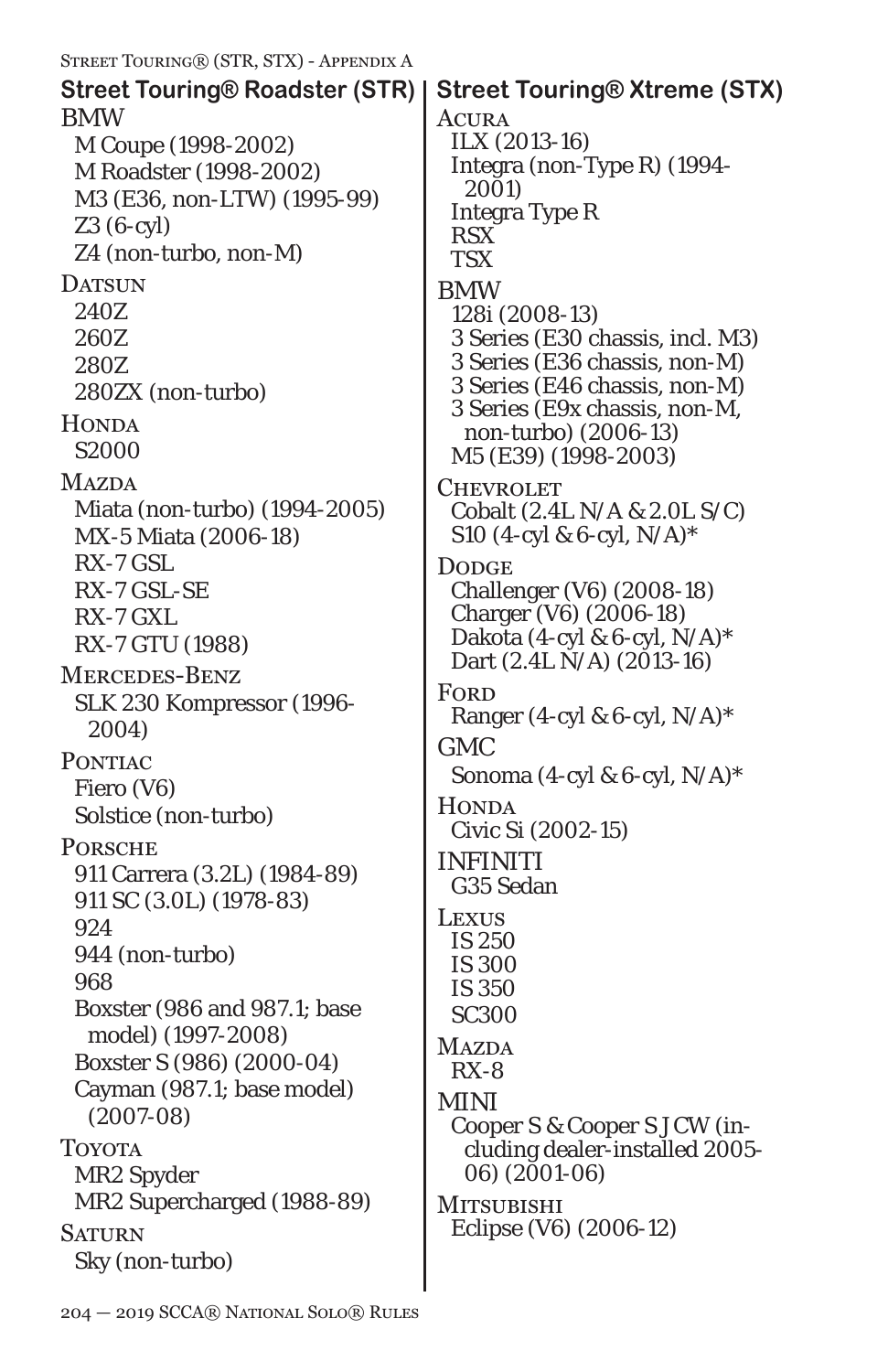## Street Touring® Roadster (STR)

**BMW**
- M Coupe (1998-2002)
- M Roadster (1998-2002)
- M3 (E36, non-LTW) (1995-99)
- Z3 (6-cyl)
- Z4 (non-turbo, non-M)

**Datsun**
- 240Z
- 260Z
- 280Z
- 280ZX (non-turbo)

**Honda**
- S2000

**Mazda**
- Miata (non-turbo) (1994-2005)
- MX-5 Miata (2006-18)
- RX-7 GSL
- RX-7 GSL-SE
- RX-7 GXL
- RX-7 GTU (1988)

**Mercedes-Benz**
- SLK 230 Kompressor (1996-2004)

**Pontiac**
- Fiero (V6)
- Solstice (non-turbo)

**Porsche**
- 911 Carrera (3.2L) (1984-89)
- 911 SC (3.0L) (1978-83)
- 924
- 944 (non-turbo)
- 968
- Boxster (986 and 987.1; base model) (1997-2008)
- Boxster S (986) (2000-04)
- Cayman (987.1; base model) (2007-08)

**Toyota**
- MR2 Spyder
- MR2 Supercharged (1988-89)

**Saturn**
- Sky (non-turbo)

## Street Touring® Xtreme (STX)

**Acura**
- ILX (2013-16)
- Integra (non-Type R) (1994-2001)
- Integra Type R
- RSX
- TSX

**BMW**
- 128i (2008-13)
- 3 Series (E30 chassis, incl. M3)
- 3 Series (E36 chassis, non-M)
- 3 Series (E46 chassis, non-M)
- 3 Series (E9x chassis, non-M, non-turbo) (2006-13)
- M5 (E39) (1998-2003)

**Chevrolet**
- Cobalt (2.4L N/A & 2.0L S/C)
- S10 (4-cyl & 6-cyl, N/A)*

**Dodge**
- Challenger (V6) (2008-18)
- Charger (V6) (2006-18)
- Dakota (4-cyl & 6-cyl, N/A)*
- Dart (2.4L N/A) (2013-16)

**Ford**
- Ranger (4-cyl & 6-cyl, N/A)*

**GMC**
- Sonoma (4-cyl & 6-cyl, N/A)*

**Honda**
- Civic Si (2002-15)

**INFINITI**
- G35 Sedan

**Lexus**
- IS 250
- IS 300
- IS 350
- SC300

**Mazda**
- RX-8

**MINI**
- Cooper S & Cooper S JCW (including dealer-installed 2005-06) (2001-06)

**Mitsubishi**
- Eclipse (V6) (2006-12)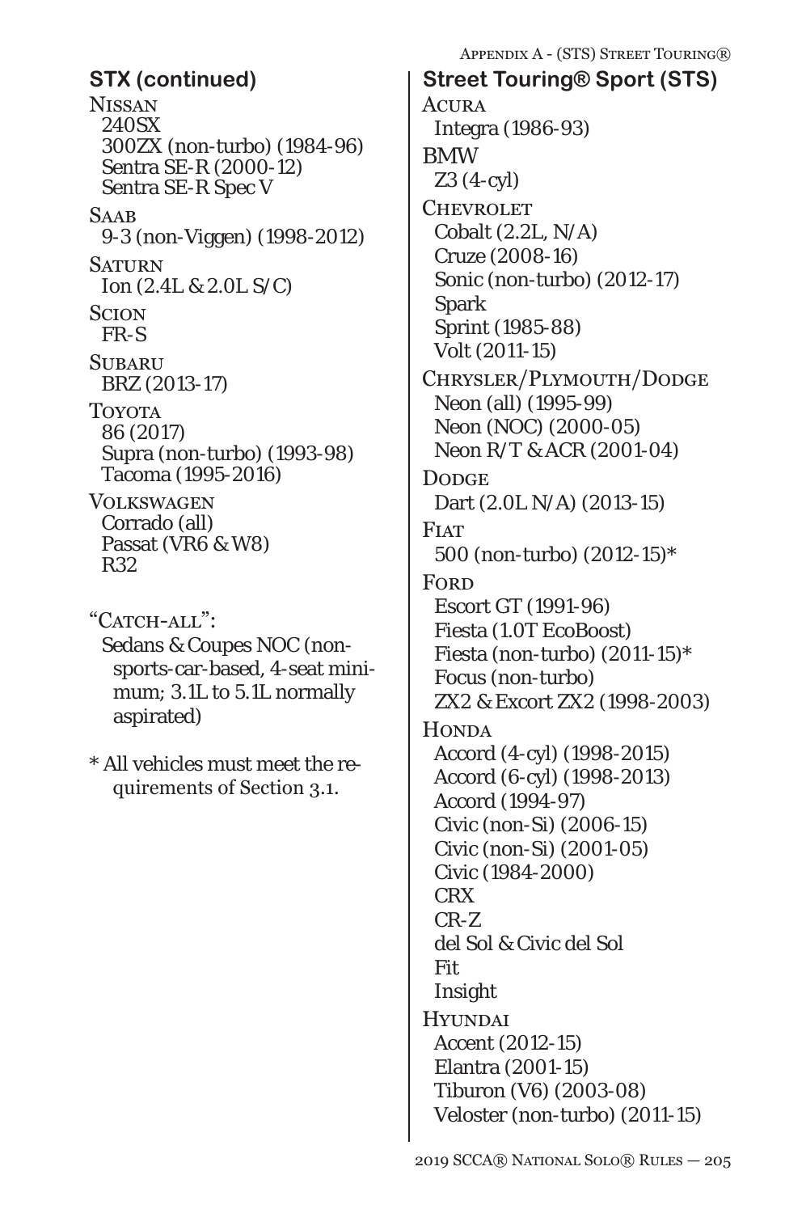## STX (continued)

Nissan
- 240SX
- 300ZX (non-turbo) (1984-96)
- Sentra SE-R (2000-12)
- Sentra SE-R Spec V

Saab
- 9-3 (non-Viggen) (1998-2012)

Saturn
- Ion (2.4L & 2.0L S/C)

Scion
- FR-S

Subaru
- BRZ (2013-17)

Toyota
- 86 (2017)
- Supra (non-turbo) (1993-98)
- Tacoma (1995-2016)

Volkswagen
- Corrado (all)
- Passat (VR6 & W8)
- R32

"Catch-all":
- Sedans & Coupes NOC (non-sports-car-based, 4-seat minimum; 3.1L to 5.1L normally aspirated)

* All vehicles must meet the requirements of Section 3.1.

## Street Touring® Sport (STS)

Acura
- Integra (1986-93)

BMW
- Z3 (4-cyl)

Chevrolet
- Cobalt (2.2L, N/A)
- Cruze (2008-16)
- Sonic (non-turbo) (2012-17)
- Spark
- Sprint (1985-88)
- Volt (2011-15)

Chrysler/Plymouth/Dodge
- Neon (all) (1995-99)
- Neon (NOC) (2000-05)
- Neon R/T & ACR (2001-04)

Dodge
- Dart (2.0L N/A) (2013-15)

Fiat
- 500 (non-turbo) (2012-15)*

Ford
- Escort GT (1991-96)
- Fiesta (1.0T EcoBoost)
- Fiesta (non-turbo) (2011-15)*
- Focus (non-turbo)
- ZX2 & Excort ZX2 (1998-2003)

Honda
- Accord (4-cyl) (1998-2015)
- Accord (6-cyl) (1998-2013)
- Accord (1994-97)
- Civic (non-Si) (2006-15)
- Civic (non-Si) (2001-05)
- Civic (1984-2000)
- CRX
- CR-Z
- del Sol & Civic del Sol
- Fit
- Insight

Hyundai
- Accent (2012-15)
- Elantra (2001-15)
- Tiburon (V6) (2003-08)
- Veloster (non-turbo) (2011-15)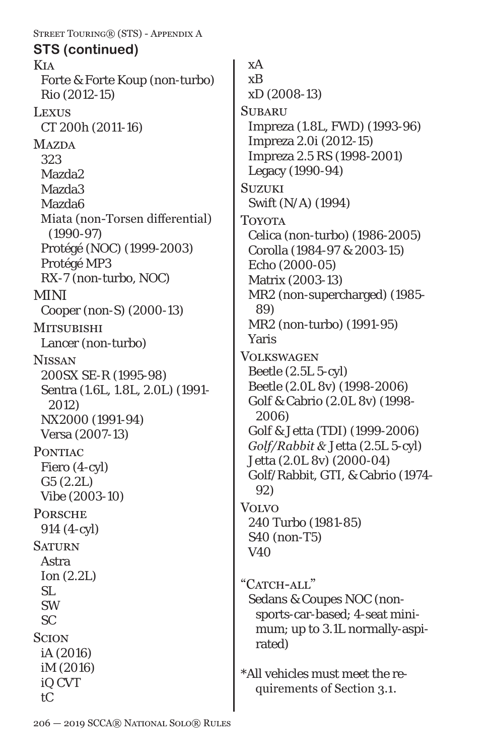## STS (continued)

Kia
- Forte & Forte Koup (non-turbo)
- Rio (2012-15)

Lexus
- CT 200h (2011-16)

Mazda
- 323
- Mazda2
- Mazda3
- Mazda6
- Miata (non-Torsen differential) (1990-97)
- Protégé (NOC) (1999-2003)
- Protégé MP3
- RX-7 (non-turbo, NOC)

MINI
- Cooper (non-S) (2000-13)

Mitsubishi
- Lancer (non-turbo)

Nissan
- 200SX SE-R (1995-98)
- Sentra (1.6L, 1.8L, 2.0L) (1991-2012)
- NX2000 (1991-94)
- Versa (2007-13)

Pontiac
- Fiero (4-cyl)
- G5 (2.2L)
- Vibe (2003-10)

Porsche
- 914 (4-cyl)

Saturn
- Astra
- Ion (2.2L)
- SL
- SW
- SC

Scion
- iA (2016)
- iM (2016)
- iQ CVT
- tC
- xA
- xB
- xD (2008-13)

Subaru
- Impreza (1.8L, FWD) (1993-96)
- Impreza 2.0i (2012-15)
- Impreza 2.5 RS (1998-2001)
- Legacy (1990-94)

Suzuki
- Swift (N/A) (1994)

Toyota
- Celica (non-turbo) (1986-2005)
- Corolla (1984-97 & 2003-15)
- Echo (2000-05)
- Matrix (2003-13)
- MR2 (non-supercharged) (1985-89)
- MR2 (non-turbo) (1991-95)
- Yaris

Volkswagen
- Beetle (2.5L 5-cyl)
- Beetle (2.0L 8v) (1998-2006)
- Golf & Cabrio (2.0L 8v) (1998-2006)
- Golf & Jetta (TDI) (1999-2006)
- *Golf/Rabbit &* Jetta (2.5L 5-cyl)
- Jetta (2.0L 8v) (2000-04)
- Golf/Rabbit, GTI, & Cabrio (1974-92)

Volvo
- 240 Turbo (1981-85)
- S40 (non-T5)
- V40

"Catch-all"
- Sedans & Coupes NOC (non-sports-car-based; 4-seat minimum; up to 3.1L normally-aspirated)

*All vehicles must meet the requirements of Section 3.1.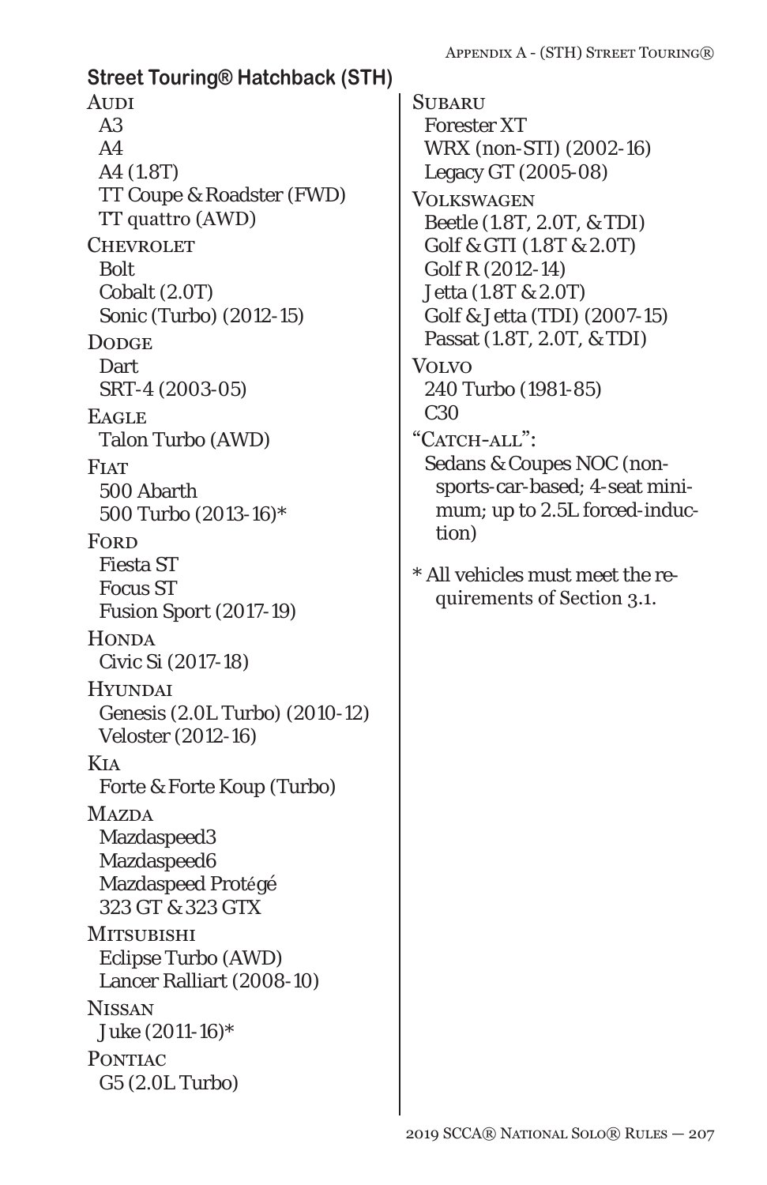## Street Touring® Hatchback (STH)

Audi
- A3
- A4
- A4 (1.8T)
- TT Coupe & Roadster (FWD)
- TT quattro (AWD)

Chevrolet
- Bolt
- Cobalt (2.0T)
- Sonic (Turbo) (2012-15)

Dodge
- Dart
- SRT-4 (2003-05)

Eagle
- Talon Turbo (AWD)

Fiat
- 500 Abarth
- 500 Turbo (2013-16)*

Ford
- Fiesta ST
- Focus ST
- Fusion Sport (2017-19)

Honda
- Civic Si (2017-18)

Hyundai
- Genesis (2.0L Turbo) (2010-12)
- Veloster (2012-16)

Kia
- Forte & Forte Koup (Turbo)

Mazda
- Mazdaspeed3
- Mazdaspeed6
- Mazdaspeed Protégé
- 323 GT & 323 GTX

Mitsubishi
- Eclipse Turbo (AWD)
- Lancer Ralliart (2008-10)

Nissan
- Juke (2011-16)*

Pontiac
- G5 (2.0L Turbo)

Subaru
- Forester XT
- WRX (non-STI) (2002-16)
- Legacy GT (2005-08)

Volkswagen
- Beetle (1.8T, 2.0T, & TDI)
- Golf & GTI (1.8T & 2.0T)
- Golf R (2012-14)
- Jetta (1.8T & 2.0T)
- Golf & Jetta (TDI) (2007-15)
- Passat (1.8T, 2.0T, & TDI)

Volvo
- 240 Turbo (1981-85)
- C30

"Catch-all":
- Sedans & Coupes NOC (non-sports-car-based; 4-seat minimum; up to 2.5L forced-induction)

* All vehicles must meet the requirements of Section 3.1.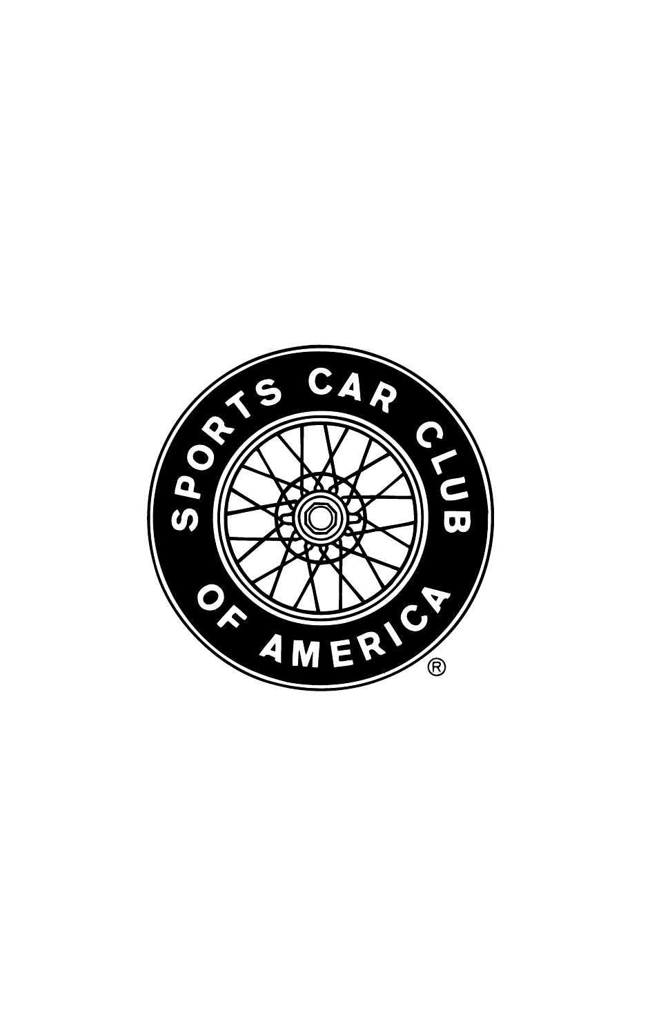SPORTS CAR CLUB OF AMERICA ®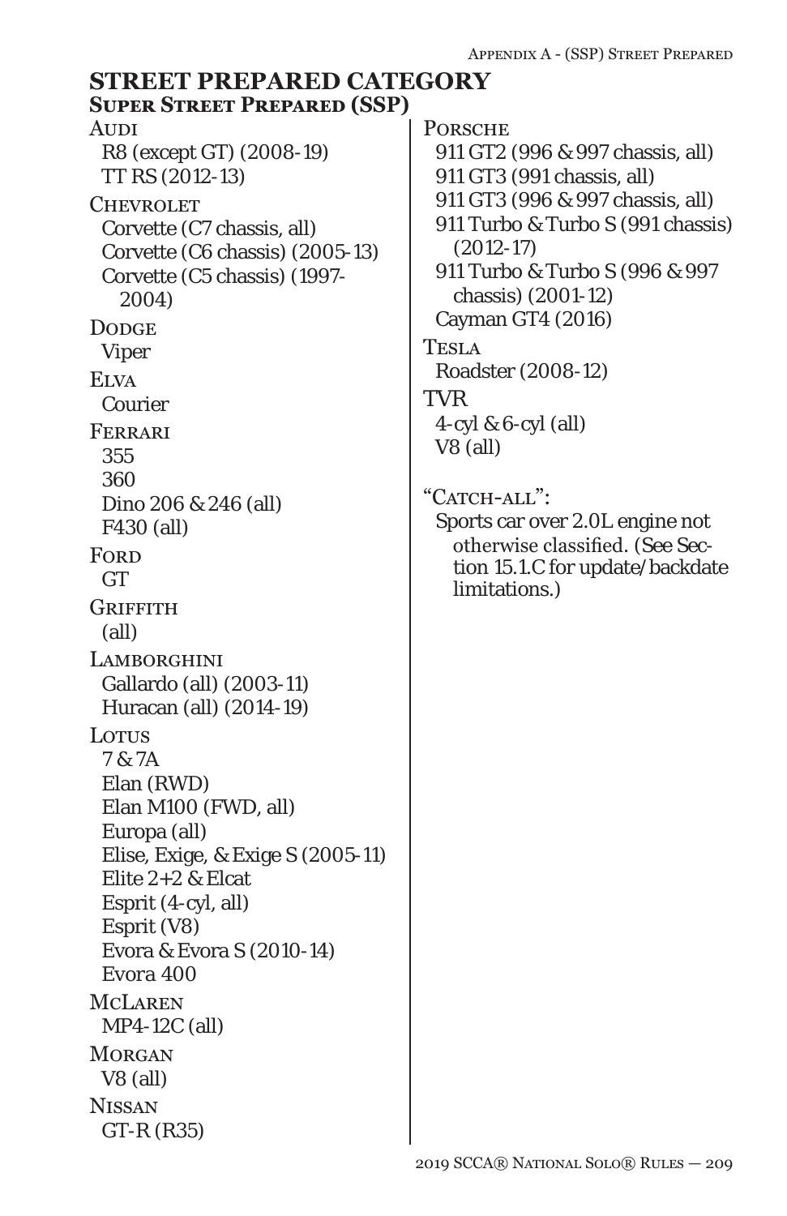# STREET PREPARED CATEGORY

## Super Street Prepared (SSP)

Audi
- R8 (except GT) (2008-19)
- TT RS (2012-13)

Chevrolet
- Corvette (C7 chassis, all)
- Corvette (C6 chassis) (2005-13)
- Corvette (C5 chassis) (1997-2004)

Dodge
- Viper

Elva
- Courier

Ferrari
- 355
- 360
- Dino 206 & 246 (all)
- F430 (all)

Ford
- GT

Griffith
- (all)

Lamborghini
- Gallardo (all) (2003-11)
- Huracan (all) (2014-19)

Lotus
- 7 & 7A
- Elan (RWD)
- Elan M100 (FWD, all)
- Europa (all)
- Elise, Exige, & Exige S (2005-11)
- Elite 2+2 & Elcat
- Esprit (4-cyl, all)
- Esprit (V8)
- Evora & Evora S (2010-14)
- Evora 400

McLaren
- MP4-12C (all)

Morgan
- V8 (all)

Nissan
- GT-R (R35)

Porsche
- 911 GT2 (996 & 997 chassis, all)
- 911 GT3 (991 chassis, all)
- 911 GT3 (996 & 997 chassis, all)
- 911 Turbo & Turbo S (991 chassis) (2012-17)
- 911 Turbo & Turbo S (996 & 997 chassis) (2001-12)
- Cayman GT4 (2016)

Tesla
- Roadster (2008-12)

TVR
- 4-cyl & 6-cyl (all)
- V8 (all)

"Catch-all":
- Sports car over 2.0L engine not otherwise classified. (See Section 15.1.C for update/backdate limitations.)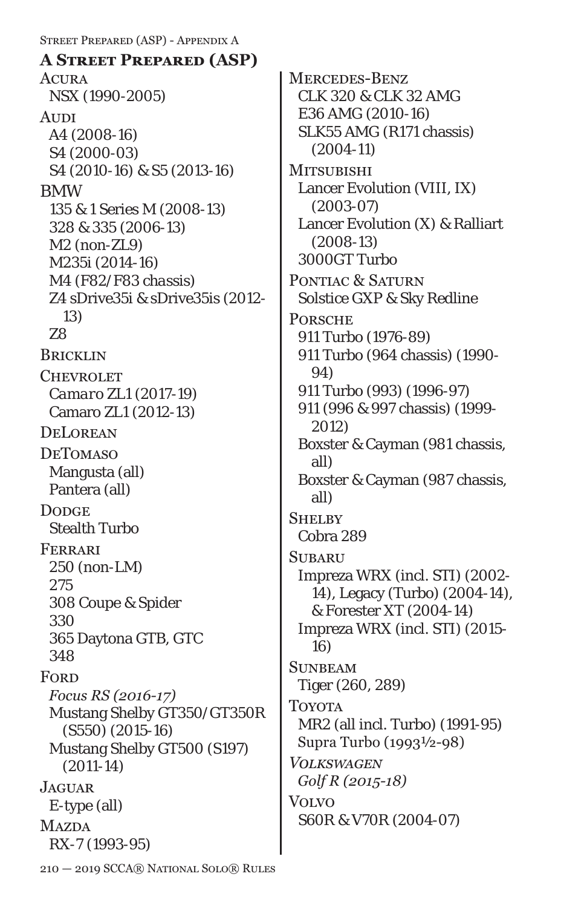## A Street Prepared (ASP)

**Acura**
- NSX (1990-2005)

**Audi**
- A4 (2008-16)
- S4 (2000-03)
- S4 (2010-16) & S5 (2013-16)

**BMW**
- 135 & 1 Series M (2008-13)
- 328 & 335 (2006-13)
- M2 (non-ZL9)
- M235i (2014-16)
- M4 (F82/F83 chassis)
- Z4 sDrive35i & sDrive35is (2012-13)
- Z8

**Bricklin**

**Chevrolet**
- *Camaro* ZL1 (2017-19)
- Camaro ZL1 (2012-13)

**DeLorean**

**DeTomaso**
- Mangusta (all)
- Pantera (all)

**Dodge**
- Stealth Turbo

**Ferrari**
- 250 (non-LM)
- 275
- 308 Coupe & Spider
- 330
- 365 Daytona GTB, GTC
- 348

**Ford**
- *Focus RS (2016-17)*
- Mustang Shelby GT350/GT350R (S550) (2015-16)
- Mustang Shelby GT500 (S197) (2011-14)

**Jaguar**
- E-type (all)

**Mazda**
- RX-7 (1993-95)

**Mercedes-Benz**
- CLK 320 & CLK 32 AMG
- E36 AMG (2010-16)
- SLK55 AMG (R171 chassis) (2004-11)

**Mitsubishi**
- Lancer Evolution (VIII, IX) (2003-07)
- Lancer Evolution (X) & Ralliart (2008-13)
- 3000GT Turbo

**Pontiac & Saturn**
- Solstice GXP & Sky Redline

**Porsche**
- 911 Turbo (1976-89)
- 911 Turbo (964 chassis) (1990-94)
- 911 Turbo (993) (1996-97)
- 911 (996 & 997 chassis) (1999-2012)
- Boxster & Cayman (981 chassis, all)
- Boxster & Cayman (987 chassis, all)

**Shelby**
- Cobra 289

**Subaru**
- Impreza WRX (incl. STI) (2002-14), Legacy (Turbo) (2004-14), & Forester XT (2004-14)
- Impreza WRX (incl. STI) (2015-16)

**Sunbeam**
- Tiger (260, 289)

**Toyota**
- MR2 (all incl. Turbo) (1991-95)
- Supra Turbo (1993½-98)

***Volkswagen***
- *Golf R (2015-18)*

**Volvo**
- S60R & V70R (2004-07)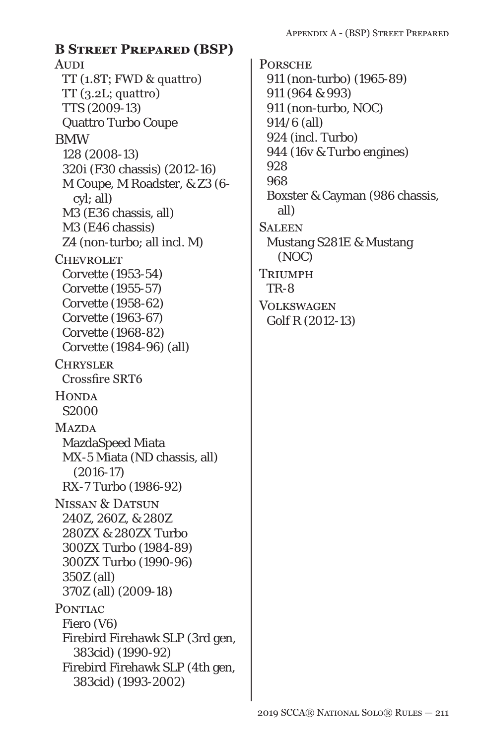## B Street Prepared (BSP)

**Audi**
- TT (1.8T; FWD & quattro)
- TT (3.2L; quattro)
- TTS (2009-13)
- Quattro Turbo Coupe

**BMW**
- 128 (2008-13)
- 320i (F30 chassis) (2012-16)
- M Coupe, M Roadster, & Z3 (6-cyl; all)
- M3 (E36 chassis, all)
- M3 (E46 chassis)
- Z4 (non-turbo; all incl. M)

**Chevrolet**
- Corvette (1953-54)
- Corvette (1955-57)
- Corvette (1958-62)
- Corvette (1963-67)
- Corvette (1968-82)
- Corvette (1984-96) (all)

**Chrysler**
- Crossfire SRT6

**Honda**
- S2000

**Mazda**
- MazdaSpeed Miata
- MX-5 Miata (ND chassis, all) (2016-17)
- RX-7 Turbo (1986-92)

**Nissan & Datsun**
- 240Z, 260Z, & 280Z
- 280ZX & 280ZX Turbo
- 300ZX Turbo (1984-89)
- 300ZX Turbo (1990-96)
- 350Z (all)
- 370Z (all) (2009-18)

**Pontiac**
- Fiero (V6)
- Firebird Firehawk SLP (3rd gen, 383cid) (1990-92)
- Firebird Firehawk SLP (4th gen, 383cid) (1993-2002)

**Porsche**
- 911 (non-turbo) (1965-89)
- 911 (964 & 993)
- 911 (non-turbo, NOC)
- 914/6 (all)
- 924 (incl. Turbo)
- 944 (16v & Turbo engines)
- 928
- 968
- Boxster & Cayman (986 chassis, all)

**Saleen**
- Mustang S281E & Mustang (NOC)

**Triumph**
- TR-8

**Volkswagen**
- Golf R (2012-13)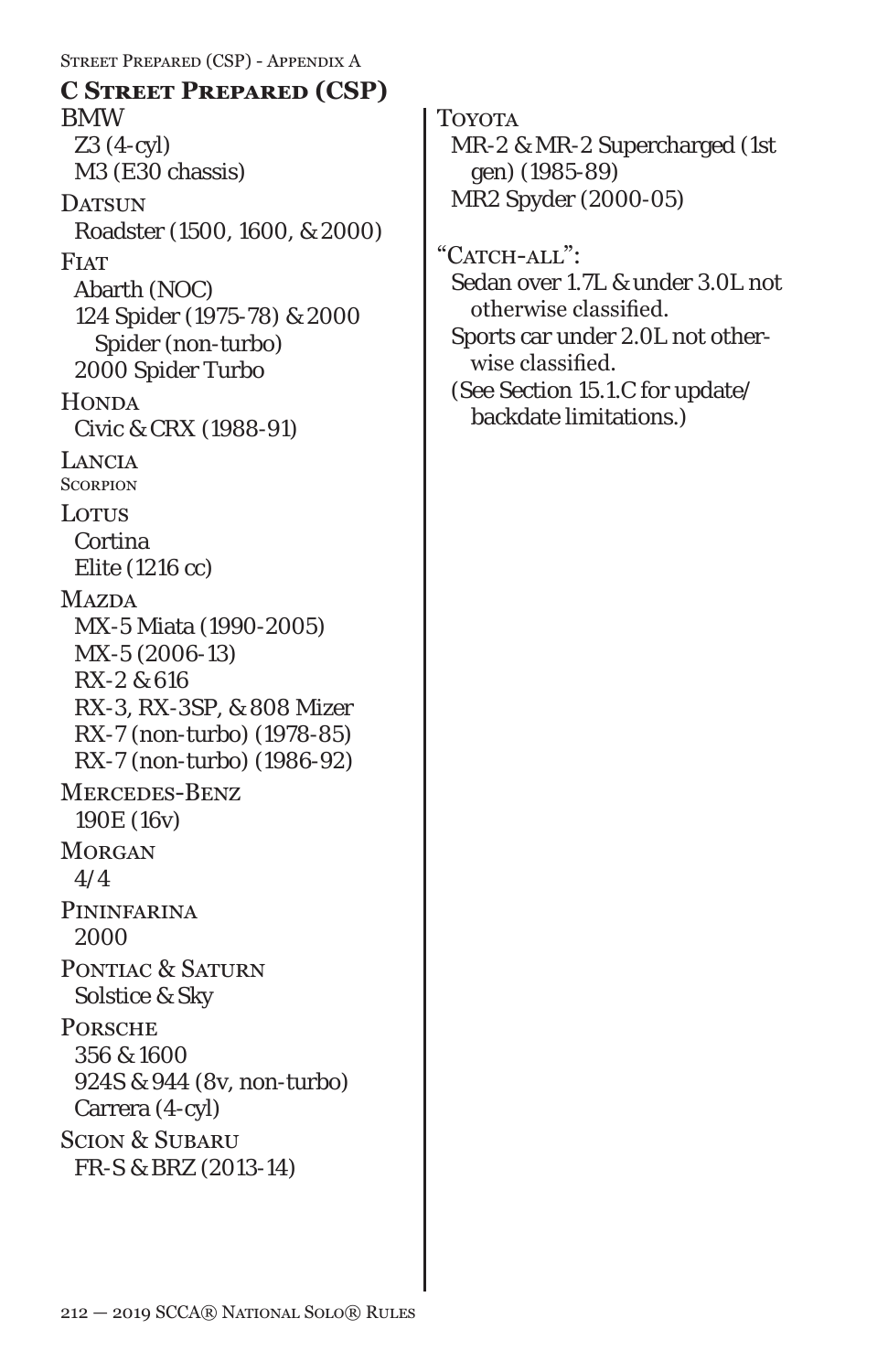## C Street Prepared (CSP)

**BMW**
- Z3 (4-cyl)
- M3 (E30 chassis)

**Datsun**
- Roadster (1500, 1600, & 2000)

**Fiat**
- Abarth (NOC)
- 124 Spider (1975-78) & 2000 Spider (non-turbo)
- 2000 Spider Turbo

**Honda**
- Civic & CRX (1988-91)

**Lancia**
- Scorpion

**Lotus**
- Cortina
- Elite (1216 cc)

**Mazda**
- MX-5 Miata (1990-2005)
- MX-5 (2006-13)
- RX-2 & 616
- RX-3, RX-3SP, & 808 Mizer
- RX-7 (non-turbo) (1978-85)
- RX-7 (non-turbo) (1986-92)

**Mercedes-Benz**
- 190E (16v)

**Morgan**
- 4/4

**Pininfarina**
- 2000

**Pontiac & Saturn**
- Solstice & Sky

**Porsche**
- 356 & 1600
- 924S & 944 (8v, non-turbo)
- Carrera (4-cyl)

**Scion & Subaru**
- FR-S & BRZ (2013-14)

**Toyota**
- MR-2 & MR-2 Supercharged (1st gen) (1985-89)
- MR2 Spyder (2000-05)

**"Catch-all":**
- Sedan over 1.7L & under 3.0L not otherwise classified.
- Sports car under 2.0L not otherwise classified.
- (See Section 15.1.C for update/backdate limitations.)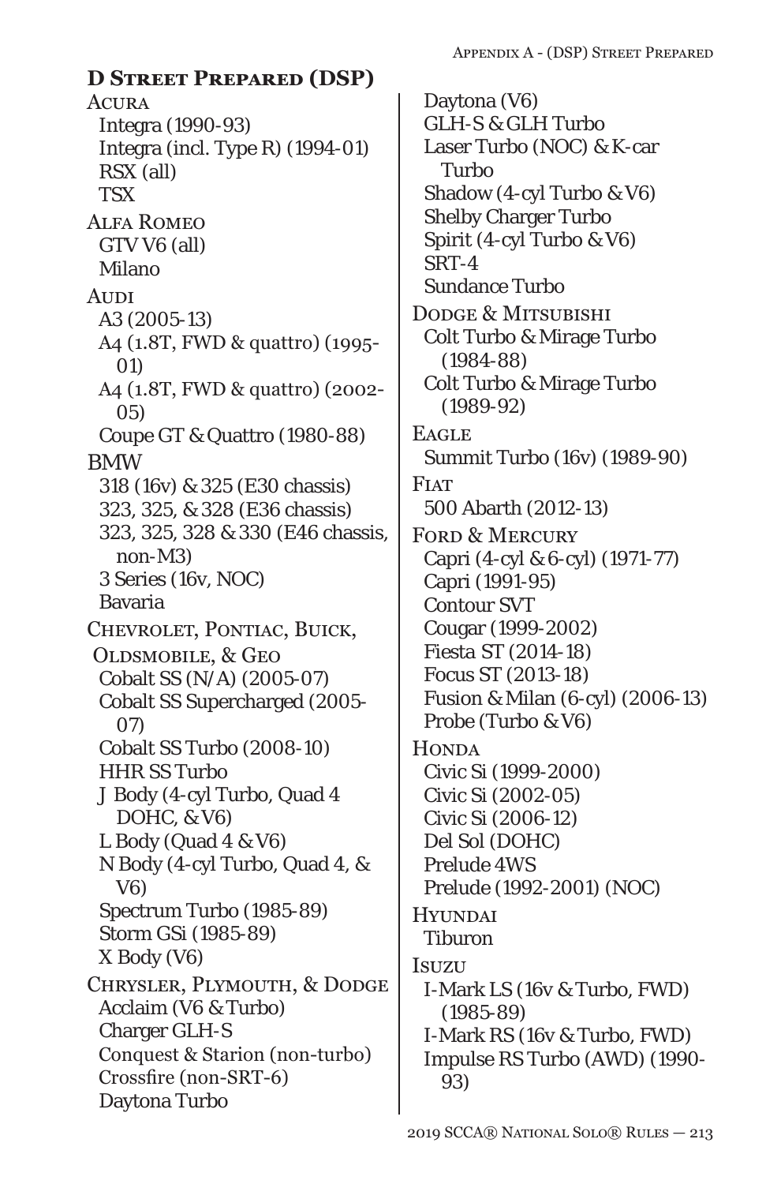## D Street Prepared (DSP)

**Acura**
- Integra (1990-93)
- Integra (incl. Type R) (1994-01)
- RSX (all)
- TSX

**Alfa Romeo**
- GTV V6 (all)
- Milano

**Audi**
- A3 (2005-13)
- A4 (1.8T, FWD & quattro) (1995-01)
- A4 (1.8T, FWD & quattro) (2002-05)
- Coupe GT & Quattro (1980-88)

**BMW**
- 318 (16v) & 325 (E30 chassis)
- 323, 325, & 328 (E36 chassis)
- 323, 325, 328 & 330 (E46 chassis, non-M3)
- 3 Series (16v, NOC)
- Bavaria

**Chevrolet, Pontiac, Buick, Oldsmobile, & Geo**
- Cobalt SS (N/A) (2005-07)
- Cobalt SS Supercharged (2005-07)
- Cobalt SS Turbo (2008-10)
- HHR SS Turbo
- J Body (4-cyl Turbo, Quad 4 DOHC, & V6)
- L Body (Quad 4 & V6)
- N Body (4-cyl Turbo, Quad 4, & V6)
- Spectrum Turbo (1985-89)
- Storm GSi (1985-89)
- X Body (V6)

**Chrysler, Plymouth, & Dodge**
- Acclaim (V6 & Turbo)
- Charger GLH-S
- Conquest & Starion (non-turbo)
- Crossfire (non-SRT-6)
- Daytona Turbo
- Daytona (V6)
- GLH-S & GLH Turbo
- Laser Turbo (NOC) & K-car Turbo
- Shadow (4-cyl Turbo & V6)
- Shelby Charger Turbo
- Spirit (4-cyl Turbo & V6)
- SRT-4
- Sundance Turbo

**Dodge & Mitsubishi**
- Colt Turbo & Mirage Turbo (1984-88)
- Colt Turbo & Mirage Turbo (1989-92)

**Eagle**
- Summit Turbo (16v) (1989-90)

**Fiat**
- 500 Abarth (2012-13)

**Ford & Mercury**
- Capri (4-cyl & 6-cyl) (1971-77)
- Capri (1991-95)
- Contour SVT
- Cougar (1999-2002)
- Fiesta ST (2014-18)
- Focus ST (2013-18)
- Fusion & Milan (6-cyl) (2006-13)
- Probe (Turbo & V6)

**Honda**
- Civic Si (1999-2000)
- Civic Si (2002-05)
- Civic Si (2006-12)
- Del Sol (DOHC)
- Prelude 4WS
- Prelude (1992-2001) (NOC)

**Hyundai**
- Tiburon

**Isuzu**
- I-Mark LS (16v & Turbo, FWD) (1985-89)
- I-Mark RS (16v & Turbo, FWD)
- Impulse RS Turbo (AWD) (1990-93)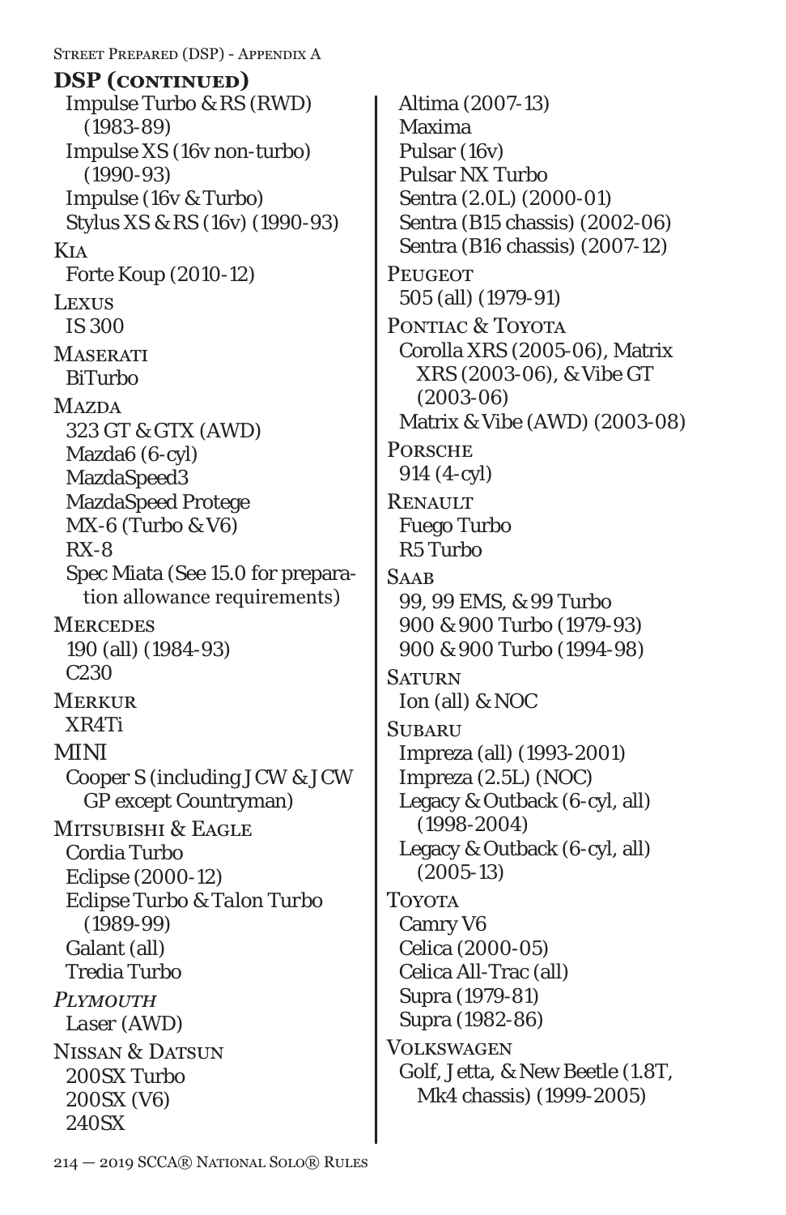**DSP (continued)**

Impulse Turbo & RS (RWD) (1983-89)
Impulse XS (16v non-turbo) (1990-93)
Impulse (16v & Turbo)
Stylus XS & RS (16v) (1990-93)

Kia
Forte Koup (2010-12)

Lexus
IS 300

Maserati
BiTurbo

Mazda
323 GT & GTX (AWD)
Mazda6 (6-cyl)
MazdaSpeed3
MazdaSpeed Protege
MX-6 (Turbo & V6)
RX-8
Spec Miata (See 15.0 for preparation allowance requirements)

Mercedes
190 (all) (1984-93)
C230

Merkur
XR4Ti

MINI
Cooper S (including JCW & JCW GP except Countryman)

Mitsubishi & Eagle
Cordia Turbo
Eclipse (2000-12)
Eclipse Turbo & Talon Turbo (1989-99)
Galant (all)
Tredia Turbo

*Plymouth*
*Laser (AWD)*

Nissan & Datsun
200SX Turbo
200SX (V6)
240SX
Altima (2007-13)
Maxima
Pulsar (16v)
Pulsar NX Turbo
Sentra (2.0L) (2000-01)
Sentra (B15 chassis) (2002-06)
Sentra (B16 chassis) (2007-12)

Peugeot
505 (all) (1979-91)

Pontiac & Toyota
Corolla XRS (2005-06), Matrix XRS (2003-06), & Vibe GT (2003-06)
Matrix & Vibe (AWD) (2003-08)

Porsche
914 (4-cyl)

Renault
Fuego Turbo
R5 Turbo

Saab
99, 99 EMS, & 99 Turbo
900 & 900 Turbo (1979-93)
900 & 900 Turbo (1994-98)

Saturn
Ion (all) & NOC

Subaru
Impreza (all) (1993-2001)
Impreza (2.5L) (NOC)
Legacy & Outback (6-cyl, all) (1998-2004)
Legacy & Outback (6-cyl, all) (2005-13)

Toyota
Camry V6
Celica (2000-05)
Celica All-Trac (all)
Supra (1979-81)
Supra (1982-86)

Volkswagen
Golf, Jetta, & New Beetle (1.8T, Mk4 chassis) (1999-2005)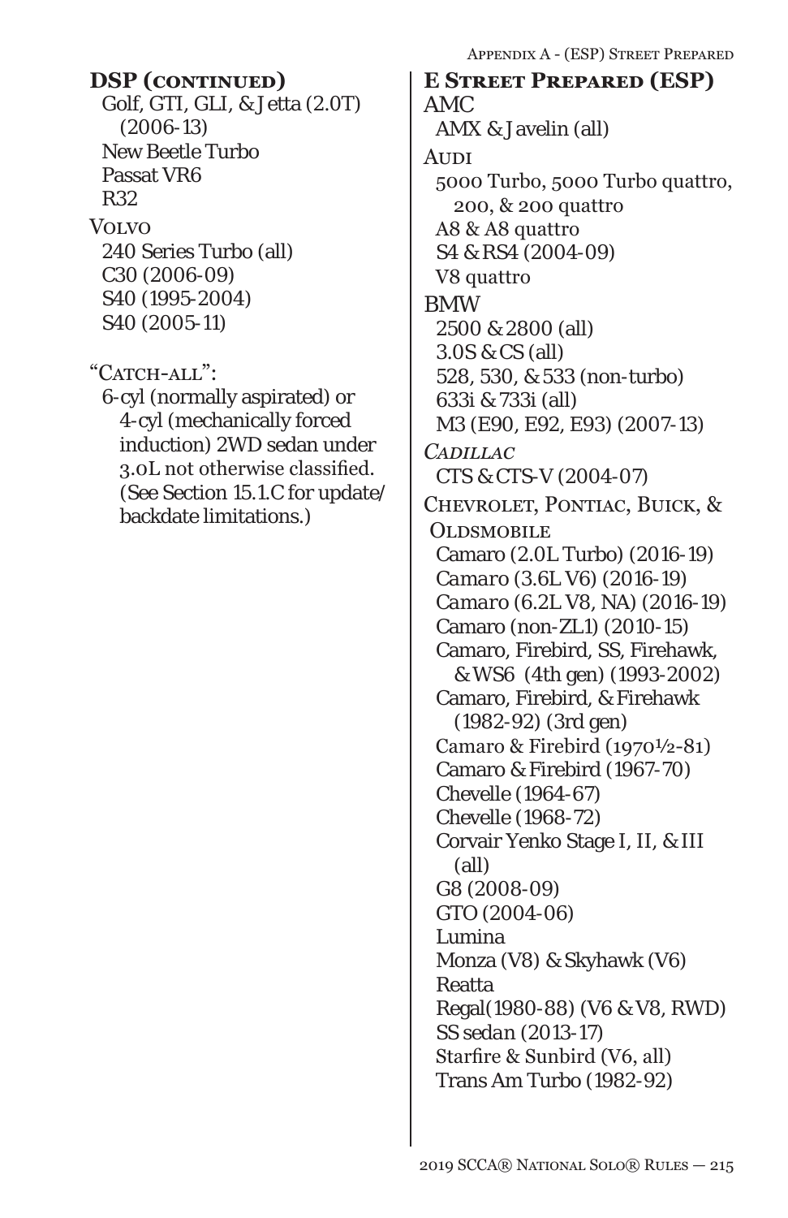### DSP (continued)

Golf, GTI, GLI, & Jetta (2.0T) (2006-13)
New Beetle Turbo
Passat VR6
R32

Volvo
240 Series Turbo (all)
C30 (2006-09)
S40 (1995-2004)
S40 (2005-11)

"Catch-all":
6-cyl (normally aspirated) or 4-cyl (mechanically forced induction) 2WD sedan under 3.0L not otherwise classified. (See Section 15.1.C for update/backdate limitations.)

### E Street Prepared (ESP)

AMC
AMX & Javelin (all)

Audi
5000 Turbo, 5000 Turbo quattro, 200, & 200 quattro
A8 & A8 quattro
S4 & RS4 (2004-09)
V8 quattro

BMW
2500 & 2800 (all)
3.0S & CS (all)
528, 530, & 533 (non-turbo)
633i & 733i (all)
M3 (E90, E92, E93) (2007-13)

*Cadillac*
CTS & CTS-V (2004-07)

Chevrolet, Pontiac, Buick, & Oldsmobile
Camaro (2.0L Turbo) (2016-19)
*Camaro* (3.6L V6) (2016-19)
*Camaro* (6.2L V8, NA) (2016-19)
Camaro (non-ZL1) (2010-15)
Camaro, Firebird, SS, Firehawk, & WS6 (4th gen) (1993-2002)
Camaro, Firebird, & Firehawk (1982-92) (3rd gen)
Camaro & Firebird (1970½-81)
Camaro & Firebird (1967-70)
Chevelle (1964-67)
Chevelle (1968-72)
Corvair Yenko Stage I, II, & III (all)
G8 (2008-09)
GTO (2004-06)
Lumina
Monza (V8) & Skyhawk (V6)
Reatta
Regal(1980-88) (V6 & V8, RWD)
*SS sedan* (2013-17)
Starfire & Sunbird (V6, all)
Trans Am Turbo (1982-92)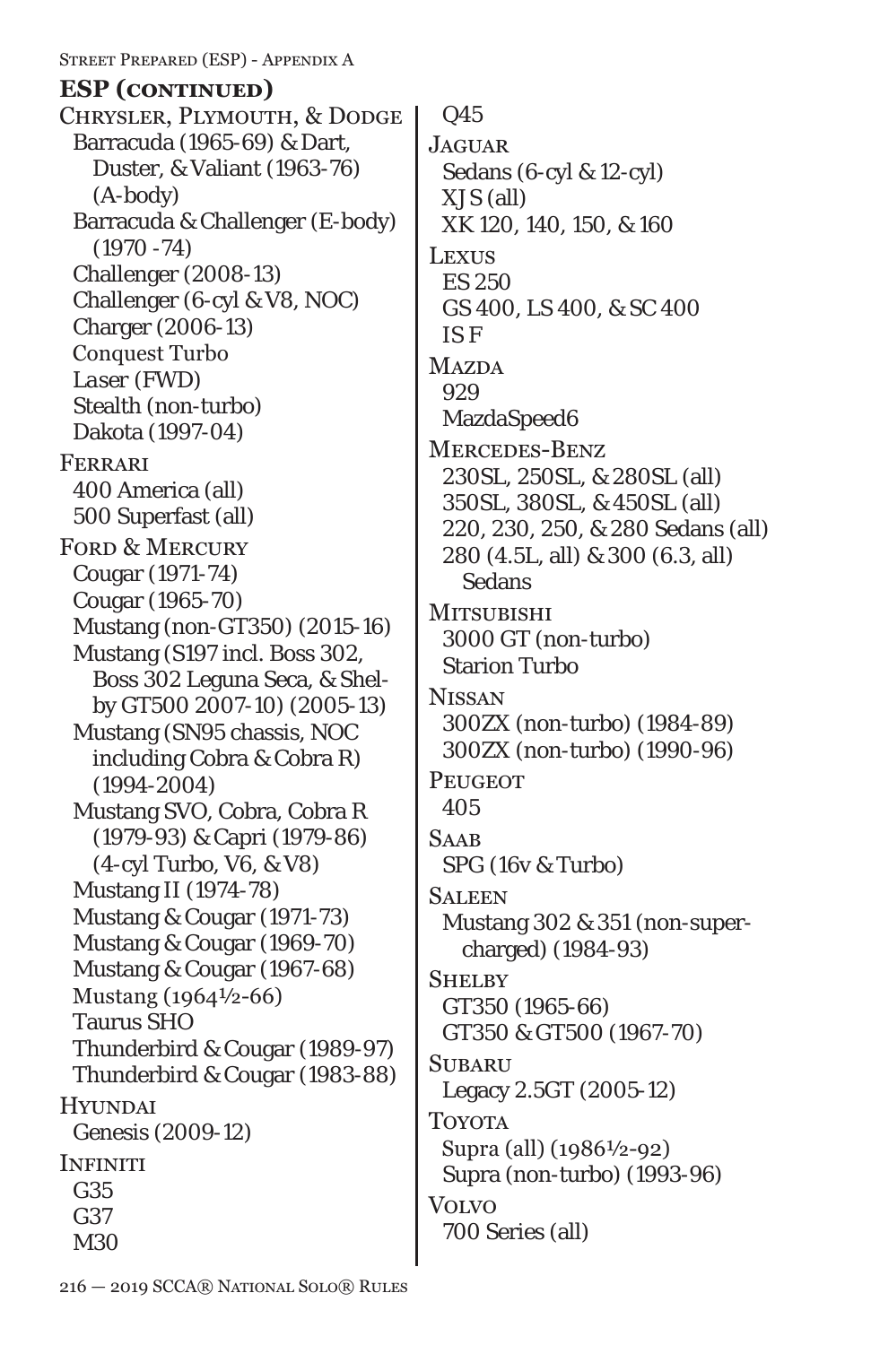**ESP (continued)**

CHRYSLER, PLYMOUTH, & DODGE
- Barracuda (1965-69) & Dart, Duster, & Valiant (1963-76) (A-body)
- Barracuda & Challenger (E-body) (1970 -74)
- Challenger (2008-13)
- Challenger (6-cyl & V8, NOC)
- Charger (2006-13)
- Conquest Turbo
- Laser (FWD)
- Stealth (non-turbo)
- Dakota (1997-04)

FERRARI
- 400 America (all)
- 500 Superfast (all)

FORD & MERCURY
- Cougar (1971-74)
- Cougar (1965-70)
- Mustang (non-GT350) (2015-16)
- Mustang (S197 incl. Boss 302, Boss 302 Leguna Seca, & Shelby GT500 2007-10) (2005-13)
- Mustang (SN95 chassis, NOC including Cobra & Cobra R) (1994-2004)
- Mustang SVO, Cobra, Cobra R (1979-93) & Capri (1979-86) (4-cyl Turbo, V6, & V8)
- Mustang II (1974-78)
- Mustang & Cougar (1971-73)
- Mustang & Cougar (1969-70)
- Mustang & Cougar (1967-68)
- Mustang (1964½-66)
- Taurus SHO
- Thunderbird & Cougar (1989-97)
- Thunderbird & Cougar (1983-88)

HYUNDAI
- Genesis (2009-12)

INFINITI
- G35
- G37
- M30
- Q45

JAGUAR
- Sedans (6-cyl & 12-cyl)
- XJ S (all)
- XK 120, 140, 150, & 160

LEXUS
- ES 250
- GS 400, LS 400, & SC 400
- IS F

MAZDA
- 929
- MazdaSpeed6

MERCEDES-BENZ
- 230SL, 250SL, & 280SL (all)
- 350SL, 380SL, & 450SL (all)
- 220, 230, 250, & 280 Sedans (all)
- 280 (4.5L, all) & 300 (6.3, all) Sedans

MITSUBISHI
- 3000 GT (non-turbo)
- Starion Turbo

NISSAN
- 300ZX (non-turbo) (1984-89)
- 300ZX (non-turbo) (1990-96)

PEUGEOT
- 405

SAAB
- SPG (16v & Turbo)

SALEEN
- Mustang 302 & 351 (non-supercharged) (1984-93)

SHELBY
- GT350 (1965-66)
- GT350 & GT500 (1967-70)

SUBARU
- Legacy 2.5GT (2005-12)

TOYOTA
- Supra (all) (1986½-92)
- Supra (non-turbo) (1993-96)

VOLVO
- 700 Series (all)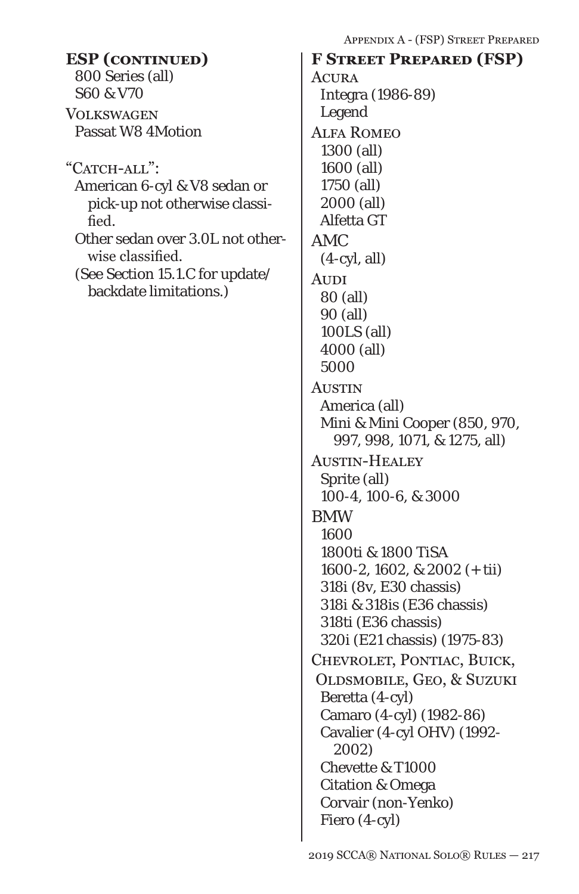### ESP (continued)

800 Series (all)
S60 & V70

VOLKSWAGEN
Passat W8 4Motion

"CATCH-ALL":
American 6-cyl & V8 sedan or pick-up not otherwise classified.
Other sedan over 3.0L not otherwise classified.
(See Section 15.1.C for update/backdate limitations.)

### F Street Prepared (FSP)

ACURA
Integra (1986-89)
Legend

ALFA ROMEO
1300 (all)
1600 (all)
1750 (all)
2000 (all)
Alfetta GT

AMC
(4-cyl, all)

AUDI
80 (all)
90 (all)
100LS (all)
4000 (all)
5000

AUSTIN
America (all)
Mini & Mini Cooper (850, 970, 997, 998, 1071, & 1275, all)

AUSTIN-HEALEY
Sprite (all)
100-4, 100-6, & 3000

BMW
1600
1800ti & 1800 TiSA
1600-2, 1602, & 2002 (+ tii)
318i (8v, E30 chassis)
318i & 318is (E36 chassis)
318ti (E36 chassis)
320i (E21 chassis) (1975-83)

CHEVROLET, PONTIAC, BUICK, OLDSMOBILE, GEO, & SUZUKI
Beretta (4-cyl)
Camaro (4-cyl) (1982-86)
Cavalier (4-cyl OHV) (1992-2002)
Chevette & T1000
Citation & Omega
Corvair (non-Yenko)
Fiero (4-cyl)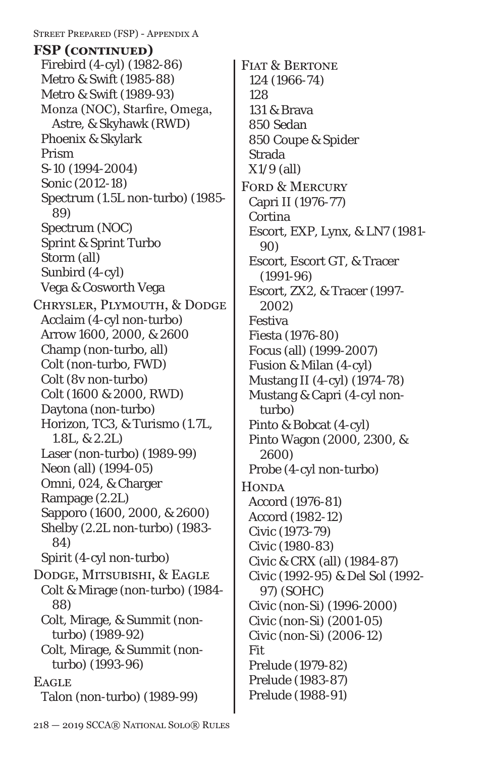## FSP (continued)

- Firebird (4-cyl) (1982-86)
- Metro & Swift (1985-88)
- Metro & Swift (1989-93)
- Monza (NOC), Starfire, Omega, Astre, & Skyhawk (RWD)
- Phoenix & Skylark
- Prism
- S-10 (1994-2004)
- Sonic (2012-18)
- Spectrum (1.5L non-turbo) (1985-89)
- Spectrum (NOC)
- Sprint & Sprint Turbo
- Storm (all)
- Sunbird (4-cyl)
- Vega & Cosworth Vega

**Chrysler, Plymouth, & Dodge**

- Acclaim (4-cyl non-turbo)
- Arrow 1600, 2000, & 2600
- Champ (non-turbo, all)
- Colt (non-turbo, FWD)
- Colt (8v non-turbo)
- Colt (1600 & 2000, RWD)
- Daytona (non-turbo)
- Horizon, TC3, & Turismo (1.7L, 1.8L, & 2.2L)
- Laser (non-turbo) (1989-99)
- Neon (all) (1994-05)
- Omni, 024, & Charger
- Rampage (2.2L)
- Sapporo (1600, 2000, & 2600)
- Shelby (2.2L non-turbo) (1983-84)
- Spirit (4-cyl non-turbo)

**Dodge, Mitsubishi, & Eagle**

- Colt & Mirage (non-turbo) (1984-88)
- Colt, Mirage, & Summit (non-turbo) (1989-92)
- Colt, Mirage, & Summit (non-turbo) (1993-96)

**Eagle**

- Talon (non-turbo) (1989-99)

**Fiat & Bertone**

- 124 (1966-74)
- 128
- 131 & Brava
- 850 Sedan
- 850 Coupe & Spider
- Strada
- X1/9 (all)

**Ford & Mercury**

- Capri II (1976-77)
- Cortina
- Escort, EXP, Lynx, & LN7 (1981-90)
- Escort, Escort GT, & Tracer (1991-96)
- Escort, ZX2, & Tracer (1997-2002)
- Festiva
- Fiesta (1976-80)
- Focus (all) (1999-2007)
- Fusion & Milan (4-cyl)
- Mustang II (4-cyl) (1974-78)
- Mustang & Capri (4-cyl non-turbo)
- Pinto & Bobcat (4-cyl)
- Pinto Wagon (2000, 2300, & 2600)
- Probe (4-cyl non-turbo)

**Honda**

- Accord (1976-81)
- Accord (1982-12)
- Civic (1973-79)
- Civic (1980-83)
- Civic & CRX (all) (1984-87)
- Civic (1992-95) & Del Sol (1992-97) (SOHC)
- Civic (non-Si) (1996-2000)
- Civic (non-Si) (2001-05)
- Civic (non-Si) (2006-12)
- Fit
- Prelude (1979-82)
- Prelude (1983-87)
- Prelude (1988-91)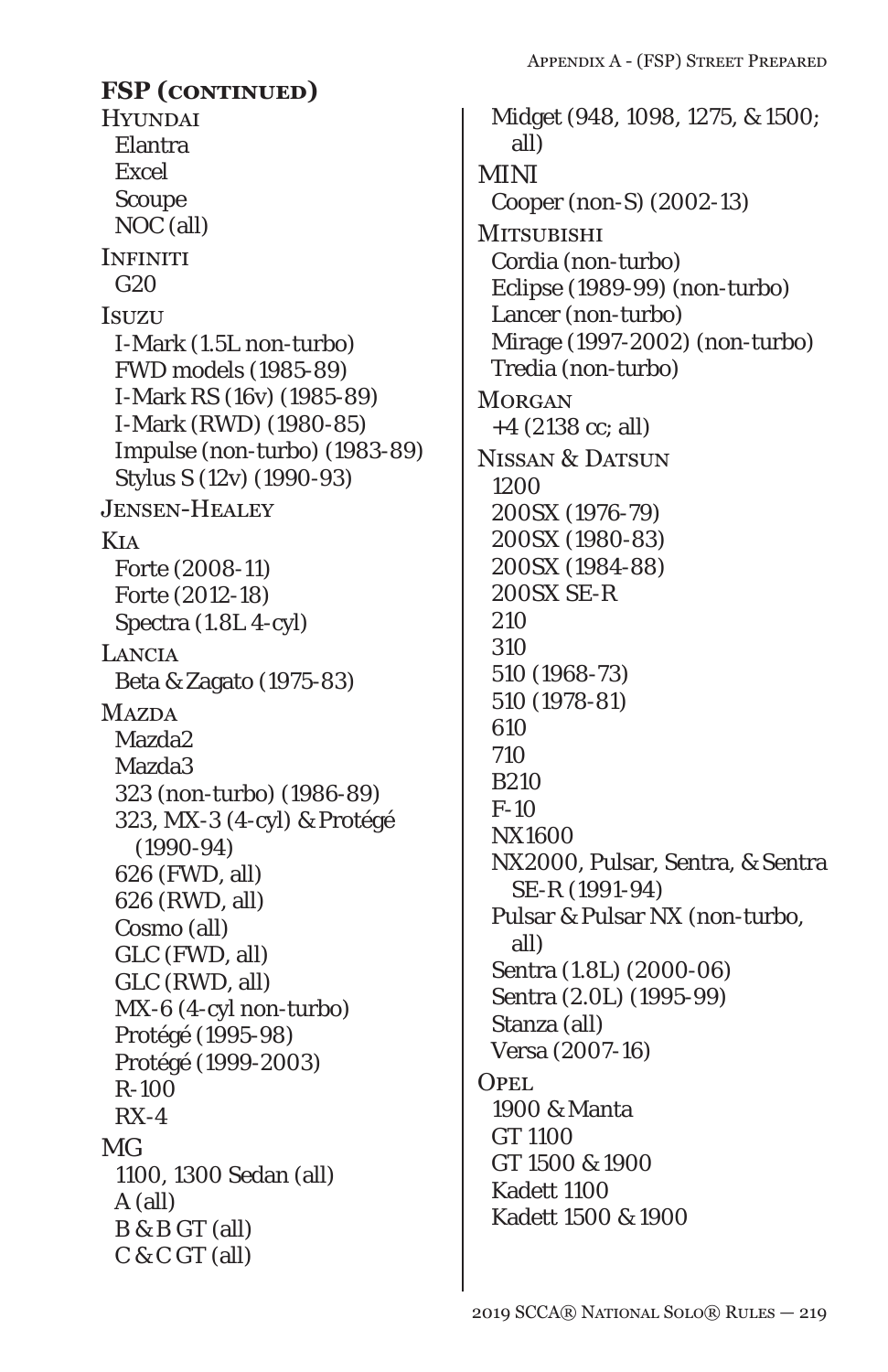**FSP (continued)**

Hyundai
- Elantra
- Excel
- Scoupe
- NOC (all)

Infiniti
- G20

Isuzu
- I-Mark (1.5L non-turbo)
- FWD models (1985-89)
- I-Mark RS (16v) (1985-89)
- I-Mark (RWD) (1980-85)
- Impulse (non-turbo) (1983-89)
- Stylus S (12v) (1990-93)

Jensen-Healey

Kia
- Forte (2008-11)
- Forte (2012-18)
- Spectra (1.8L 4-cyl)

Lancia
- Beta & Zagato (1975-83)

Mazda
- Mazda2
- Mazda3
- 323 (non-turbo) (1986-89)
- 323, MX-3 (4-cyl) & Protégé (1990-94)
- 626 (FWD, all)
- 626 (RWD, all)
- Cosmo (all)
- GLC (FWD, all)
- GLC (RWD, all)
- MX-6 (4-cyl non-turbo)
- Protégé (1995-98)
- Protégé (1999-2003)
- R-100
- RX-4

MG
- 1100, 1300 Sedan (all)
- A (all)
- B & B GT (all)
- C & C GT (all)
- Midget (948, 1098, 1275, & 1500; all)

MINI
- Cooper (non-S) (2002-13)

Mitsubishi
- Cordia (non-turbo)
- Eclipse (1989-99) (non-turbo)
- Lancer (non-turbo)
- Mirage (1997-2002) (non-turbo)
- Tredia (non-turbo)

Morgan
- +4 (2138 cc; all)

Nissan & Datsun
- 1200
- 200SX (1976-79)
- 200SX (1980-83)
- 200SX (1984-88)
- 200SX SE-R
- 210
- 310
- 510 (1968-73)
- 510 (1978-81)
- 610
- 710
- B210
- F-10
- NX1600
- NX2000, Pulsar, Sentra, & Sentra SE-R (1991-94)
- Pulsar & Pulsar NX (non-turbo, all)
- Sentra (1.8L) (2000-06)
- Sentra (2.0L) (1995-99)
- Stanza (all)
- Versa (2007-16)

Opel
- 1900 & Manta
- GT 1100
- GT 1500 & 1900
- Kadett 1100
- Kadett 1500 & 1900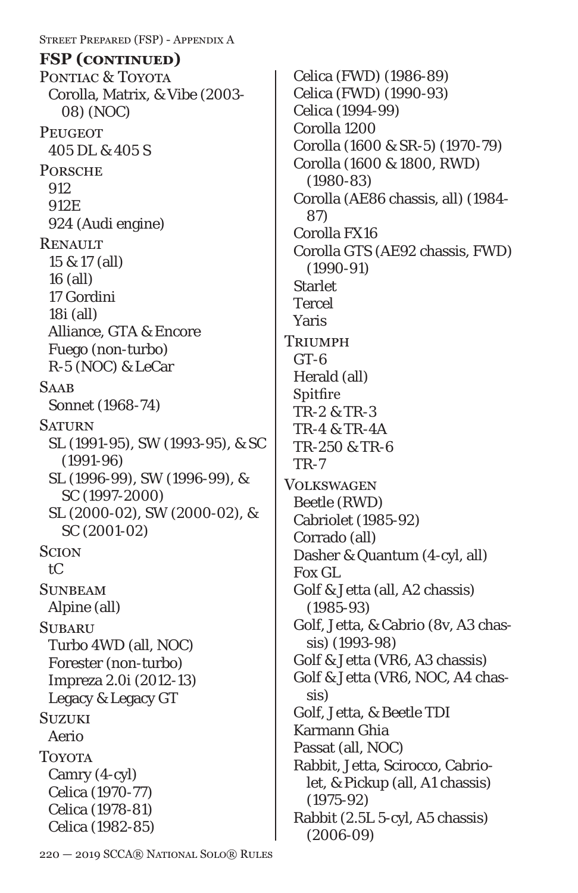## FSP (continued)

**Pontiac & Toyota**
- Corolla, Matrix, & Vibe (2003-08) (NOC)

**Peugeot**
- 405 DL & 405 S

**Porsche**
- 912
- 912E
- 924 (Audi engine)

**Renault**
- 15 & 17 (all)
- 16 (all)
- 17 Gordini
- 18i (all)
- Alliance, GTA & Encore
- Fuego (non-turbo)
- R-5 (NOC) & LeCar

**Saab**
- Sonnet (1968-74)

**Saturn**
- SL (1991-95), SW (1993-95), & SC (1991-96)
- SL (1996-99), SW (1996-99), & SC (1997-2000)
- SL (2000-02), SW (2000-02), & SC (2001-02)

**Scion**
- tC

**Sunbeam**
- Alpine (all)

**Subaru**
- Turbo 4WD (all, NOC)
- Forester (non-turbo)
- Impreza 2.0i (2012-13)
- Legacy & Legacy GT

**Suzuki**
- Aerio

**Toyota**
- Camry (4-cyl)
- Celica (1970-77)
- Celica (1978-81)
- Celica (1982-85)
- Celica (FWD) (1986-89)
- Celica (FWD) (1990-93)
- Celica (1994-99)
- Corolla 1200
- Corolla (1600 & SR-5) (1970-79)
- Corolla (1600 & 1800, RWD) (1980-83)
- Corolla (AE86 chassis, all) (1984-87)
- Corolla FX16
- Corolla GTS (AE92 chassis, FWD) (1990-91)
- Starlet
- Tercel
- Yaris

**Triumph**
- GT-6
- Herald (all)
- Spitfire
- TR-2 & TR-3
- TR-4 & TR-4A
- TR-250 & TR-6
- TR-7

**Volkswagen**
- Beetle (RWD)
- Cabriolet (1985-92)
- Corrado (all)
- Dasher & Quantum (4-cyl, all)
- Fox GL
- Golf & Jetta (all, A2 chassis) (1985-93)
- Golf, Jetta, & Cabrio (8v, A3 chassis) (1993-98)
- Golf & Jetta (VR6, A3 chassis)
- Golf & Jetta (VR6, NOC, A4 chassis)
- Golf, Jetta, & Beetle TDI
- Karmann Ghia
- Passat (all, NOC)
- Rabbit, Jetta, Scirocco, Cabriolet, & Pickup (all, A1 chassis) (1975-92)
- Rabbit (2.5L 5-cyl, A5 chassis) (2006-09)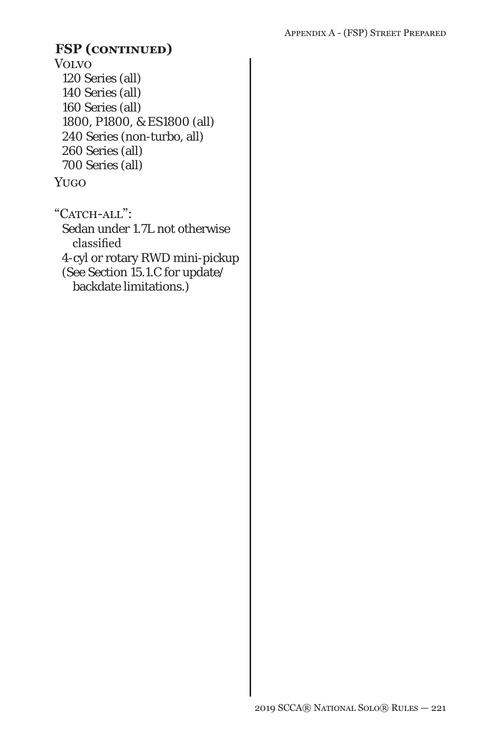## FSP (continued)

**Volvo**

- 120 Series (all)
- 140 Series (all)
- 160 Series (all)
- 1800, P1800, & ES1800 (all)
- 240 Series (non-turbo, all)
- 260 Series (all)
- 700 Series (all)

**Yugo**

**"Catch-all":**

- Sedan under 1.7L not otherwise classified
- 4-cyl or rotary RWD mini-pickup
- (See Section 15.1.C for update/backdate limitations.)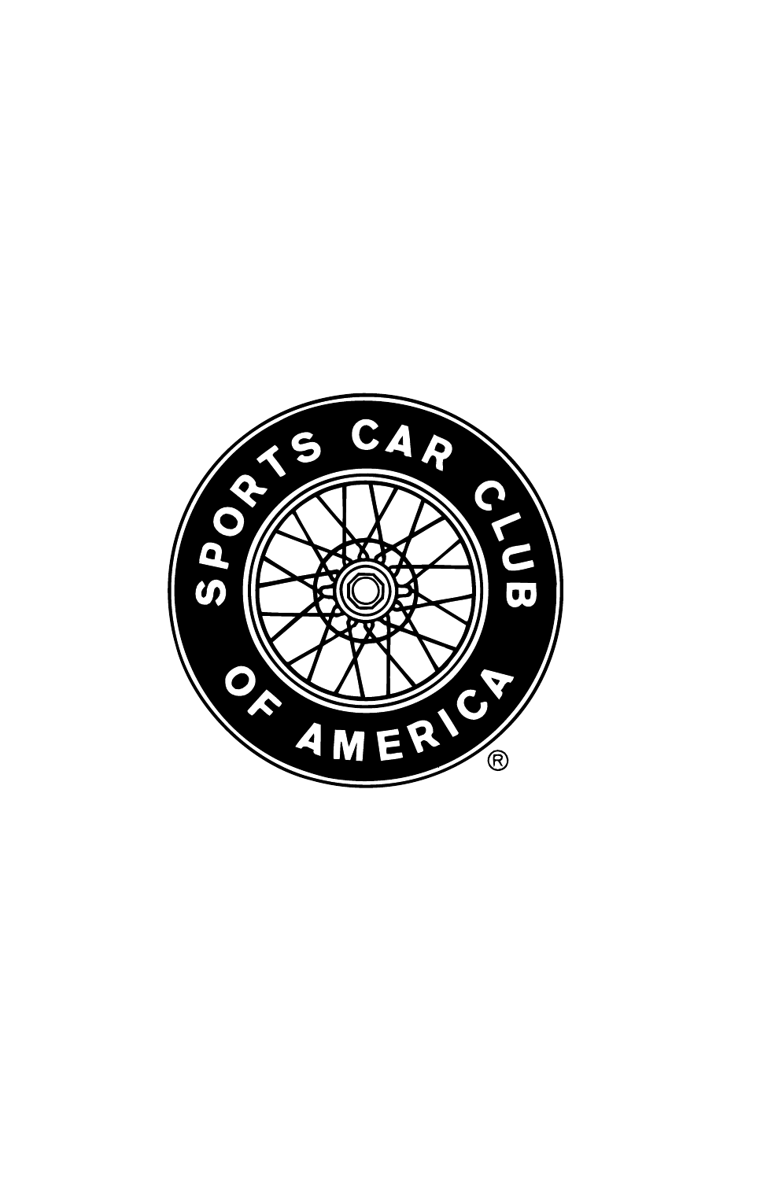SPORTS CAR CLUB OF AMERICA®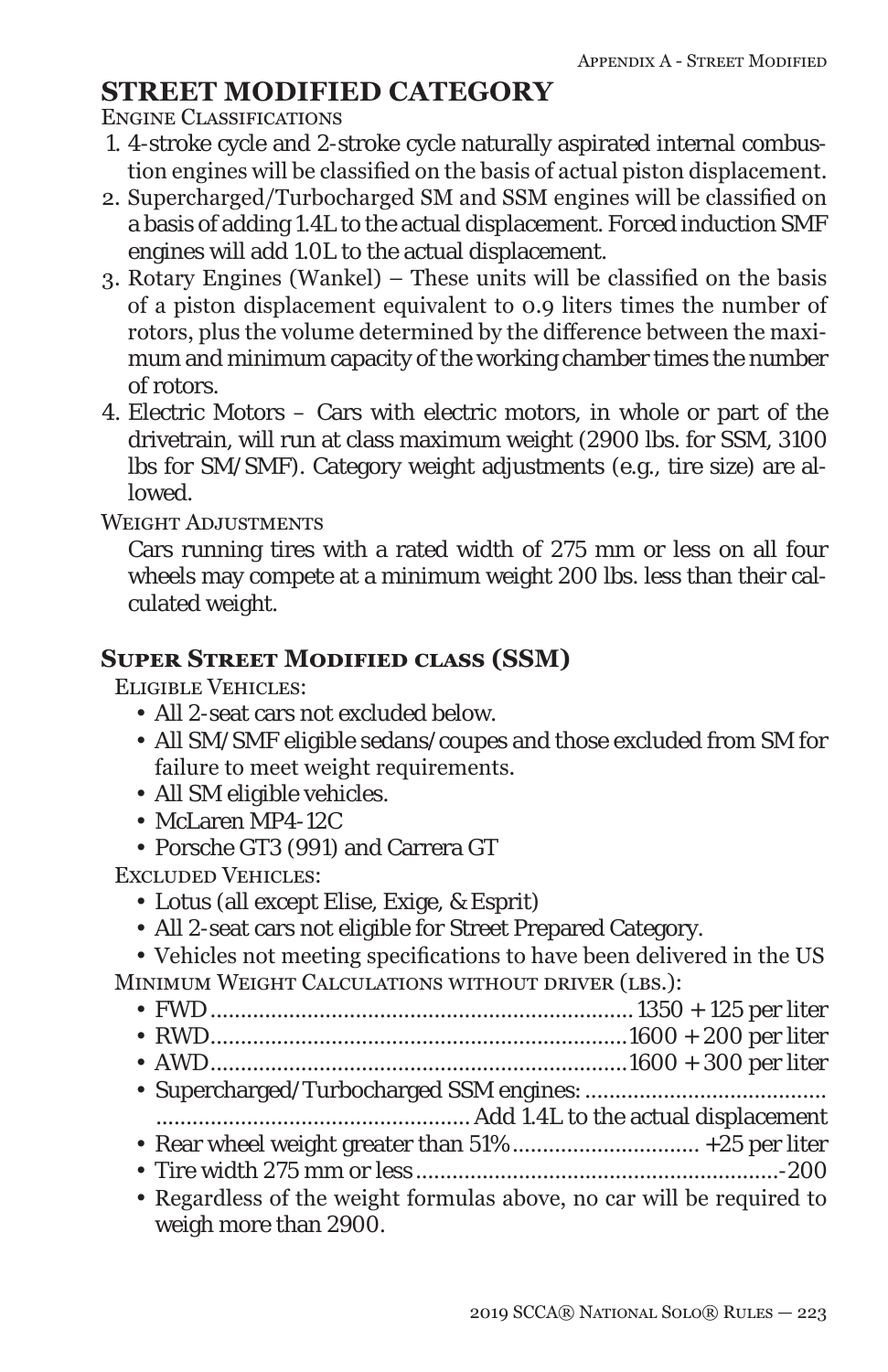## STREET MODIFIED CATEGORY

ENGINE CLASSIFICATIONS

1. 4-stroke cycle and 2-stroke cycle naturally aspirated internal combustion engines will be classified on the basis of actual piston displacement.
2. Supercharged/Turbocharged SM and SSM engines will be classified on a basis of adding 1.4L to the actual displacement. Forced induction SMF engines will add 1.0L to the actual displacement.
3. Rotary Engines (Wankel) – These units will be classified on the basis of a piston displacement equivalent to 0.9 liters times the number of rotors, plus the volume determined by the difference between the maximum and minimum capacity of the working chamber times the number of rotors.
4. Electric Motors – Cars with electric motors, in whole or part of the drivetrain, will run at class maximum weight (2900 lbs. for SSM, 3100 lbs for SM/SMF). Category weight adjustments (e.g., tire size) are allowed.

WEIGHT ADJUSTMENTS

Cars running tires with a rated width of 275 mm or less on all four wheels may compete at a minimum weight 200 lbs. less than their calculated weight.

### SUPER STREET MODIFIED CLASS (SSM)

ELIGIBLE VEHICLES:

- All 2-seat cars not excluded below.
- All SM/SMF eligible sedans/coupes and those excluded from SM for failure to meet weight requirements.
- All SM eligible vehicles.
- McLaren MP4-12C
- Porsche GT3 (991) and Carrera GT

EXCLUDED VEHICLES:

- Lotus (all except Elise, Exige, & Esprit)
- All 2-seat cars not eligible for Street Prepared Category.
- Vehicles not meeting specifications to have been delivered in the US

MINIMUM WEIGHT CALCULATIONS WITHOUT DRIVER (LBS.):

- FWD....................................................................1350 + 125 per liter
- RWD...................................................................1600 + 200 per liter
- AWD...................................................................1600 + 300 per liter
- Supercharged/Turbocharged SSM engines: ....................................... ..................................................Add 1.4L to the actual displacement
- Rear wheel weight greater than 51%.............................. +25 per liter
- Tire width 275 mm or less...........................................................-200
- Regardless of the weight formulas above, no car will be required to weigh more than 2900.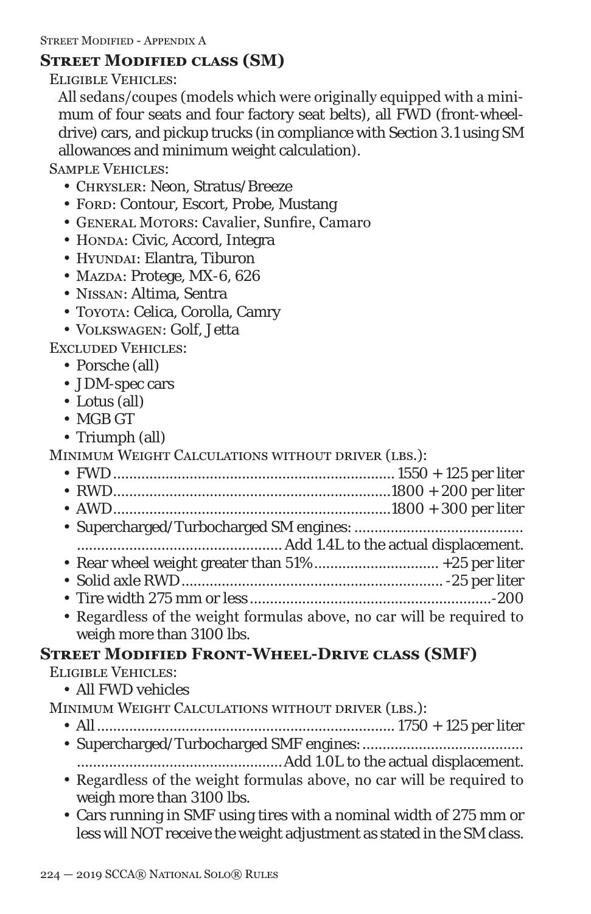## Street Modified class (SM)

Eligible Vehicles:

All sedans/coupes (models which were originally equipped with a minimum of four seats and four factory seat belts), all FWD (front-wheel-drive) cars, and pickup trucks (in compliance with Section 3.1 using SM allowances and minimum weight calculation).

Sample Vehicles:

- Chrysler: Neon, Stratus/Breeze
- Ford: Contour, Escort, Probe, Mustang
- General Motors: Cavalier, Sunfire, Camaro
- Honda: Civic, Accord, Integra
- Hyundai: Elantra, Tiburon
- Mazda: Protege, MX-6, 626
- Nissan: Altima, Sentra
- Toyota: Celica, Corolla, Camry
- Volkswagen: Golf, Jetta

Excluded Vehicles:

- Porsche (all)
- JDM-spec cars
- Lotus (all)
- MGB GT
- Triumph (all)

Minimum Weight Calculations without driver (lbs.):

- FWD.................................................................... 1550 + 125 per liter
- RWD....................................................................1800 + 200 per liter
- AWD....................................................................1800 + 300 per liter
- Supercharged/Turbocharged SM engines: ............................................ ..................................................Add 1.4L to the actual displacement.
- Rear wheel weight greater than 51%.............................. +25 per liter
- Solid axle RWD................................................................ -25 per liter
- Tire width 275 mm or less............................................................-200
- Regardless of the weight formulas above, no car will be required to weigh more than 3100 lbs.

## Street Modified Front-Wheel-Drive class (SMF)

Eligible Vehicles:

- All FWD vehicles

Minimum Weight Calculations without driver (lbs.):

- All........................................................................ 1750 + 125 per liter
- Supercharged/Turbocharged SMF engines: ....................................... ..................................................Add 1.0L to the actual displacement.
- Regardless of the weight formulas above, no car will be required to weigh more than 3100 lbs.
- Cars running in SMF using tires with a nominal width of 275 mm or less will NOT receive the weight adjustment as stated in the SM class.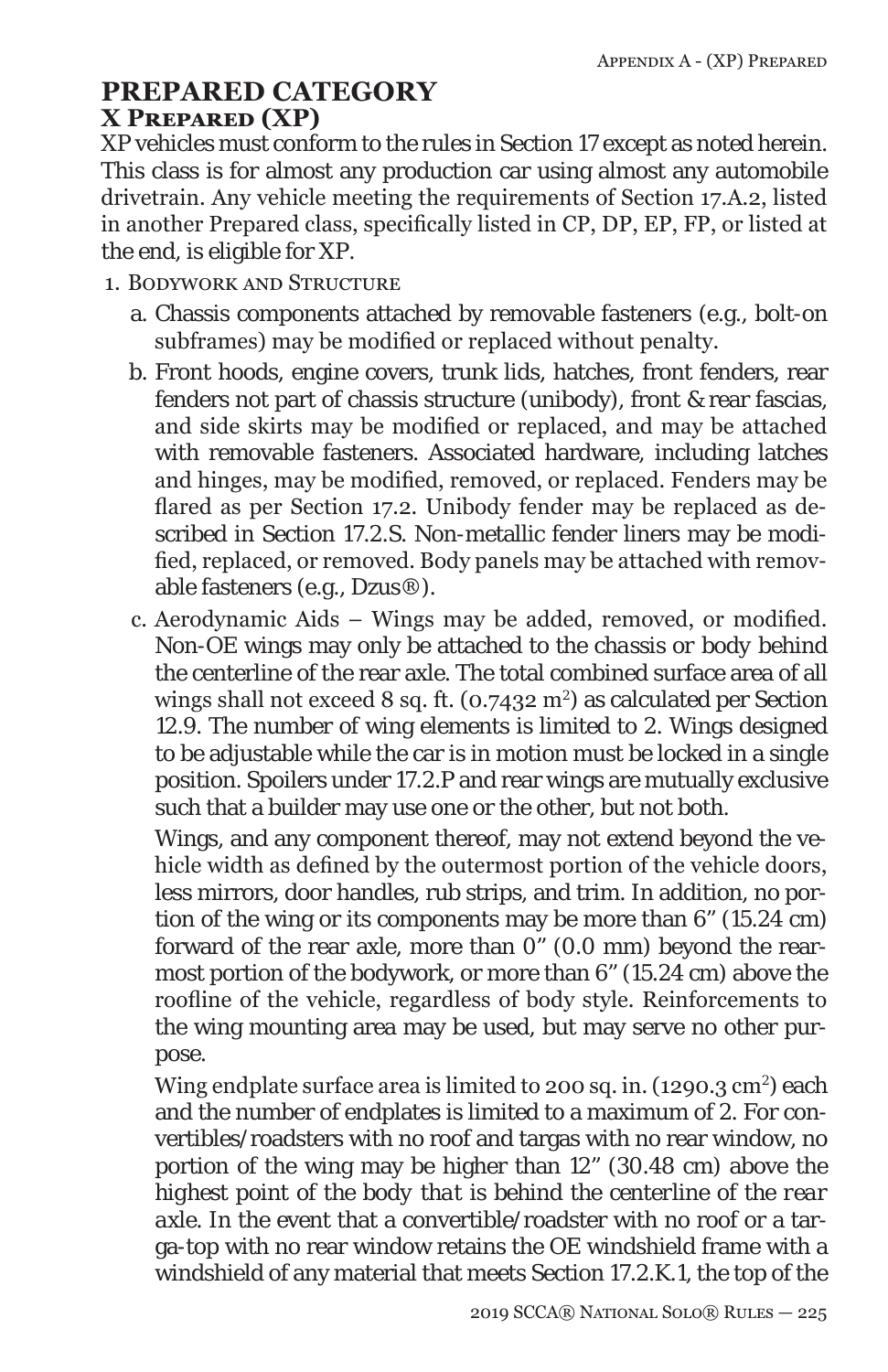# PREPARED CATEGORY

## X Prepared (XP)

XP vehicles must conform to the rules in Section 17 except as noted herein. This class is for almost any production car using almost any automobile drivetrain. Any vehicle meeting the requirements of Section 17.A.2, listed in another Prepared class, specifically listed in CP, DP, EP, FP, or listed at the end, is eligible for XP.

1. Bodywork and Structure
    a. Chassis components attached by removable fasteners (e.g., bolt-on subframes) may be modified or replaced without penalty.
    b. Front hoods, engine covers, trunk lids, hatches, front fenders, rear fenders not part of chassis structure (unibody), front & rear fascias, and side skirts may be modified or replaced, and may be attached with removable fasteners. Associated hardware, including latches and hinges, may be modified, removed, or replaced. Fenders may be flared as per Section 17.2. Unibody fender may be replaced as described in Section 17.2.S. Non-metallic fender liners may be modified, replaced, or removed. Body panels may be attached with removable fasteners (e.g., Dzus®).
    c. Aerodynamic Aids – Wings may be added, removed, or modified. Non-OE wings may only be attached to the chassis or body behind the centerline of the rear axle. The total combined surface area of all wings shall not exceed 8 sq. ft. (0.7432 m$^2$) as calculated per Section 12.9. The number of wing elements is limited to 2. Wings designed to be adjustable while the car is in motion must be locked in a single position. Spoilers under 17.2.P and rear wings are mutually exclusive such that a builder may use one or the other, but not both.

       Wings, and any component thereof, may not extend beyond the vehicle width as defined by the outermost portion of the vehicle doors, less mirrors, door handles, rub strips, and trim. In addition, no portion of the wing or its components may be more than 6" (15.24 cm) forward of the rear axle, more than 0" (0.0 mm) beyond the rearmost portion of the bodywork, or more than 6" (15.24 cm) above the roofline of the vehicle, regardless of body style. Reinforcements to the wing mounting area may be used, but may serve no other purpose.

       Wing endplate surface area is limited to 200 sq. in. (1290.3 cm$^2$) each and the number of endplates is limited to a maximum of 2. For convertibles/roadsters with no roof and targas with no rear window, no portion of the wing may be higher than 12" (30.48 cm) above the highest point of the body that is behind the centerline of the rear axle. In the event that a convertible/roadster with no roof or a targa-top with no rear window retains the OE windshield frame with a windshield of any material that meets Section 17.2.K.1, the top of the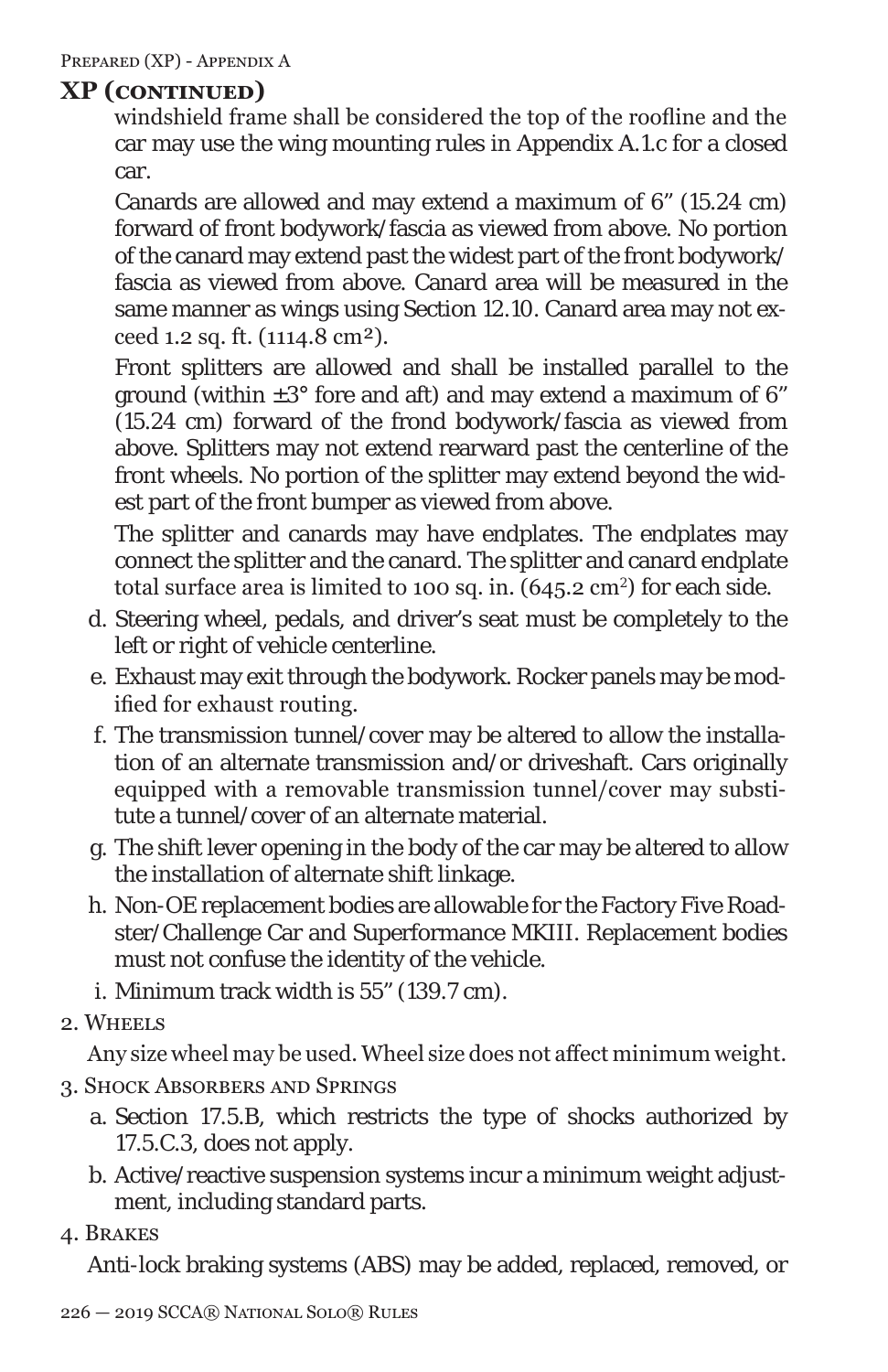## XP (continued)

windshield frame shall be considered the top of the roofline and the car may use the wing mounting rules in Appendix A.1.c for a closed car.

Canards are allowed and may extend a maximum of 6" (15.24 cm) forward of front bodywork/fascia as viewed from above. No portion of the canard may extend past the widest part of the front bodywork/fascia as viewed from above. Canard area will be measured in the same manner as wings using Section 12.10. Canard area may not exceed 1.2 sq. ft. (1114.8 cm²).

Front splitters are allowed and shall be installed parallel to the ground (within ±3° fore and aft) and may extend a maximum of 6" (15.24 cm) forward of the frond bodywork/fascia as viewed from above. Splitters may not extend rearward past the centerline of the front wheels. No portion of the splitter may extend beyond the widest part of the front bumper as viewed from above.

The splitter and canards may have endplates. The endplates may connect the splitter and the canard. The splitter and canard endplate total surface area is limited to 100 sq. in. (645.2 cm²) for each side.

d. Steering wheel, pedals, and driver's seat must be completely to the left or right of vehicle centerline.
e. Exhaust may exit through the bodywork. Rocker panels may be modified for exhaust routing.
f. The transmission tunnel/cover may be altered to allow the installation of an alternate transmission and/or driveshaft. Cars originally equipped with a removable transmission tunnel/cover may substitute a tunnel/cover of an alternate material.
g. The shift lever opening in the body of the car may be altered to allow the installation of alternate shift linkage.
h. Non-OE replacement bodies are allowable for the Factory Five Roadster/Challenge Car and Superformance MKIII. Replacement bodies must not confuse the identity of the vehicle.
i. Minimum track width is 55" (139.7 cm).

2. Wheels

Any size wheel may be used. Wheel size does not affect minimum weight.

3. Shock Absorbers and Springs
   a. Section 17.5.B, which restricts the type of shocks authorized by 17.5.C.3, does not apply.
   b. Active/reactive suspension systems incur a minimum weight adjustment, including standard parts.

4. Brakes

Anti-lock braking systems (ABS) may be added, replaced, removed, or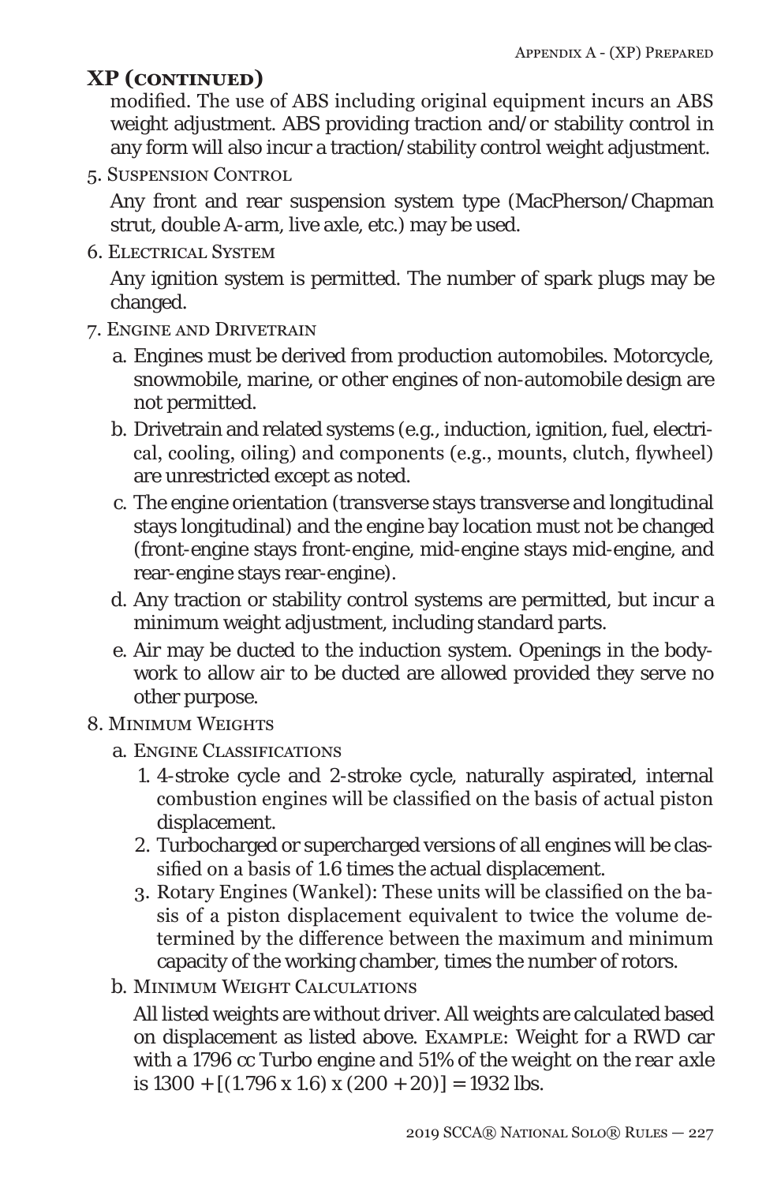## XP (continued)

modified. The use of ABS including original equipment incurs an ABS weight adjustment. ABS providing traction and/or stability control in any form will also incur a traction/stability control weight adjustment.

5. Suspension Control

   Any front and rear suspension system type (MacPherson/Chapman strut, double A-arm, live axle, etc.) may be used.

6. Electrical System

   Any ignition system is permitted. The number of spark plugs may be changed.

7. Engine and Drivetrain

   a. Engines must be derived from production automobiles. Motorcycle, snowmobile, marine, or other engines of non-automobile design are not permitted.

   b. Drivetrain and related systems (e.g., induction, ignition, fuel, electrical, cooling, oiling) and components (e.g., mounts, clutch, flywheel) are unrestricted except as noted.

   c. The engine orientation (transverse stays transverse and longitudinal stays longitudinal) and the engine bay location must not be changed (front-engine stays front-engine, mid-engine stays mid-engine, and rear-engine stays rear-engine).

   d. Any traction or stability control systems are permitted, but incur a minimum weight adjustment, including standard parts.

   e. Air may be ducted to the induction system. Openings in the bodywork to allow air to be ducted are allowed provided they serve no other purpose.

8. Minimum Weights

   a. Engine Classifications

      1. 4-stroke cycle and 2-stroke cycle, naturally aspirated, internal combustion engines will be classified on the basis of actual piston displacement.
      2. Turbocharged or supercharged versions of all engines will be classified on a basis of 1.6 times the actual displacement.
      3. Rotary Engines (Wankel): These units will be classified on the basis of a piston displacement equivalent to twice the volume determined by the difference between the maximum and minimum capacity of the working chamber, times the number of rotors.

   b. Minimum Weight Calculations

      All listed weights are without driver. All weights are calculated based on displacement as listed above. Example: Weight for a RWD car with a 1796 cc Turbo engine and 51% of the weight on the rear axle is $1300 + [(1.796 \times 1.6) \times (200 + 20)] = 1932$ lbs.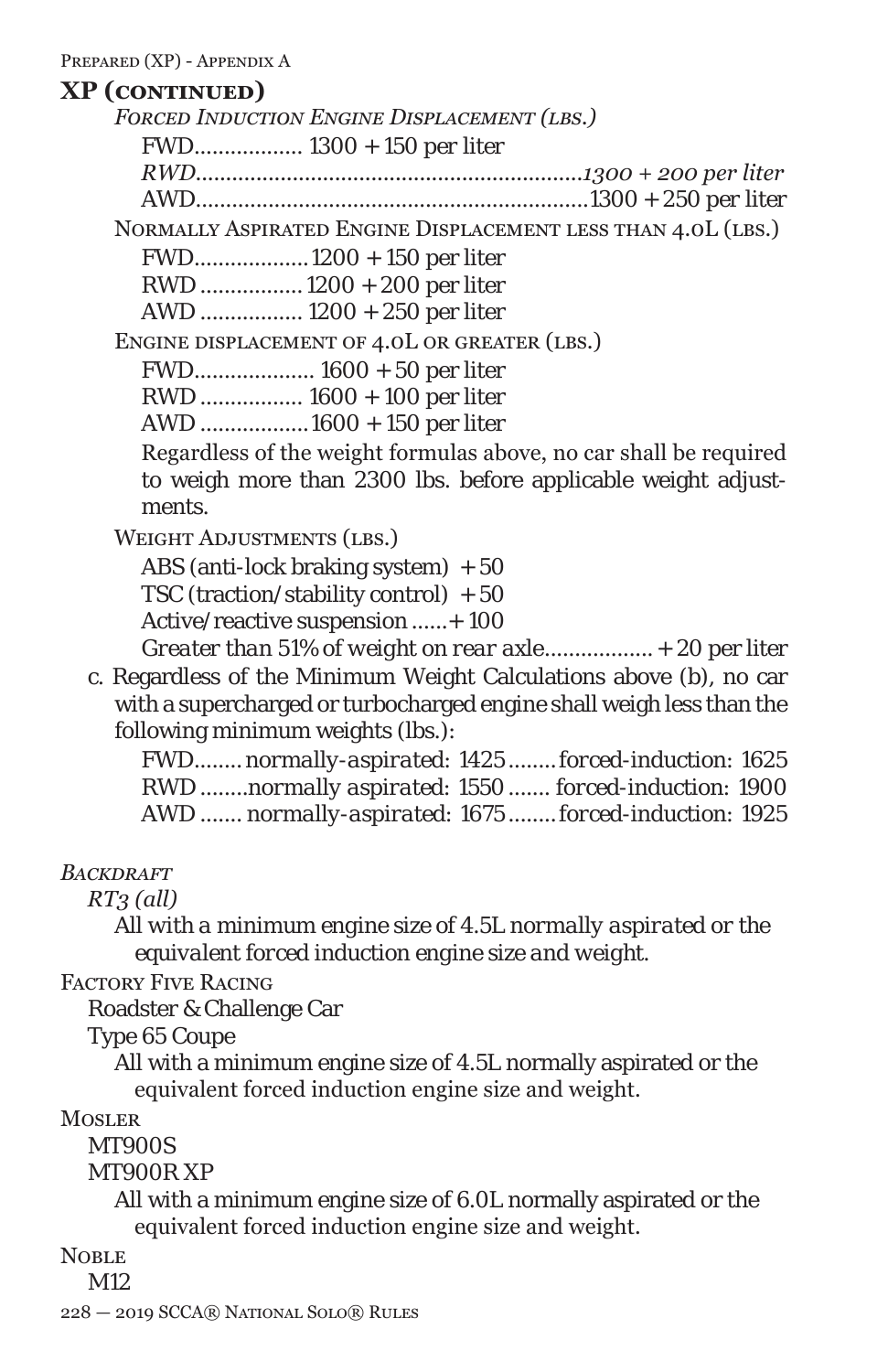## XP (continued)

*Forced Induction Engine Displacement (lbs.)*

FWD................. 1300 + 150 per liter

*RWD...............................................................1300 + 200 per liter*

AWD...............................................................1300 + 250 per liter

Normally Aspirated Engine Displacement less than 4.0L (lbs.)

FWD...................1200 + 150 per liter

RWD ................. 1200 + 200 per liter

AWD ................. 1200 + 250 per liter

Engine displacement of 4.0L or greater (lbs.)

FWD.................... 1600 + 50 per liter

RWD ................. 1600 + 100 per liter

AWD ..................1600 + 150 per liter

Regardless of the weight formulas above, no car shall be required to weigh more than 2300 lbs. before applicable weight adjustments.

Weight Adjustments (lbs.)

ABS (anti-lock braking system) + 50

TSC (traction/stability control) + 50

Active/reactive suspension ......+ 100

*Greater than 51% of weight on rear axle*.................. + 20 per liter

c. Regardless of the Minimum Weight Calculations above (b), no car with a supercharged or turbocharged engine shall weigh less than the following minimum weights (lbs.):

FWD........ *normally-aspirated*: 1425........*forced-induction*: 1625

RWD ........*normally aspirated*: 1550 ....... *forced-induction*: 1900

AWD ....... *normally-aspirated*: 1675........*forced-induction*: 1925

*Backdraft*

*RT3 (all)*

All with a minimum engine size of 4.5L *normally aspirated* or the *equivalent forced* induction engine size *and* weight.

Factory Five Racing

Roadster & Challenge Car

Type 65 Coupe

All with a minimum engine size of 4.5L normally aspirated or the equivalent forced induction engine size and weight.

Mosler

MT900S

MT900R XP

All with a minimum engine size of 6.0L normally aspirated or the equivalent forced induction engine size and weight.

Noble

M12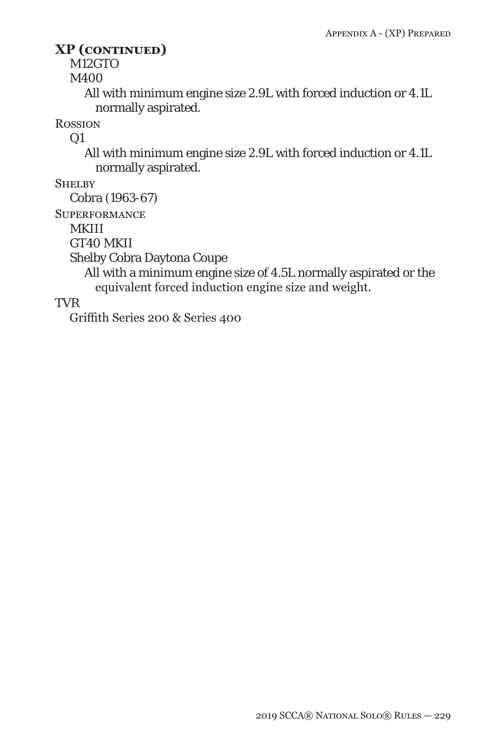## XP (continued)

M12GTO

M400

All with minimum engine size 2.9L with forced induction or 4.1L normally aspirated.

Rossion

Q1

All with minimum engine size 2.9L with forced induction or 4.1L normally aspirated.

Shelby

Cobra (1963-67)

Superformance

MKIII

GT40 MKII

Shelby Cobra Daytona Coupe

All with a minimum engine size of 4.5L normally aspirated or the equivalent forced induction engine size and weight.

TVR

Griffith Series 200 & Series 400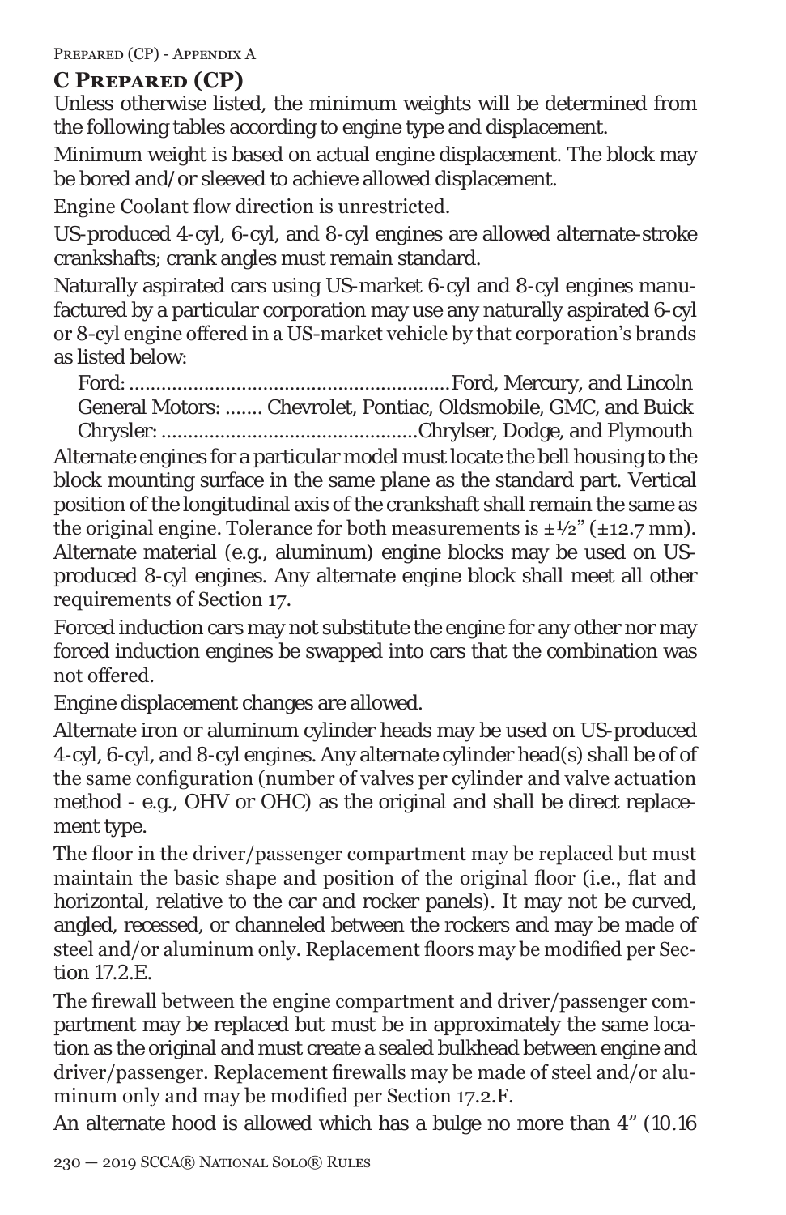## C Prepared (CP)

Unless otherwise listed, the minimum weights will be determined from the following tables according to engine type and displacement.

Minimum weight is based on actual engine displacement. The block may be bored and/or sleeved to achieve allowed displacement.

Engine Coolant flow direction is unrestricted.

US-produced 4-cyl, 6-cyl, and 8-cyl engines are allowed alternate-stroke crankshafts; crank angles must remain standard.

Naturally aspirated cars using US-market 6-cyl and 8-cyl engines manufactured by a particular corporation may use any naturally aspirated 6-cyl or 8-cyl engine offered in a US-market vehicle by that corporation's brands as listed below:

- Ford: ............................................................Ford, Mercury, and Lincoln
- General Motors: ....... Chevrolet, Pontiac, Oldsmobile, GMC, and Buick
- Chrysler: ...............................................Chrylser, Dodge, and Plymouth

Alternate engines for a particular model must locate the bell housing to the block mounting surface in the same plane as the standard part. Vertical position of the longitudinal axis of the crankshaft shall remain the same as the original engine. Tolerance for both measurements is ±½" (±12.7 mm). Alternate material (e.g., aluminum) engine blocks may be used on US-produced 8-cyl engines. Any alternate engine block shall meet all other requirements of Section 17.

Forced induction cars may not substitute the engine for any other nor may forced induction engines be swapped into cars that the combination was not offered.

Engine displacement changes are allowed.

Alternate iron or aluminum cylinder heads may be used on US-produced 4-cyl, 6-cyl, and 8-cyl engines. Any alternate cylinder head(s) shall be of of the same configuration (number of valves per cylinder and valve actuation method - e.g., OHV or OHC) as the original and shall be direct replacement type.

The floor in the driver/passenger compartment may be replaced but must maintain the basic shape and position of the original floor (i.e., flat and horizontal, relative to the car and rocker panels). It may not be curved, angled, recessed, or channeled between the rockers and may be made of steel and/or aluminum only. Replacement floors may be modified per Section 17.2.E.

The firewall between the engine compartment and driver/passenger compartment may be replaced but must be in approximately the same location as the original and must create a sealed bulkhead between engine and driver/passenger. Replacement firewalls may be made of steel and/or aluminum only and may be modified per Section 17.2.F.

An alternate hood is allowed which has a bulge no more than 4" (10.16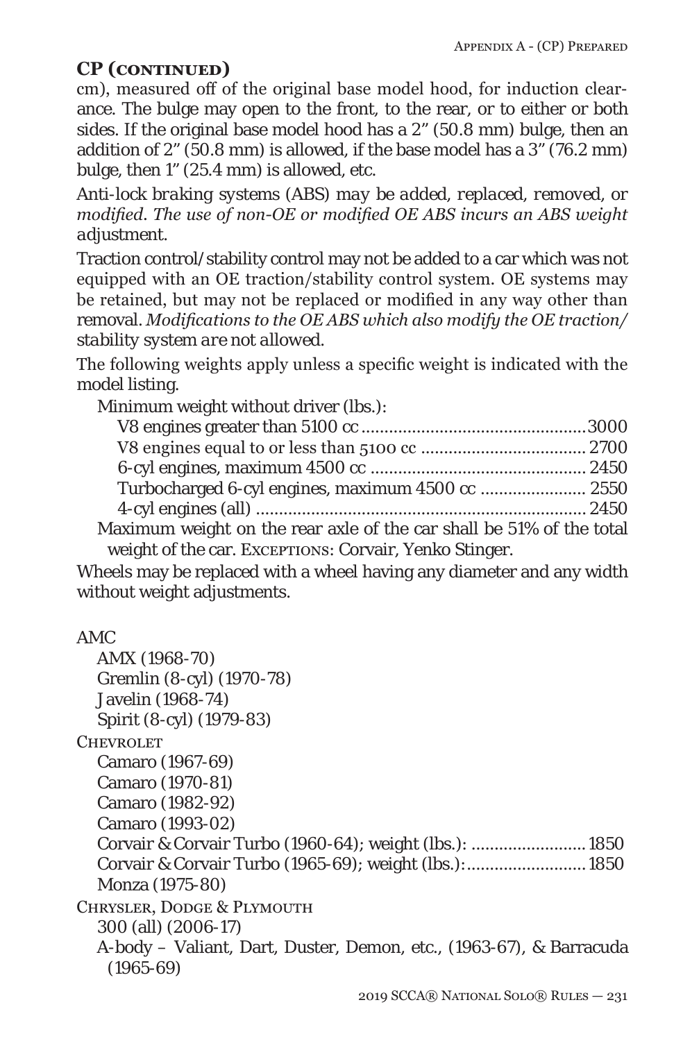## CP (continued)

cm), measured off of the original base model hood, for induction clearance. The bulge may open to the front, to the rear, or to either or both sides. If the original base model hood has a 2" (50.8 mm) bulge, then an addition of 2" (50.8 mm) is allowed, if the base model has a 3" (76.2 mm) bulge, then 1" (25.4 mm) is allowed, etc.

*Anti-lock braking systems (ABS) may be added, replaced, removed, or modified. The use of non-OE or modified OE ABS incurs an ABS weight adjustment.*

Traction control/stability control may not be added to a car which was not equipped with an OE traction/stability control system. OE systems may be retained, but may not be replaced or modified in any way other than removal. *Modifications to the OE ABS which also modify the OE traction/stability system are not allowed.*

The following weights apply unless a specific weight is indicated with the model listing.

Minimum weight without driver (lbs.):

- V8 engines greater than 5100 cc ............ 3000
- V8 engines equal to or less than 5100 cc ............ 2700
- 6-cyl engines, maximum 4500 cc ............ 2450
- Turbocharged 6-cyl engines, maximum 4500 cc ............ 2550
- 4-cyl engines (all) ............ 2450

Maximum weight on the rear axle of the car shall be 51% of the total weight of the car. Exceptions: Corvair, Yenko Stinger.

Wheels may be replaced with a wheel having any diameter and any width without weight adjustments.

AMC
- AMX (1968-70)
- Gremlin (8-cyl) (1970-78)
- Javelin (1968-74)
- Spirit (8-cyl) (1979-83)

Chevrolet
- Camaro (1967-69)
- Camaro (1970-81)
- Camaro (1982-92)
- Camaro (1993-02)
- Corvair & Corvair Turbo (1960-64); weight (lbs.): ............ 1850
- Corvair & Corvair Turbo (1965-69); weight (lbs.): ............ 1850
- Monza (1975-80)

Chrysler, Dodge & Plymouth
- 300 (all) (2006-17)
- A-body – Valiant, Dart, Duster, Demon, etc., (1963-67), & Barracuda (1965-69)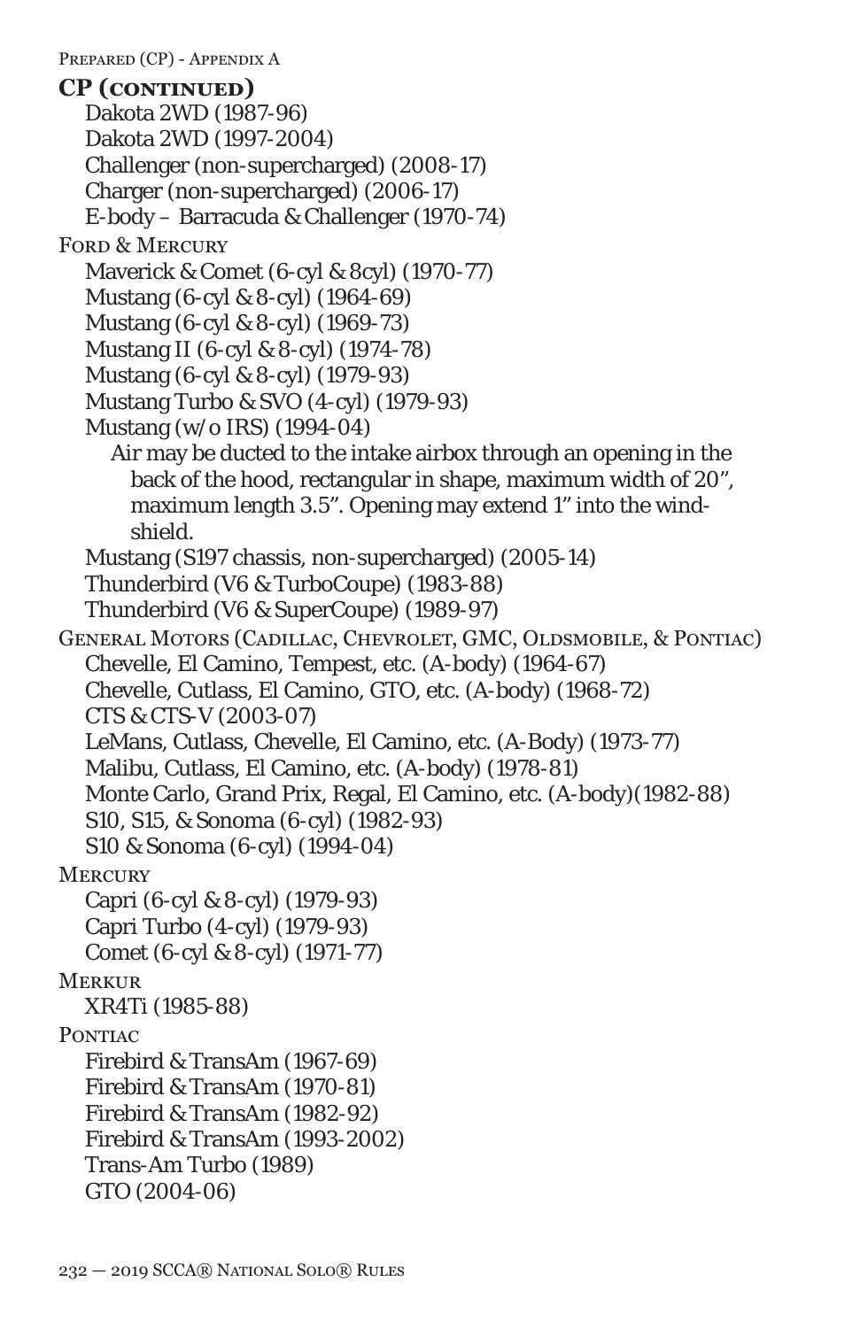## CP (continued)

Dakota 2WD (1987-96)
Dakota 2WD (1997-2004)
Challenger (non-supercharged) (2008-17)
Charger (non-supercharged) (2006-17)
E-body – Barracuda & Challenger (1970-74)

### Ford & Mercury

Maverick & Comet (6-cyl & 8cyl) (1970-77)
Mustang (6-cyl & 8-cyl) (1964-69)
Mustang (6-cyl & 8-cyl) (1969-73)
Mustang II (6-cyl & 8-cyl) (1974-78)
Mustang (6-cyl & 8-cyl) (1979-93)
Mustang Turbo & SVO (4-cyl) (1979-93)
Mustang (w/o IRS) (1994-04)

> Air may be ducted to the intake airbox through an opening in the back of the hood, rectangular in shape, maximum width of 20", maximum length 3.5". Opening may extend 1" into the windshield.

Mustang (S197 chassis, non-supercharged) (2005-14)
Thunderbird (V6 & TurboCoupe) (1983-88)
Thunderbird (V6 & SuperCoupe) (1989-97)

### General Motors (Cadillac, Chevrolet, GMC, Oldsmobile, & Pontiac)

Chevelle, El Camino, Tempest, etc. (A-body) (1964-67)
Chevelle, Cutlass, El Camino, GTO, etc. (A-body) (1968-72)
CTS & CTS-V (2003-07)
LeMans, Cutlass, Chevelle, El Camino, etc. (A-Body) (1973-77)
Malibu, Cutlass, El Camino, etc. (A-body) (1978-81)
Monte Carlo, Grand Prix, Regal, El Camino, etc. (A-body)(1982-88)
S10, S15, & Sonoma (6-cyl) (1982-93)
S10 & Sonoma (6-cyl) (1994-04)

### Mercury

Capri (6-cyl & 8-cyl) (1979-93)
Capri Turbo (4-cyl) (1979-93)
Comet (6-cyl & 8-cyl) (1971-77)

### Merkur

XR4Ti (1985-88)

### Pontiac

Firebird & TransAm (1967-69)
Firebird & TransAm (1970-81)
Firebird & TransAm (1982-92)
Firebird & TransAm (1993-2002)
Trans-Am Turbo (1989)
GTO (2004-06)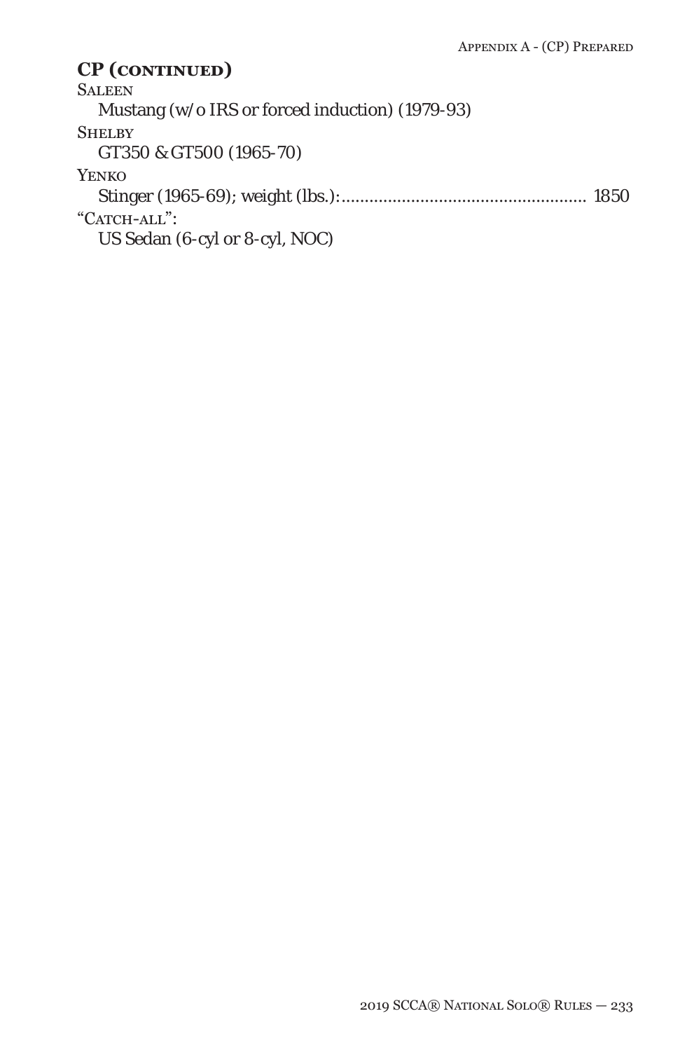## CP (continued)

Saleen

Mustang (w/o IRS or forced induction) (1979-93)

Shelby

GT350 & GT500 (1965-70)

Yenko

Stinger (1965-69); weight (lbs.):.................................................... 1850

"Catch-all":

US Sedan (6-cyl or 8-cyl, NOC)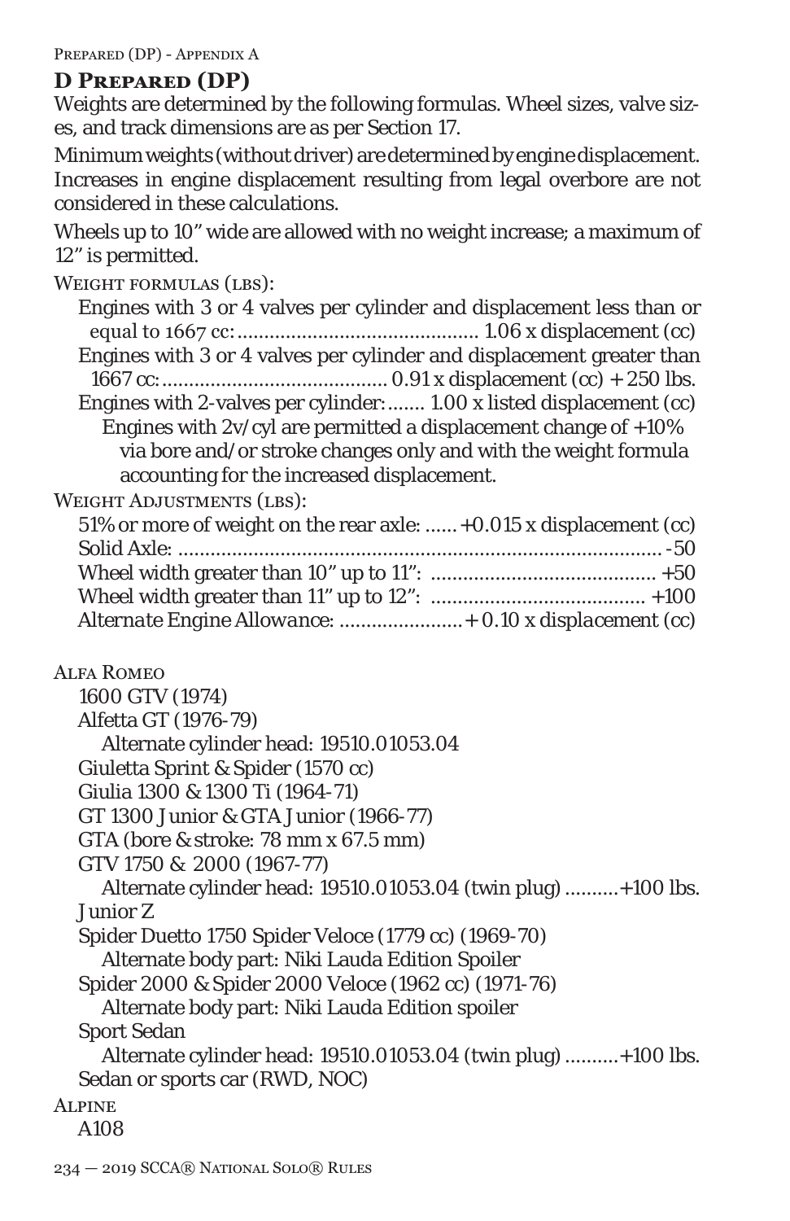## D Prepared (DP)

Weights are determined by the following formulas. Wheel sizes, valve sizes, and track dimensions are as per Section 17.

Minimum weights (without driver) are determined by engine displacement. Increases in engine displacement resulting from legal overbore are not considered in these calculations.

Wheels up to 10" wide are allowed with no weight increase; a maximum of 12" is permitted.

Weight formulas (lbs):

- Engines with 3 or 4 valves per cylinder and displacement less than or equal to 1667 cc: ............................................ 1.06 x displacement (cc)
- Engines with 3 or 4 valves per cylinder and displacement greater than 1667 cc: ......................................... 0.91 x displacement (cc) + 250 lbs.
- Engines with 2-valves per cylinder: ....... 1.00 x listed displacement (cc)
  - Engines with 2v/cyl are permitted a displacement change of +10% via bore and/or stroke changes only and with the weight formula accounting for the increased displacement.

Weight Adjustments (lbs):

- 51% or more of weight on the rear axle: ...... +0.015 x displacement (cc)
- Solid Axle: ......................................................................................... -50
- Wheel width greater than 10" up to 11": .......................................... +50
- Wheel width greater than 11" up to 12": ........................................ +100
- *Alternate Engine Allowance: ....................... + 0.10 x displacement (cc)*

Alfa Romeo

- 1600 GTV (1974)
- Alfetta GT (1976-79)
  - Alternate cylinder head: 19510.01053.04
- Giuletta Sprint & Spider (1570 cc)
- Giulia 1300 & 1300 Ti (1964-71)
- GT 1300 Junior & GTA Junior (1966-77)
- GTA (bore & stroke: 78 mm x 67.5 mm)
- GTV 1750 & 2000 (1967-77)
  - Alternate cylinder head: 19510.01053.04 (twin plug) ..........+100 lbs.
- Junior Z
- Spider Duetto 1750 Spider Veloce (1779 cc) (1969-70)
  - Alternate body part: Niki Lauda Edition Spoiler
- Spider 2000 & Spider 2000 Veloce (1962 cc) (1971-76)
  - Alternate body part: Niki Lauda Edition spoiler
- Sport Sedan
  - Alternate cylinder head: 19510.01053.04 (twin plug) ..........+100 lbs.
- Sedan or sports car (RWD, NOC)

Alpine

- A108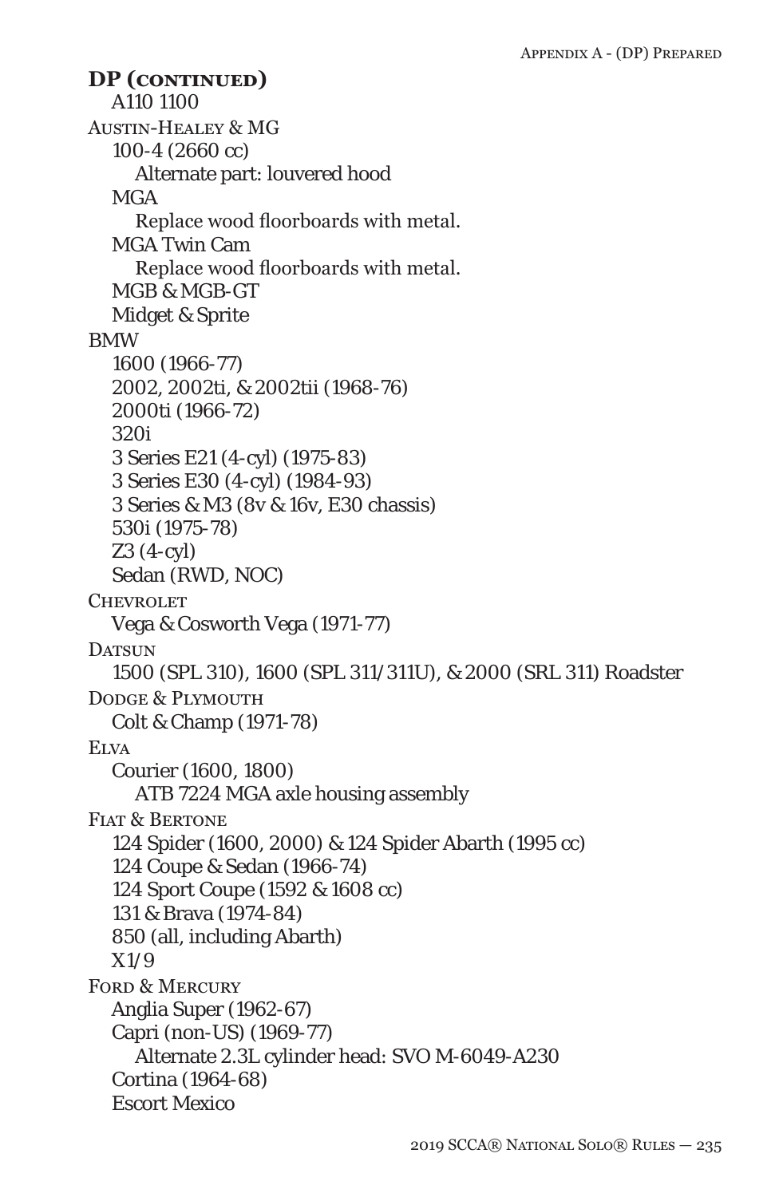**DP (continued)**

A110 1100

Austin-Healey & MG

- 100-4 (2660 cc)
  - Alternate part: louvered hood
- MGA
  - Replace wood floorboards with metal.
- MGA Twin Cam
  - Replace wood floorboards with metal.
- MGB & MGB-GT
- Midget & Sprite

BMW

- 1600 (1966-77)
- 2002, 2002ti, & 2002tii (1968-76)
- 2000ti (1966-72)
- 320i
- 3 Series E21 (4-cyl) (1975-83)
- 3 Series E30 (4-cyl) (1984-93)
- 3 Series & M3 (8v & 16v, E30 chassis)
- 530i (1975-78)
- Z3 (4-cyl)
- Sedan (RWD, NOC)

Chevrolet

- Vega & Cosworth Vega (1971-77)

Datsun

- 1500 (SPL 310), 1600 (SPL 311/311U), & 2000 (SRL 311) Roadster

Dodge & Plymouth

- Colt & Champ (1971-78)

Elva

- Courier (1600, 1800)
  - ATB 7224 MGA axle housing assembly

Fiat & Bertone

- 124 Spider (1600, 2000) & 124 Spider Abarth (1995 cc)
- 124 Coupe & Sedan (1966-74)
- 124 Sport Coupe (1592 & 1608 cc)
- 131 & Brava (1974-84)
- 850 (all, including Abarth)
- X1/9

Ford & Mercury

- Anglia Super (1962-67)
- Capri (non-US) (1969-77)
  - Alternate 2.3L cylinder head: SVO M-6049-A230
- Cortina (1964-68)
- Escort Mexico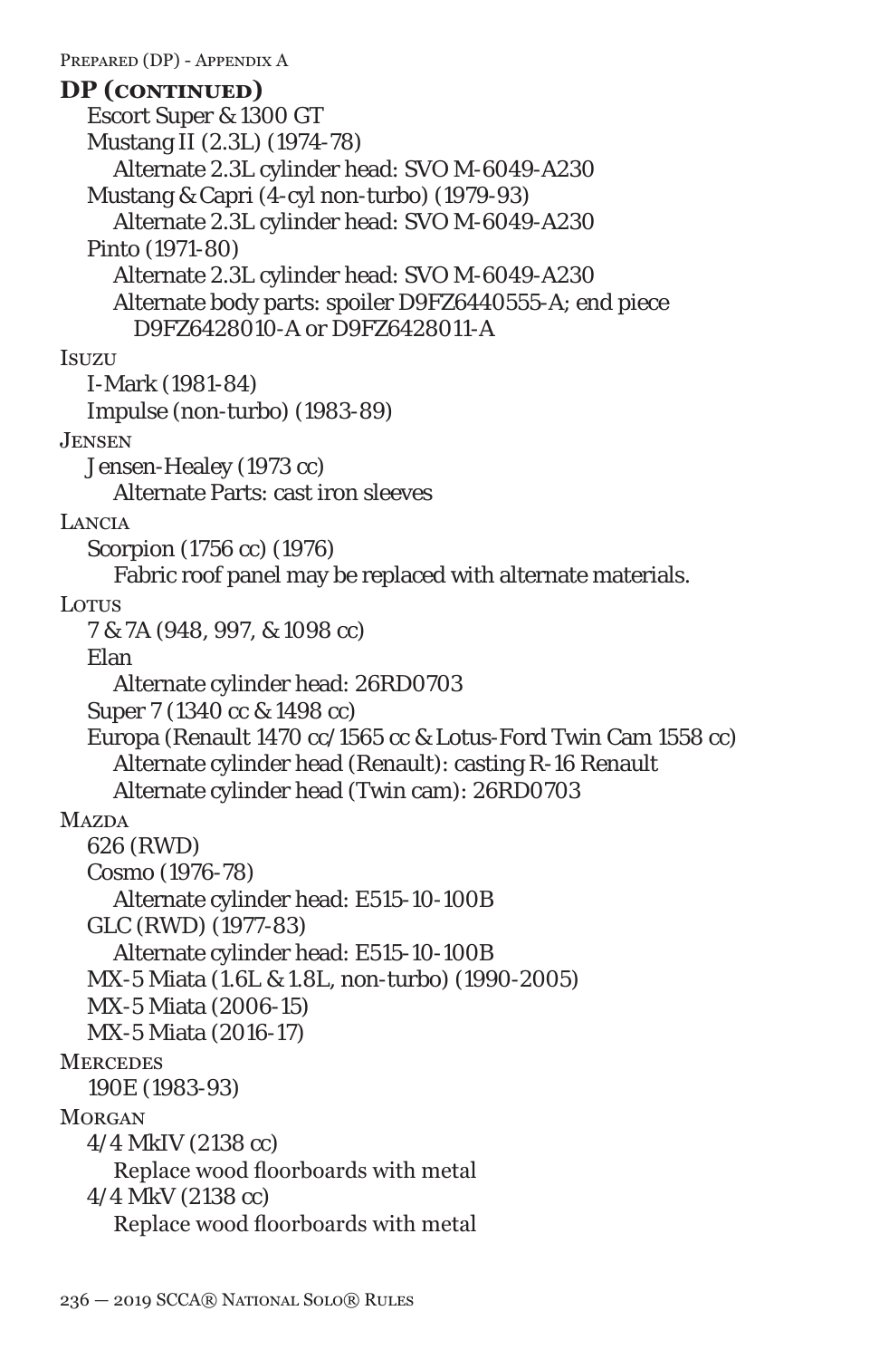**DP (continued)**

Escort Super & 1300 GT

Mustang II (2.3L) (1974-78)
- Alternate 2.3L cylinder head: SVO M-6049-A230

Mustang & Capri (4-cyl non-turbo) (1979-93)
- Alternate 2.3L cylinder head: SVO M-6049-A230

Pinto (1971-80)
- Alternate 2.3L cylinder head: SVO M-6049-A230
- Alternate body parts: spoiler D9FZ6440555-A; end piece D9FZ6428010-A or D9FZ6428011-A

Isuzu

I-Mark (1981-84)

Impulse (non-turbo) (1983-89)

Jensen

Jensen-Healey (1973 cc)
- Alternate Parts: cast iron sleeves

Lancia

Scorpion (1756 cc) (1976)
- Fabric roof panel may be replaced with alternate materials.

Lotus

7 & 7A (948, 997, & 1098 cc)

Elan
- Alternate cylinder head: 26RD0703

Super 7 (1340 cc & 1498 cc)

Europa (Renault 1470 cc/1565 cc & Lotus-Ford Twin Cam 1558 cc)
- Alternate cylinder head (Renault): casting R-16 Renault
- Alternate cylinder head (Twin cam): 26RD0703

Mazda

626 (RWD)

Cosmo (1976-78)
- Alternate cylinder head: E515-10-100B

GLC (RWD) (1977-83)
- Alternate cylinder head: E515-10-100B

MX-5 Miata (1.6L & 1.8L, non-turbo) (1990-2005)

MX-5 Miata (2006-15)

MX-5 Miata (2016-17)

Mercedes

190E (1983-93)

Morgan

4/4 MkIV (2138 cc)
- Replace wood floorboards with metal

4/4 MkV (2138 cc)
- Replace wood floorboards with metal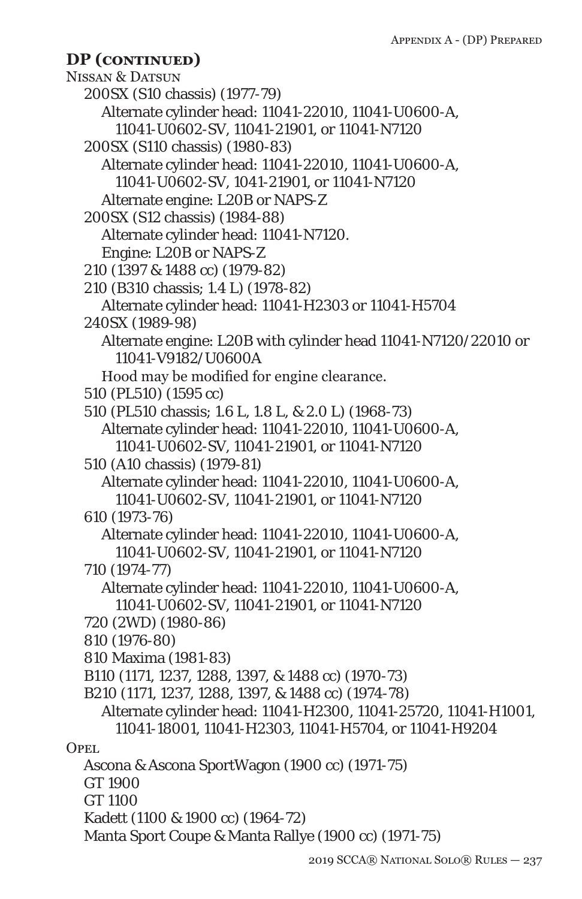## DP (continued)

Nissan & Datsun

- 200SX (S10 chassis) (1977-79)
  - Alternate cylinder head: 11041-22010, 11041-U0600-A, 11041-U0602-SV, 11041-21901, or 11041-N7120
- 200SX (S110 chassis) (1980-83)
  - Alternate cylinder head: 11041-22010, 11041-U0600-A, 11041-U0602-SV, 1041-21901, or 11041-N7120
  - Alternate engine: L20B or NAPS-Z
- 200SX (S12 chassis) (1984-88)
  - Alternate cylinder head: 11041-N7120.
  - Engine: L20B or NAPS-Z
- 210 (1397 & 1488 cc) (1979-82)
- 210 (B310 chassis; 1.4 L) (1978-82)
  - Alternate cylinder head: 11041-H2303 or 11041-H5704
- 240SX (1989-98)
  - Alternate engine: L20B with cylinder head 11041-N7120/22010 or 11041-V9182/U0600A
  - Hood may be modified for engine clearance.
- 510 (PL510) (1595 cc)
- 510 (PL510 chassis; 1.6 L, 1.8 L, & 2.0 L) (1968-73)
  - Alternate cylinder head: 11041-22010, 11041-U0600-A, 11041-U0602-SV, 11041-21901, or 11041-N7120
- 510 (A10 chassis) (1979-81)
  - Alternate cylinder head: 11041-22010, 11041-U0600-A, 11041-U0602-SV, 11041-21901, or 11041-N7120
- 610 (1973-76)
  - Alternate cylinder head: 11041-22010, 11041-U0600-A, 11041-U0602-SV, 11041-21901, or 11041-N7120
- 710 (1974-77)
  - Alternate cylinder head: 11041-22010, 11041-U0600-A, 11041-U0602-SV, 11041-21901, or 11041-N7120
- 720 (2WD) (1980-86)
- 810 (1976-80)
- 810 Maxima (1981-83)
- B110 (1171, 1237, 1288, 1397, & 1488 cc) (1970-73)
- B210 (1171, 1237, 1288, 1397, & 1488 cc) (1974-78)
  - Alternate cylinder head: 11041-H2300, 11041-25720, 11041-H1001, 11041-18001, 11041-H2303, 11041-H5704, or 11041-H9204

Opel

- Ascona & Ascona SportWagon (1900 cc) (1971-75)
- GT 1900
- GT 1100
- Kadett (1100 & 1900 cc) (1964-72)
- Manta Sport Coupe & Manta Rallye (1900 cc) (1971-75)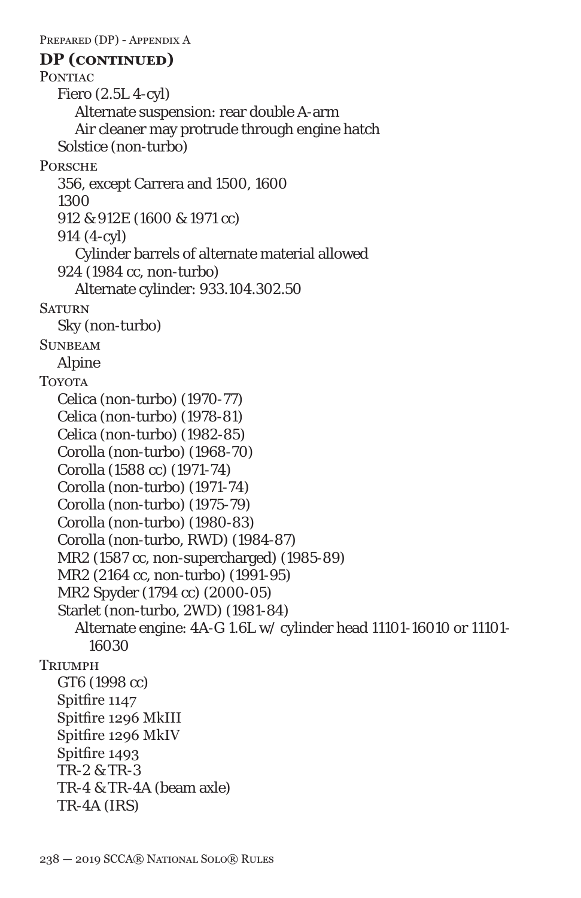## DP (continued)

PONTIAC

- Fiero (2.5L 4-cyl)
  - Alternate suspension: rear double A-arm
  - Air cleaner may protrude through engine hatch
- Solstice (non-turbo)

PORSCHE

- 356, except Carrera and 1500, 1600
- 1300
- 912 & 912E (1600 & 1971 cc)
- 914 (4-cyl)
  - Cylinder barrels of alternate material allowed
- 924 (1984 cc, non-turbo)
  - Alternate cylinder: 933.104.302.50

SATURN

- Sky (non-turbo)

SUNBEAM

- Alpine

TOYOTA

- Celica (non-turbo) (1970-77)
- Celica (non-turbo) (1978-81)
- Celica (non-turbo) (1982-85)
- Corolla (non-turbo) (1968-70)
- Corolla (1588 cc) (1971-74)
- Corolla (non-turbo) (1971-74)
- Corolla (non-turbo) (1975-79)
- Corolla (non-turbo) (1980-83)
- Corolla (non-turbo, RWD) (1984-87)
- MR2 (1587 cc, non-supercharged) (1985-89)
- MR2 (2164 cc, non-turbo) (1991-95)
- MR2 Spyder (1794 cc) (2000-05)
- Starlet (non-turbo, 2WD) (1981-84)
  - Alternate engine: 4A-G 1.6L w/ cylinder head 11101-16010 or 11101-16030

TRIUMPH

- GT6 (1998 cc)
- Spitfire 1147
- Spitfire 1296 MkIII
- Spitfire 1296 MkIV
- Spitfire 1493
- TR-2 & TR-3
- TR-4 & TR-4A (beam axle)
- TR-4A (IRS)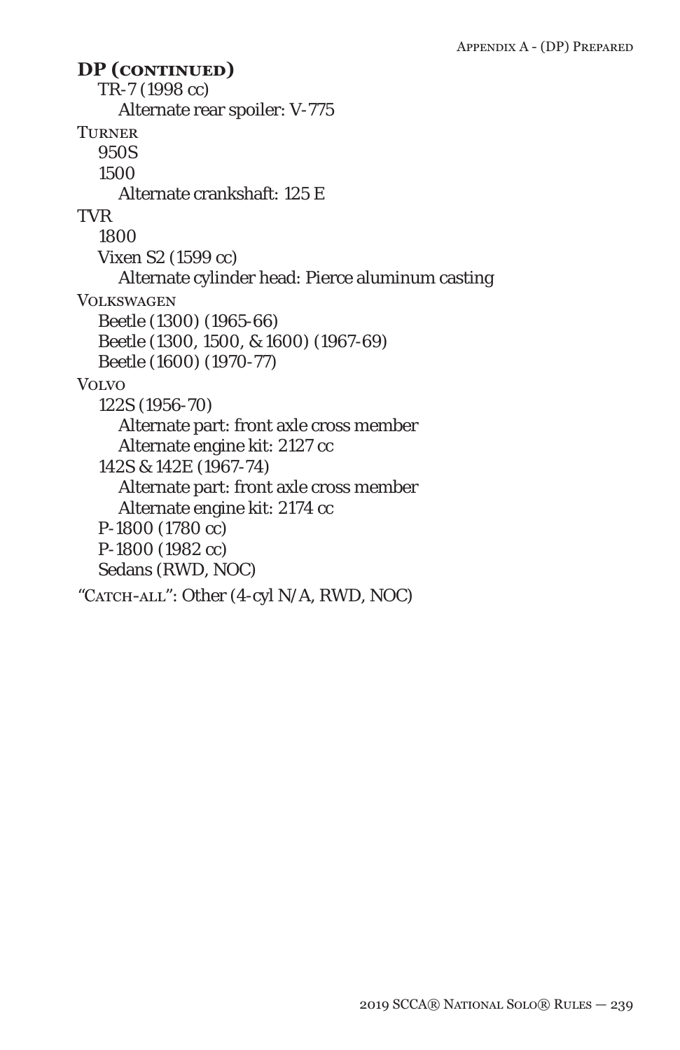## DP (continued)

- TR-7 (1998 cc)
  - Alternate rear spoiler: V-775

Turner

- 950S
- 1500
  - Alternate crankshaft: 125 E

TVR

- 1800
- Vixen S2 (1599 cc)
  - Alternate cylinder head: Pierce aluminum casting

Volkswagen

- Beetle (1300) (1965-66)
- Beetle (1300, 1500, & 1600) (1967-69)
- Beetle (1600) (1970-77)

Volvo

- 122S (1956-70)
  - Alternate part: front axle cross member
  - Alternate engine kit: 2127 cc
- 142S & 142E (1967-74)
  - Alternate part: front axle cross member
  - Alternate engine kit: 2174 cc
- P-1800 (1780 cc)
- P-1800 (1982 cc)
- Sedans (RWD, NOC)

"Catch-all": Other (4-cyl N/A, RWD, NOC)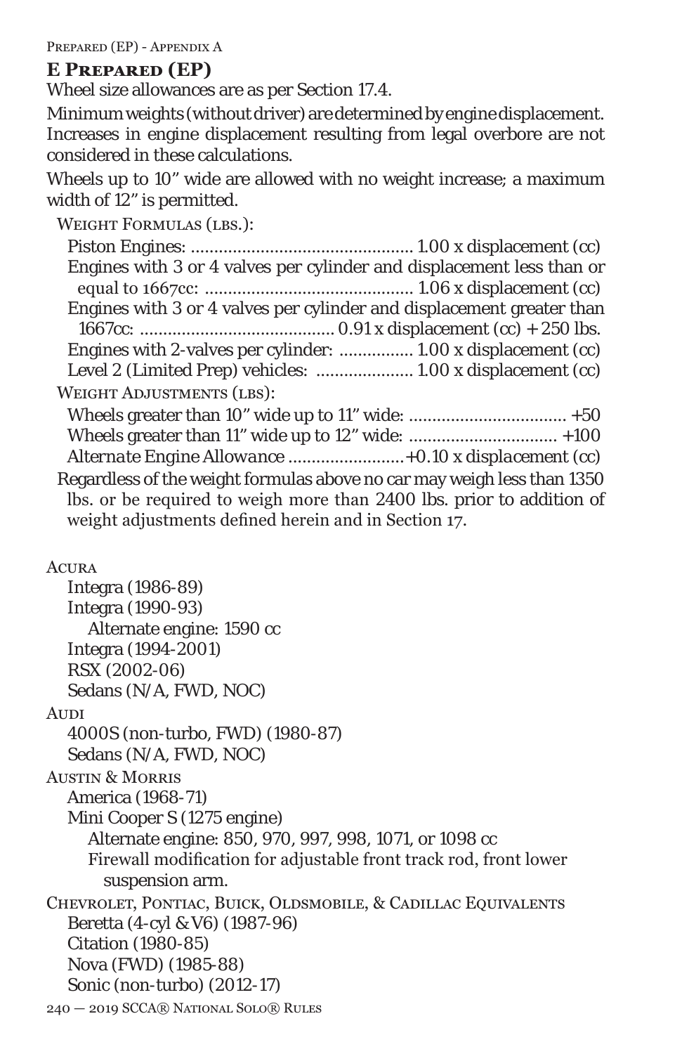## E Prepared (EP)

Wheel size allowances are as per Section 17.4.

Minimum weights (without driver) are determined by engine displacement. Increases in engine displacement resulting from legal overbore are not considered in these calculations.

Wheels up to 10" wide are allowed with no weight increase; a maximum width of 12" is permitted.

Weight Formulas (lbs.):

- Piston Engines: ................................................ 1.00 x displacement (cc)
- Engines with 3 or 4 valves per cylinder and displacement less than or equal to 1667cc: ............................................ 1.06 x displacement (cc)
- Engines with 3 or 4 valves per cylinder and displacement greater than 1667cc: ......................................... 0.91 x displacement (cc) + 250 lbs.
- Engines with 2-valves per cylinder: ................ 1.00 x displacement (cc)
- Level 2 (Limited Prep) vehicles: ..................... 1.00 x displacement (cc)

Weight Adjustments (lbs):

- Wheels greater than 10" wide up to 11" wide: .................................. +50
- Wheels greater than 11" wide up to 12" wide: ................................ +100
- *Alternate Engine Allowance .........................+0.10 x displacement (cc)*

Regardless of the weight formulas above no car may weigh less than 1350 lbs. or be required to weigh more than 2400 lbs. prior to addition of weight adjustments defined herein and in Section 17.

Acura
- Integra (1986-89)
- Integra (1990-93)
  - Alternate engine: 1590 cc
- Integra (1994-2001)
- RSX (2002-06)
- Sedans (N/A, FWD, NOC)

Audi
- 4000S (non-turbo, FWD) (1980-87)
- Sedans (N/A, FWD, NOC)

Austin & Morris
- America (1968-71)
- Mini Cooper S (1275 engine)
  - Alternate engine: 850, 970, 997, 998, 1071, or 1098 cc
  - Firewall modification for adjustable front track rod, front lower suspension arm.

Chevrolet, Pontiac, Buick, Oldsmobile, & Cadillac Equivalents
- Beretta (4-cyl & V6) (1987-96)
- Citation (1980-85)
- Nova (FWD) (1985-88)
- Sonic (non-turbo) (2012-17)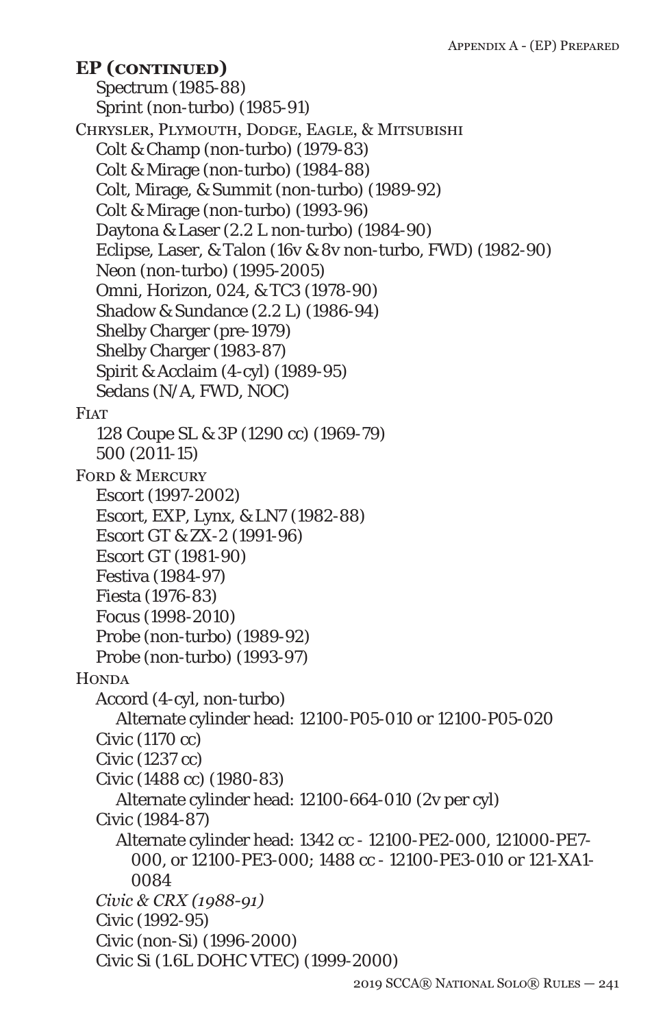**EP (continued)**

Spectrum (1985-88)
Sprint (non-turbo) (1985-91)

Chrysler, Plymouth, Dodge, Eagle, & Mitsubishi

Colt & Champ (non-turbo) (1979-83)
Colt & Mirage (non-turbo) (1984-88)
Colt, Mirage, & Summit (non-turbo) (1989-92)
Colt & Mirage (non-turbo) (1993-96)
Daytona & Laser (2.2 L non-turbo) (1984-90)
Eclipse, Laser, & Talon (16v & 8v non-turbo, FWD) (1982-90)
Neon (non-turbo) (1995-2005)
Omni, Horizon, 024, & TC3 (1978-90)
Shadow & Sundance (2.2 L) (1986-94)
Shelby Charger (pre-1979)
Shelby Charger (1983-87)
Spirit & Acclaim (4-cyl) (1989-95)
Sedans (N/A, FWD, NOC)

Fiat

128 Coupe SL & 3P (1290 cc) (1969-79)
500 (2011-15)

Ford & Mercury

Escort (1997-2002)
Escort, EXP, Lynx, & LN7 (1982-88)
Escort GT & ZX-2 (1991-96)
Escort GT (1981-90)
Festiva (1984-97)
Fiesta (1976-83)
Focus (1998-2010)
Probe (non-turbo) (1989-92)
Probe (non-turbo) (1993-97)

Honda

Accord (4-cyl, non-turbo)
Alternate cylinder head: 12100-P05-010 or 12100-P05-020
Civic (1170 cc)
Civic (1237 cc)
Civic (1488 cc) (1980-83)
Alternate cylinder head: 12100-664-010 (2v per cyl)
Civic (1984-87)
Alternate cylinder head: 1342 cc - 12100-PE2-000, 121000-PE7-000, or 12100-PE3-000; 1488 cc - 12100-PE3-010 or 121-XA1-0084
*Civic & CRX (1988-91)*
Civic (1992-95)
Civic (non-Si) (1996-2000)
Civic Si (1.6L DOHC VTEC) (1999-2000)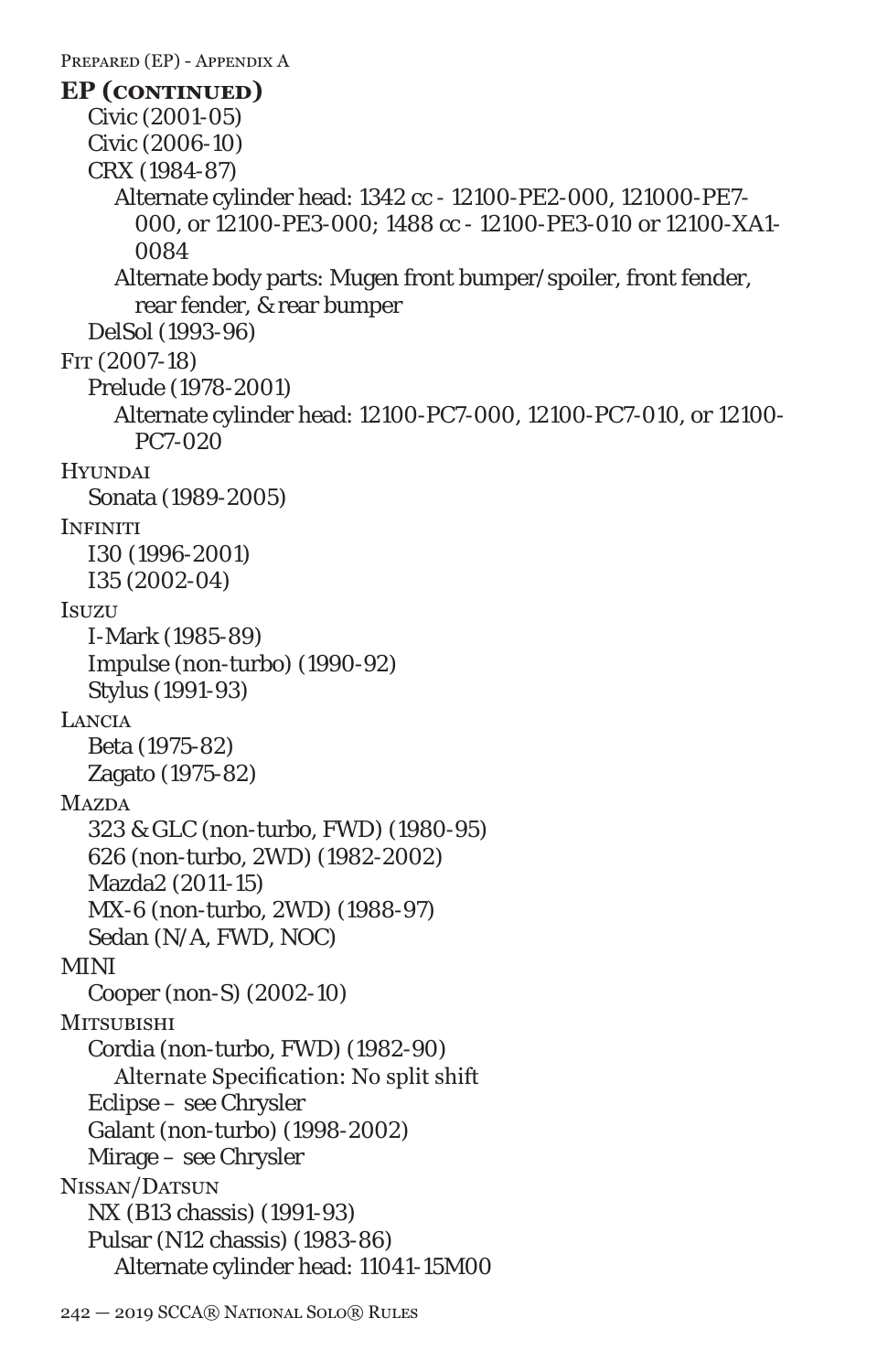## EP (continued)

- Civic (2001-05)
- Civic (2006-10)
- CRX (1984-87)
  - Alternate cylinder head: 1342 cc - 12100-PE2-000, 121000-PE7-000, or 12100-PE3-000; 1488 cc - 12100-PE3-010 or 12100-XA1-0084
  - Alternate body parts: Mugen front bumper/spoiler, front fender, rear fender, & rear bumper
- DelSol (1993-96)

Fit (2007-18)

- Prelude (1978-2001)
  - Alternate cylinder head: 12100-PC7-000, 12100-PC7-010, or 12100-PC7-020

Hyundai

- Sonata (1989-2005)

Infiniti

- I30 (1996-2001)
- I35 (2002-04)

Isuzu

- I-Mark (1985-89)
- Impulse (non-turbo) (1990-92)
- Stylus (1991-93)

Lancia

- Beta (1975-82)
- Zagato (1975-82)

Mazda

- 323 & GLC (non-turbo, FWD) (1980-95)
- 626 (non-turbo, 2WD) (1982-2002)
- Mazda2 (2011-15)
- MX-6 (non-turbo, 2WD) (1988-97)
- Sedan (N/A, FWD, NOC)

MINI

- Cooper (non-S) (2002-10)

Mitsubishi

- Cordia (non-turbo, FWD) (1982-90)
  - Alternate Specification: No split shift
- Eclipse – see Chrysler
- Galant (non-turbo) (1998-2002)
- Mirage – see Chrysler

Nissan/Datsun

- NX (B13 chassis) (1991-93)
- Pulsar (N12 chassis) (1983-86)
  - Alternate cylinder head: 11041-15M00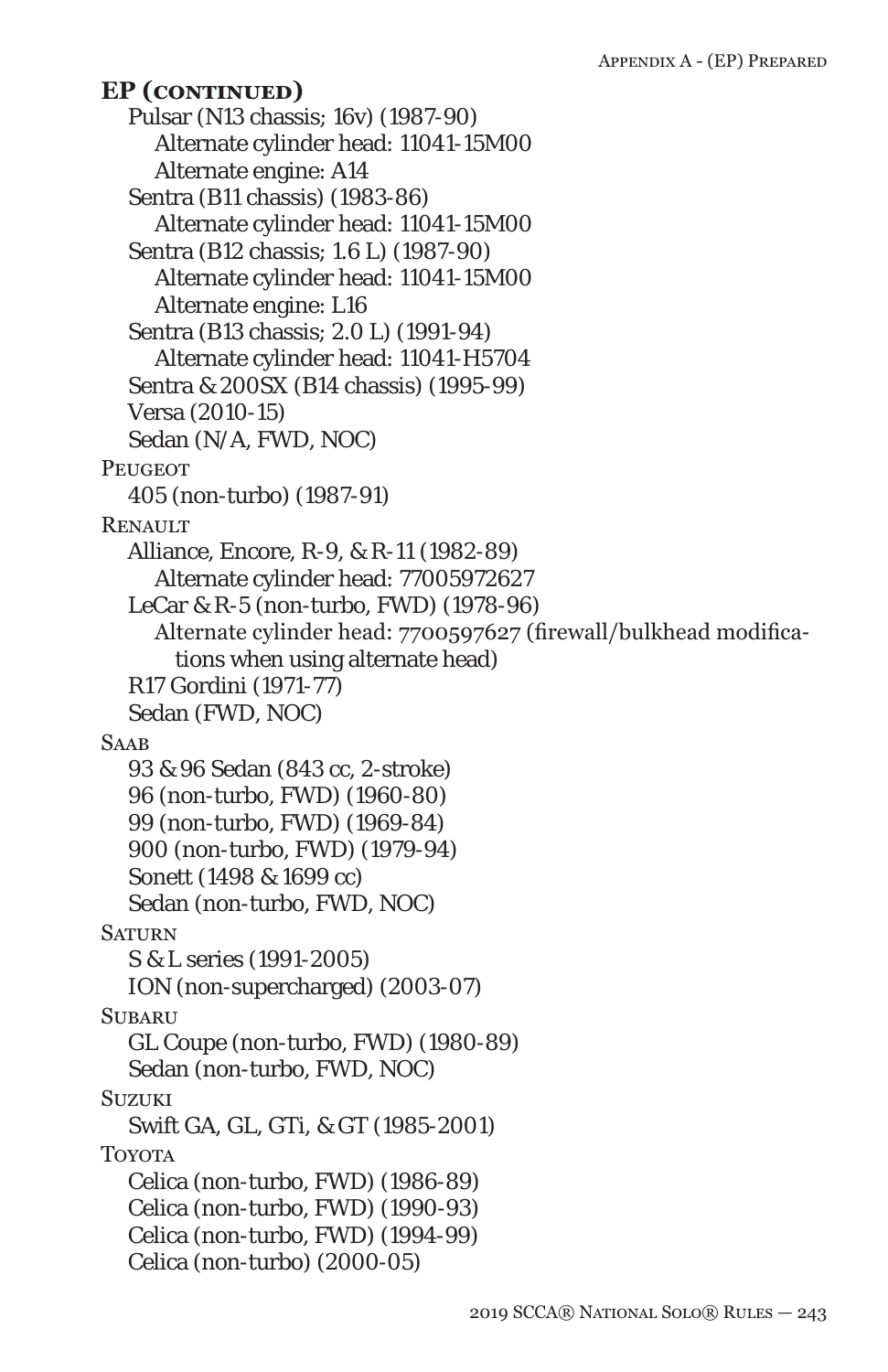**EP (continued)**

Pulsar (N13 chassis; 16v) (1987-90)
- Alternate cylinder head: 11041-15M00
- Alternate engine: A14

Sentra (B11 chassis) (1983-86)
- Alternate cylinder head: 11041-15M00

Sentra (B12 chassis; 1.6 L) (1987-90)
- Alternate cylinder head: 11041-15M00
- Alternate engine: L16

Sentra (B13 chassis; 2.0 L) (1991-94)
- Alternate cylinder head: 11041-H5704

Sentra & 200SX (B14 chassis) (1995-99)

Versa (2010-15)

Sedan (N/A, FWD, NOC)

PEUGEOT

405 (non-turbo) (1987-91)

RENAULT

Alliance, Encore, R-9, & R-11 (1982-89)
- Alternate cylinder head: 77005972627

LeCar & R-5 (non-turbo, FWD) (1978-96)
- Alternate cylinder head: 7700597627 (firewall/bulkhead modifications when using alternate head)

R17 Gordini (1971-77)

Sedan (FWD, NOC)

SAAB

93 & 96 Sedan (843 cc, 2-stroke)

96 (non-turbo, FWD) (1960-80)

99 (non-turbo, FWD) (1969-84)

900 (non-turbo, FWD) (1979-94)

Sonett (1498 & 1699 cc)

Sedan (non-turbo, FWD, NOC)

SATURN

S & L series (1991-2005)

ION (non-supercharged) (2003-07)

SUBARU

GL Coupe (non-turbo, FWD) (1980-89)

Sedan (non-turbo, FWD, NOC)

SUZUKI

Swift GA, GL, GTi, & GT (1985-2001)

TOYOTA

Celica (non-turbo, FWD) (1986-89)

Celica (non-turbo, FWD) (1990-93)

Celica (non-turbo, FWD) (1994-99)

Celica (non-turbo) (2000-05)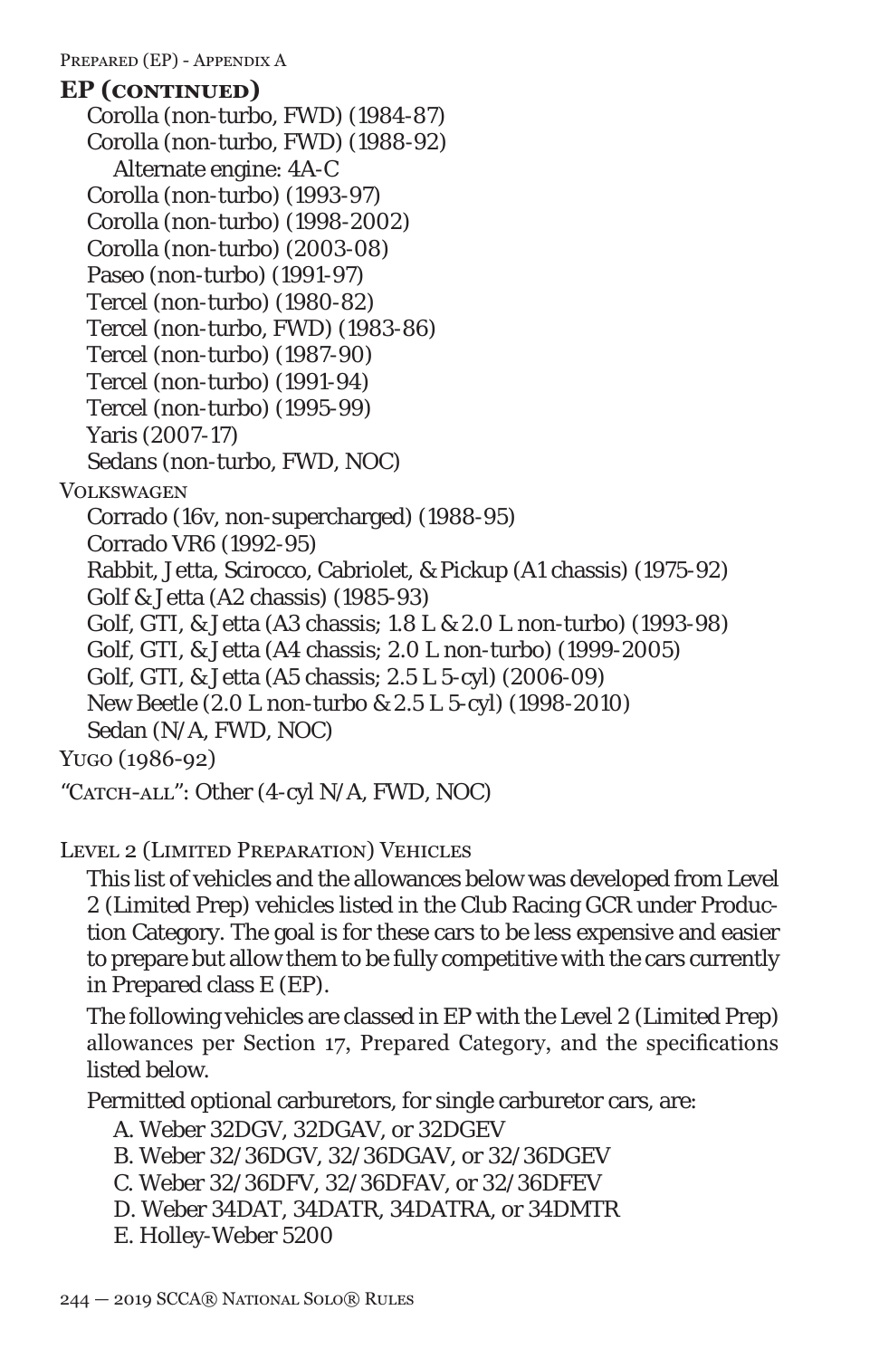## EP (continued)

Corolla (non-turbo, FWD) (1984-87)
Corolla (non-turbo, FWD) (1988-92)
    Alternate engine: 4A-C
Corolla (non-turbo) (1993-97)
Corolla (non-turbo) (1998-2002)
Corolla (non-turbo) (2003-08)
Paseo (non-turbo) (1991-97)
Tercel (non-turbo) (1980-82)
Tercel (non-turbo, FWD) (1983-86)
Tercel (non-turbo) (1987-90)
Tercel (non-turbo) (1991-94)
Tercel (non-turbo) (1995-99)
Yaris (2007-17)
Sedans (non-turbo, FWD, NOC)

Volkswagen

Corrado (16v, non-supercharged) (1988-95)
Corrado VR6 (1992-95)
Rabbit, Jetta, Scirocco, Cabriolet, & Pickup (A1 chassis) (1975-92)
Golf & Jetta (A2 chassis) (1985-93)
Golf, GTI, & Jetta (A3 chassis; 1.8 L & 2.0 L non-turbo) (1993-98)
Golf, GTI, & Jetta (A4 chassis; 2.0 L non-turbo) (1999-2005)
Golf, GTI, & Jetta (A5 chassis; 2.5 L 5-cyl) (2006-09)
New Beetle (2.0 L non-turbo & 2.5 L 5-cyl) (1998-2010)
Sedan (N/A, FWD, NOC)

Yugo (1986-92)

"Catch-all": Other (4-cyl N/A, FWD, NOC)

Level 2 (Limited Preparation) Vehicles

This list of vehicles and the allowances below was developed from Level 2 (Limited Prep) vehicles listed in the Club Racing GCR under Production Category. The goal is for these cars to be less expensive and easier to prepare but allow them to be fully competitive with the cars currently in Prepared class E (EP).

The following vehicles are classed in EP with the Level 2 (Limited Prep) allowances per Section 17, Prepared Category, and the specifications listed below.

Permitted optional carburetors, for single carburetor cars, are:

A. Weber 32DGV, 32DGAV, or 32DGEV
B. Weber 32/36DGV, 32/36DGAV, or 32/36DGEV
C. Weber 32/36DFV, 32/36DFAV, or 32/36DFEV
D. Weber 34DAT, 34DATR, 34DATRA, or 34DMTR
E. Holley-Weber 5200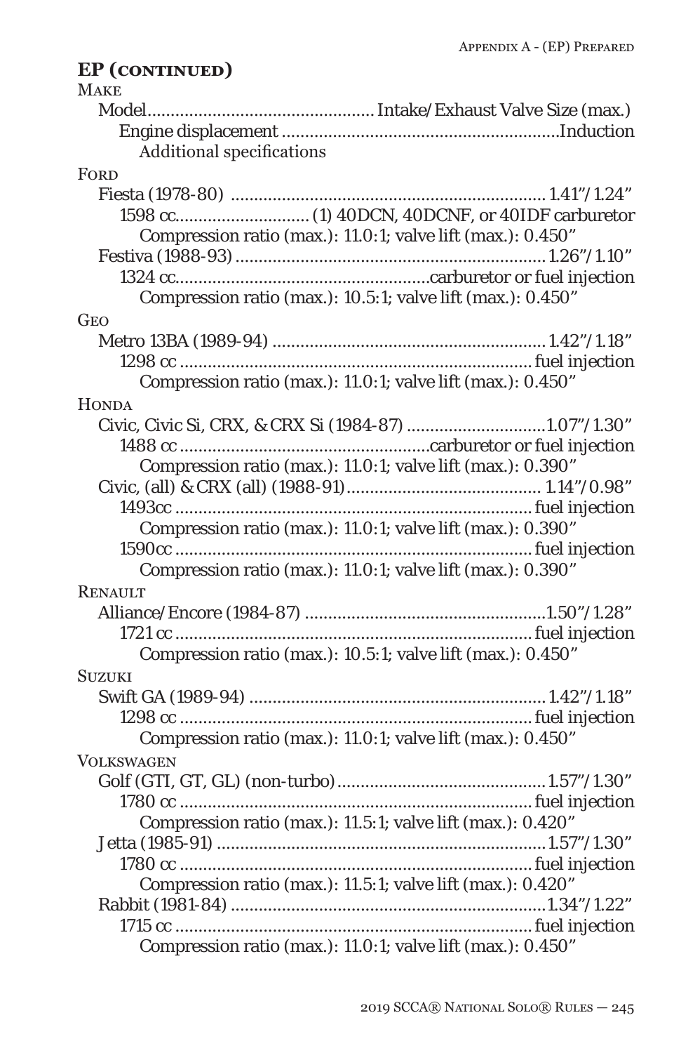## EP (continued)

**Make**
- Model............................................Intake/Exhaust Valve Size (max.)
  - Engine displacement .......................................................Induction
    - Additional specifications

**Ford**
- Fiesta (1978-80) ................................................................ 1.41"/1.24"
  - 1598 cc............................ (1) 40DCN, 40DCNF, or 40IDF carburetor
    - Compression ratio (max.): 11.0:1; valve lift (max.): 0.450"
- Festiva (1988-93) ................................................................ 1.26"/1.10"
  - 1324 cc.....................................................carburetor or fuel injection
    - Compression ratio (max.): 10.5:1; valve lift (max.): 0.450"

**Geo**
- Metro 13BA (1989-94) ........................................................ 1.42"/1.18"
  - 1298 cc ........................................................................ fuel injection
    - Compression ratio (max.): 11.0:1; valve lift (max.): 0.450"

**Honda**
- Civic, Civic Si, CRX, & CRX Si (1984-87) .............................1.07"/1.30"
  - 1488 cc ....................................................carburetor or fuel injection
    - Compression ratio (max.): 11.0:1; valve lift (max.): 0.390"
- Civic, (all) & CRX (all) (1988-91)......................................... 1.14"/0.98"
  - 1493cc ......................................................................... fuel injection
    - Compression ratio (max.): 11.0:1; valve lift (max.): 0.390"
  - 1590cc ......................................................................... fuel injection
    - Compression ratio (max.): 11.0:1; valve lift (max.): 0.390"

**Renault**
- Alliance/Encore (1984-87) ..................................................1.50"/1.28"
  - 1721 cc ........................................................................ fuel injection
    - Compression ratio (max.): 10.5:1; valve lift (max.): 0.450"

**Suzuki**
- Swift GA (1989-94) ............................................................ 1.42"/1.18"
  - 1298 cc ........................................................................ fuel injection
    - Compression ratio (max.): 11.0:1; valve lift (max.): 0.450"

**Volkswagen**
- Golf (GTI, GT, GL) (non-turbo)............................................1.57"/1.30"
  - 1780 cc ........................................................................ fuel injection
    - Compression ratio (max.): 11.5:1; valve lift (max.): 0.420"
- Jetta (1985-91) ....................................................................1.57"/1.30"
  - 1780 cc ........................................................................ fuel injection
    - Compression ratio (max.): 11.5:1; valve lift (max.): 0.420"
- Rabbit (1981-84) ..................................................................1.34"/1.22"
  - 1715 cc ........................................................................ fuel injection
    - Compression ratio (max.): 11.0:1; valve lift (max.): 0.450"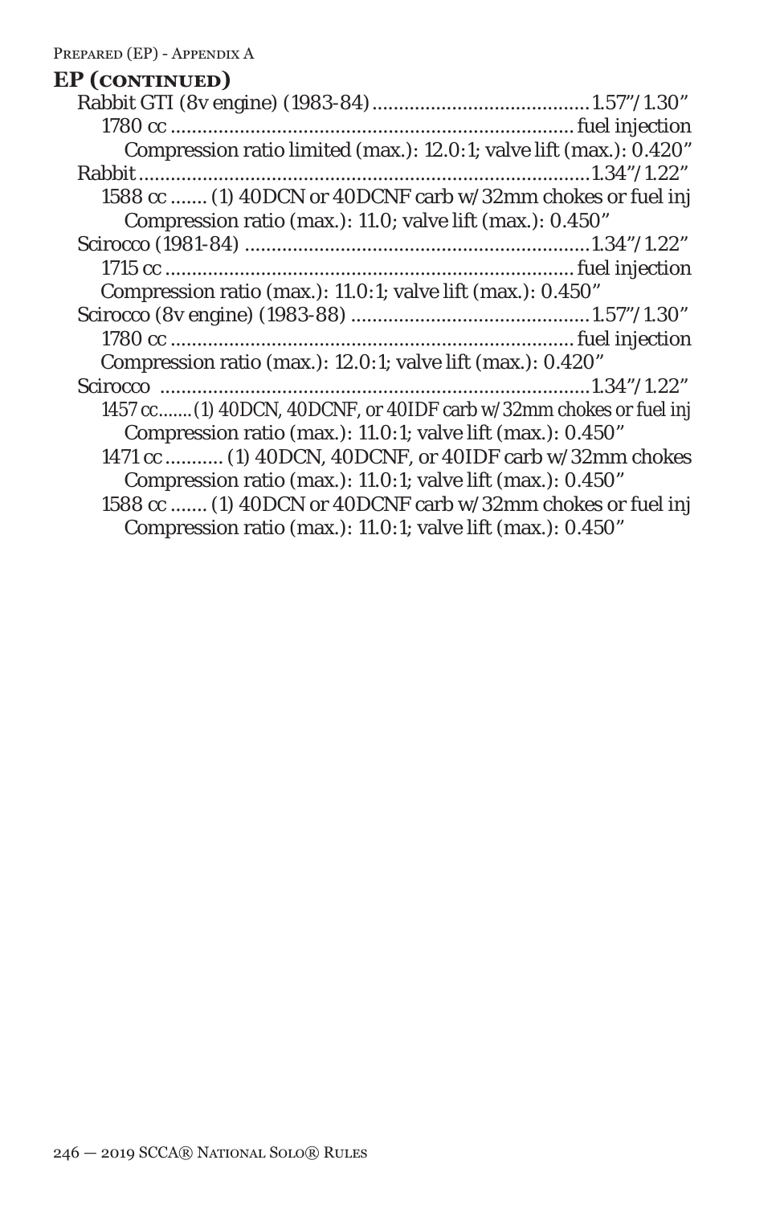## EP (continued)

Rabbit GTI (8v engine) (1983-84) ........................................ 1.57”/1.30”
- 1780 cc ........................................................................ fuel injection
  - Compression ratio limited (max.): 12.0:1; valve lift (max.): 0.420”

Rabbit .................................................................................... 1.34”/1.22”
- 1588 cc ....... (1) 40DCN or 40DCNF carb w/32mm chokes or fuel inj
  - Compression ratio (max.): 11.0; valve lift (max.): 0.450”

Scirocco (1981-84) ................................................................ 1.34”/1.22”
- 1715 cc ........................................................................ fuel injection
- Compression ratio (max.): 11.0:1; valve lift (max.): 0.450”

Scirocco (8v engine) (1983-88) ............................................ 1.57”/1.30”
- 1780 cc ........................................................................ fuel injection
- Compression ratio (max.): 12.0:1; valve lift (max.): 0.420”

Scirocco ................................................................................ 1.34”/1.22”
- 1457 cc ....... (1) 40DCN, 40DCNF, or 40IDF carb w/32mm chokes or fuel inj
  - Compression ratio (max.): 11.0:1; valve lift (max.): 0.450”
- 1471 cc ........... (1) 40DCN, 40DCNF, or 40IDF carb w/32mm chokes
  - Compression ratio (max.): 11.0:1; valve lift (max.): 0.450”
- 1588 cc ....... (1) 40DCN or 40DCNF carb w/32mm chokes or fuel inj
  - Compression ratio (max.): 11.0:1; valve lift (max.): 0.450”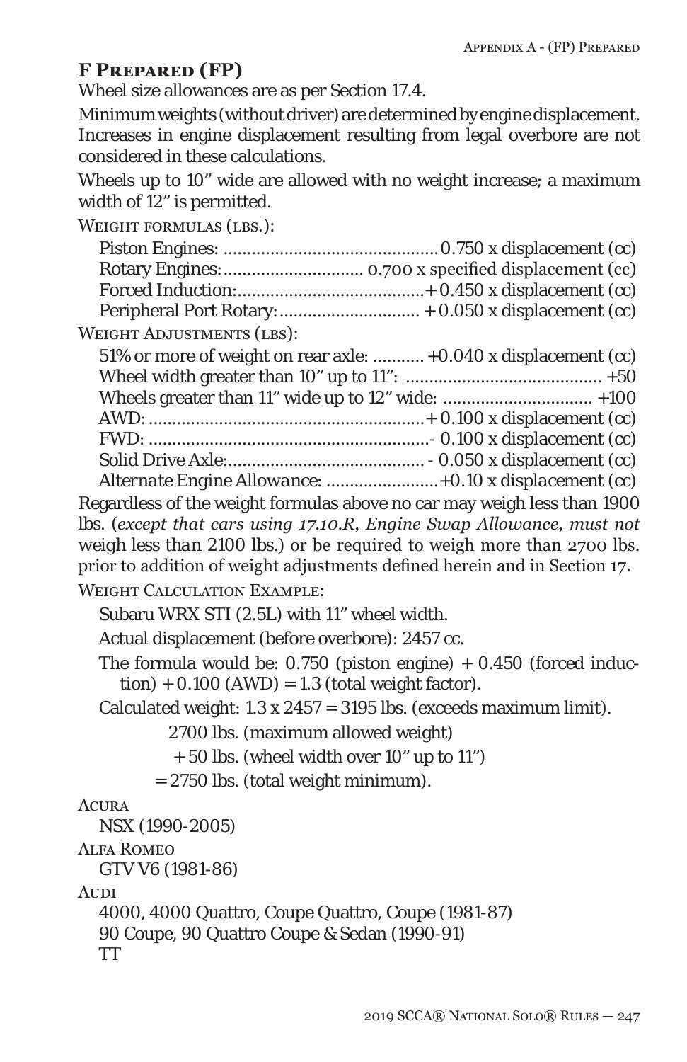## F Prepared (FP)

Wheel size allowances are as per Section 17.4.

Minimum weights (without driver) are determined by engine displacement. Increases in engine displacement resulting from legal overbore are not considered in these calculations.

Wheels up to 10" wide are allowed with no weight increase; a maximum width of 12" is permitted.

Weight formulas (lbs.):

- Piston Engines: ............................................. 0.750 x displacement (cc)
- Rotary Engines: ............................. 0.700 x specified displacement (cc)
- Forced Induction: ....................................... + 0.450 x displacement (cc)
- Peripheral Port Rotary: ............................. + 0.050 x displacement (cc)

Weight Adjustments (lbs):

- 51% or more of weight on rear axle: ........... +0.040 x displacement (cc)
- Wheel width greater than 10" up to 11": ......................................... +50
- Wheels greater than 11" wide up to 12" wide: ............................... +100
- AWD: .......................................................... + 0.100 x displacement (cc)
- FWD: ........................................................... - 0.100 x displacement (cc)
- Solid Drive Axle: ......................................... - 0.050 x displacement (cc)
- *Alternate Engine Allowance: ........................ +0.10 x displacement (cc)*

Regardless of the weight formulas above no car may weigh less than 1900 lbs. (*except that cars using 17.10.R, Engine Swap Allowance, must not* weigh less than 2100 lbs.) or be required to weigh more than 2700 lbs. prior to addition of weight adjustments defined herein and in Section 17.

Weight Calculation Example:

Subaru WRX STI (2.5L) with 11" wheel width.

Actual displacement (before overbore): 2457 cc.

The formula would be: 0.750 (piston engine) + 0.450 (forced induction) + 0.100 (AWD) = 1.3 (total weight factor).

Calculated weight: 1.3 x 2457 = 3195 lbs. (exceeds maximum limit).

2700 lbs. (maximum allowed weight)

+ 50 lbs. (wheel width over 10" up to 11")

= 2750 lbs. (total weight minimum).

Acura

NSX (1990-2005)

Alfa Romeo

GTV V6 (1981-86)

Audi

4000, 4000 Quattro, Coupe Quattro, Coupe (1981-87)

90 Coupe, 90 Quattro Coupe & Sedan (1990-91)

TT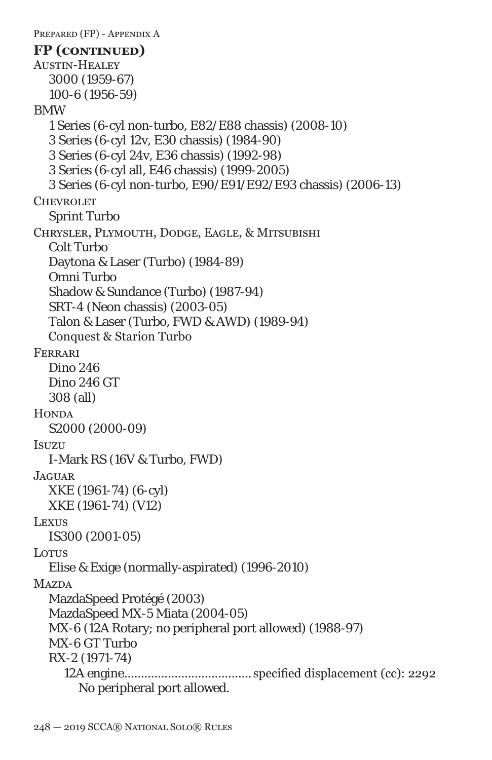## FP (continued)

Austin-Healey

- 3000 (1959-67)
- 100-6 (1956-59)

BMW

- 1 Series (6-cyl non-turbo, E82/E88 chassis) (2008-10)
- 3 Series (6-cyl 12v, E30 chassis) (1984-90)
- 3 Series (6-cyl 24v, E36 chassis) (1992-98)
- 3 Series (6-cyl all, E46 chassis) (1999-2005)
- 3 Series (6-cyl non-turbo, E90/E91/E92/E93 chassis) (2006-13)

Chevrolet

- Sprint Turbo

Chrysler, Plymouth, Dodge, Eagle, & Mitsubishi

- Colt Turbo
- Daytona & Laser (Turbo) (1984-89)
- Omni Turbo
- Shadow & Sundance (Turbo) (1987-94)
- SRT-4 (Neon chassis) (2003-05)
- Talon & Laser (Turbo, FWD & AWD) (1989-94)
- Conquest & Starion Turbo

Ferrari

- Dino 246
- Dino 246 GT
- 308 (all)

Honda

- S2000 (2000-09)

Isuzu

- I-Mark RS (16V & Turbo, FWD)

Jaguar

- XKE (1961-74) (6-cyl)
- XKE (1961-74) (V12)

Lexus

- IS300 (2001-05)

Lotus

- Elise & Exige (normally-aspirated) (1996-2010)

Mazda

- MazdaSpeed Protégé (2003)
- MazdaSpeed MX-5 Miata (2004-05)
- MX-6 (12A Rotary; no peripheral port allowed) (1988-97)
- MX-6 GT Turbo
- RX-2 (1971-74)
  - 12A engine.................................... specified displacement (cc): 2292
    - No peripheral port allowed.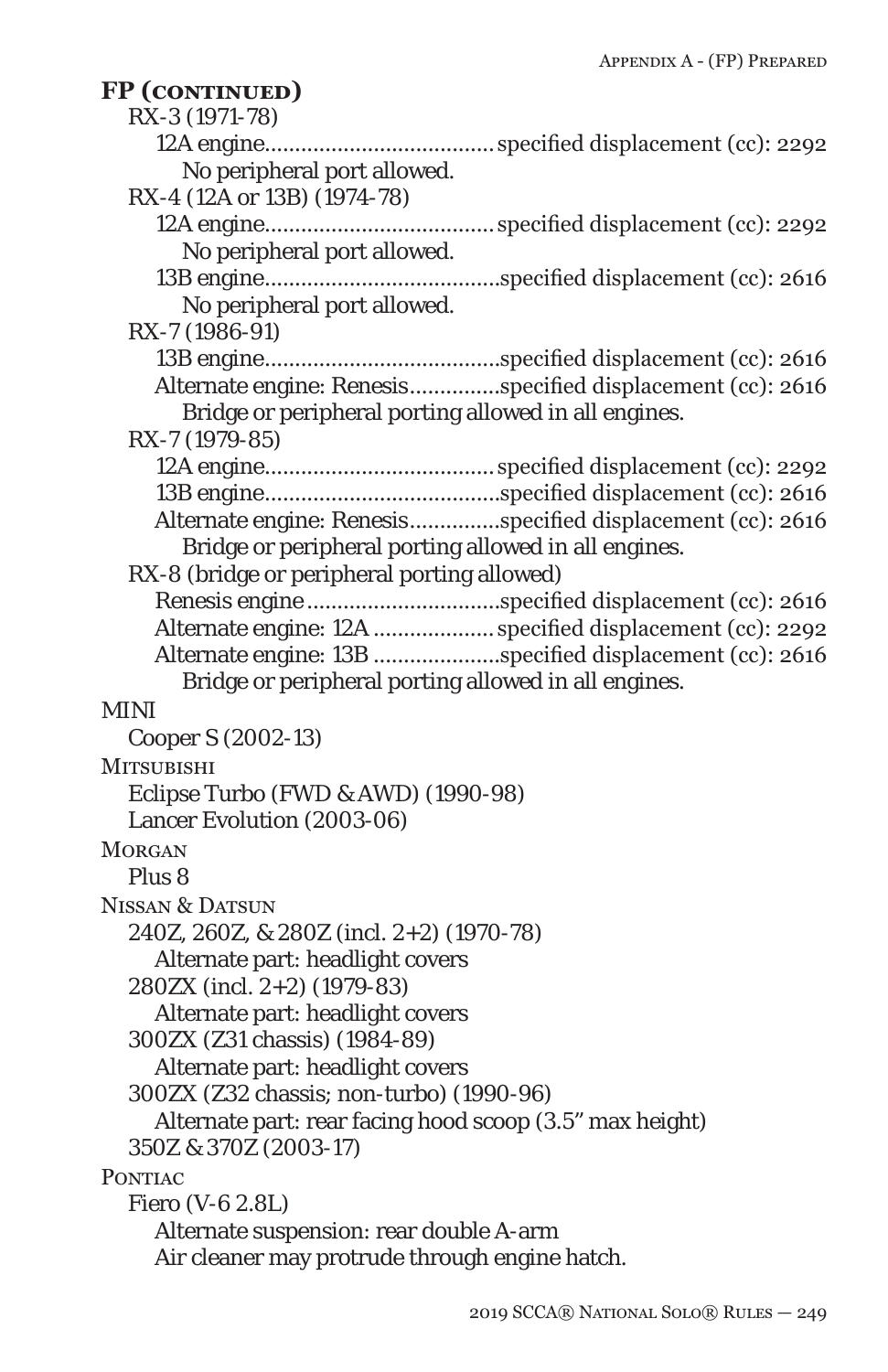## FP (continued)

- RX-3 (1971-78)
  - 12A engine....................................specified displacement (cc): 2292
    - No peripheral port allowed.
- RX-4 (12A or 13B) (1974-78)
  - 12A engine....................................specified displacement (cc): 2292
    - No peripheral port allowed.
  - 13B engine....................................specified displacement (cc): 2616
    - No peripheral port allowed.
- RX-7 (1986-91)
  - 13B engine....................................specified displacement (cc): 2616
  - Alternate engine: Renesis..............specified displacement (cc): 2616
    - Bridge or peripheral porting allowed in all engines.
- RX-7 (1979-85)
  - 12A engine....................................specified displacement (cc): 2292
  - 13B engine....................................specified displacement (cc): 2616
  - Alternate engine: Renesis..............specified displacement (cc): 2616
    - Bridge or peripheral porting allowed in all engines.
- RX-8 (bridge or peripheral porting allowed)
  - Renesis engine..............................specified displacement (cc): 2616
  - Alternate engine: 12A ...................specified displacement (cc): 2292
  - Alternate engine: 13B ...................specified displacement (cc): 2616
    - Bridge or peripheral porting allowed in all engines.

MINI

- Cooper S (2002-13)

Mitsubishi

- Eclipse Turbo (FWD & AWD) (1990-98)
- Lancer Evolution (2003-06)

Morgan

- Plus 8

Nissan & Datsun

- 240Z, 260Z, & 280Z (incl. 2+2) (1970-78)
  - Alternate part: headlight covers
- 280ZX (incl. 2+2) (1979-83)
  - Alternate part: headlight covers
- 300ZX (Z31 chassis) (1984-89)
  - Alternate part: headlight covers
- 300ZX (Z32 chassis; non-turbo) (1990-96)
  - Alternate part: rear facing hood scoop (3.5" max height)
- 350Z & 370Z (2003-17)

Pontiac

- Fiero (V-6 2.8L)
  - Alternate suspension: rear double A-arm
  - Air cleaner may protrude through engine hatch.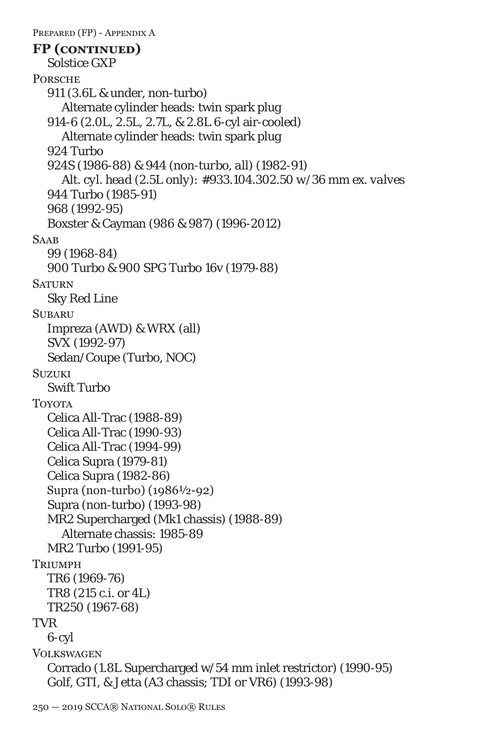## FP (continued)

Solstice GXP

Porsche

- 911 (3.6L & under, non-turbo)
  - Alternate cylinder heads: twin spark plug
- 914-6 (2.0L, 2.5L, 2.7L, & 2.8L 6-cyl air-cooled)
  - Alternate cylinder heads: twin spark plug
- 924 Turbo
- 924S (1986-88) & 944 (non-turbo, all) (1982-91)
  - *Alt. cyl. head (2.5L only): #933.104.302.50 w/36 mm ex. valves*
- 944 Turbo (1985-91)
- 968 (1992-95)
- Boxster & Cayman (986 & 987) (1996-2012)

Saab

- 99 (1968-84)
- 900 Turbo & 900 SPG Turbo 16v (1979-88)

Saturn

- Sky Red Line

Subaru

- Impreza (AWD) & WRX (all)
- SVX (1992-97)
- Sedan/Coupe (Turbo, NOC)

Suzuki

- Swift Turbo

Toyota

- Celica All-Trac (1988-89)
- Celica All-Trac (1990-93)
- Celica All-Trac (1994-99)
- Celica Supra (1979-81)
- Celica Supra (1982-86)
- Supra (non-turbo) (1986½-92)
- Supra (non-turbo) (1993-98)
- MR2 Supercharged (Mk1 chassis) (1988-89)
  - Alternate chassis: 1985-89
- MR2 Turbo (1991-95)

Triumph

- TR6 (1969-76)
- TR8 (215 c.i. or 4L)
- TR250 (1967-68)

TVR

- 6-cyl

Volkswagen

- Corrado (1.8L Supercharged w/54 mm inlet restrictor) (1990-95)
- Golf, GTI, & Jetta (A3 chassis; TDI or VR6) (1993-98)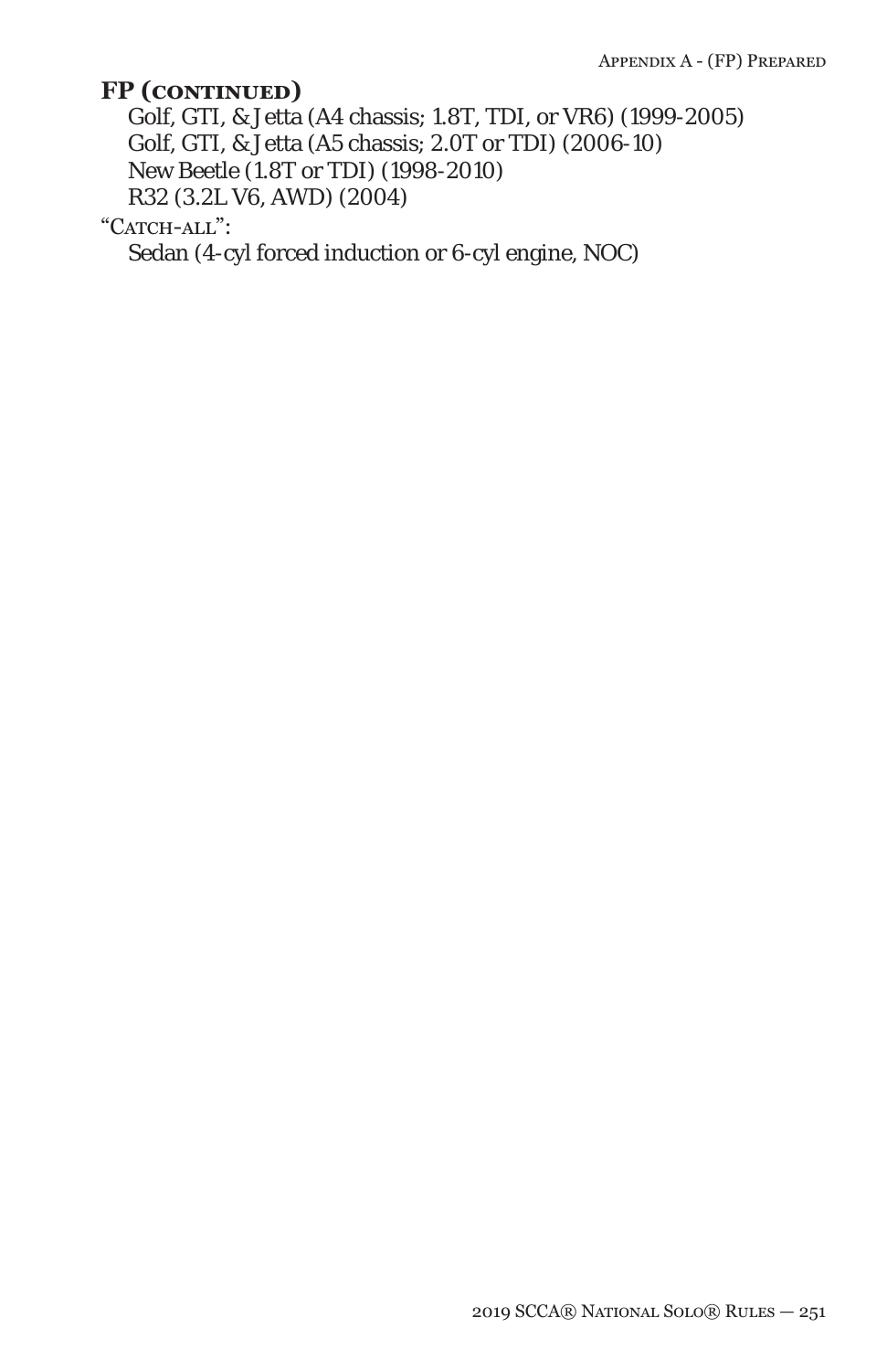**FP (continued)**

Golf, GTI, & Jetta (A4 chassis; 1.8T, TDI, or VR6) (1999-2005)
Golf, GTI, & Jetta (A5 chassis; 2.0T or TDI) (2006-10)
New Beetle (1.8T or TDI) (1998-2010)
R32 (3.2L V6, AWD) (2004)

"Catch-all":

Sedan (4-cyl forced induction or 6-cyl engine, NOC)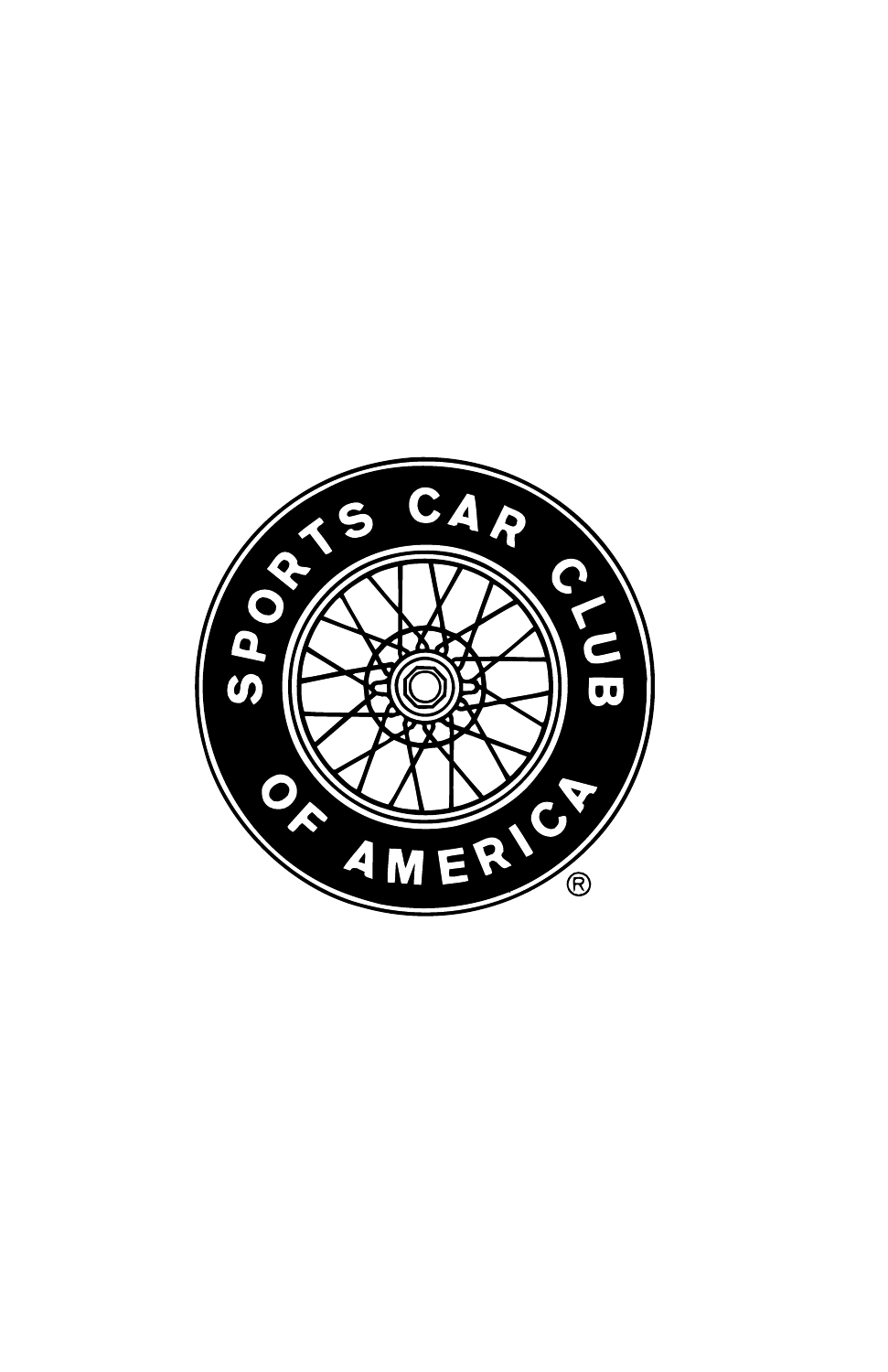SPORTS CAR CLUB OF AMERICA®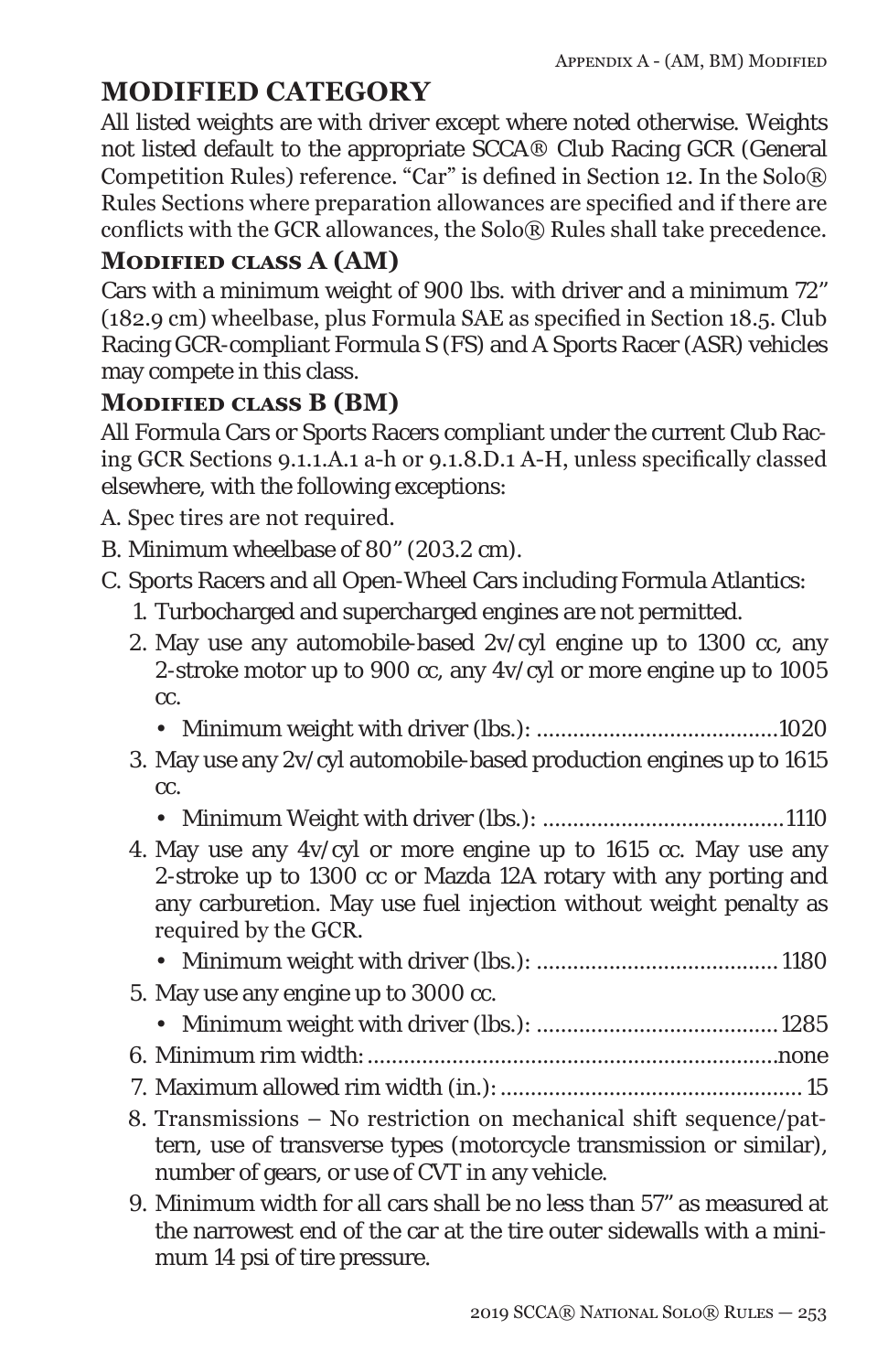## MODIFIED CATEGORY

All listed weights are with driver except where noted otherwise. Weights not listed default to the appropriate SCCA® Club Racing GCR (General Competition Rules) reference. "Car" is defined in Section 12. In the Solo® Rules Sections where preparation allowances are specified and if there are conflicts with the GCR allowances, the Solo® Rules shall take precedence.

### Modified class A (AM)

Cars with a minimum weight of 900 lbs. with driver and a minimum 72" (182.9 cm) wheelbase, plus Formula SAE as specified in Section 18.5. Club Racing GCR-compliant Formula S (FS) and A Sports Racer (ASR) vehicles may compete in this class.

### Modified class B (BM)

All Formula Cars or Sports Racers compliant under the current Club Racing GCR Sections 9.1.1.A.1 a-h or 9.1.8.D.1 A-H, unless specifically classed elsewhere, with the following exceptions:

A. Spec tires are not required.

B. Minimum wheelbase of 80" (203.2 cm).

C. Sports Racers and all Open-Wheel Cars including Formula Atlantics:

1. Turbocharged and supercharged engines are not permitted.
2. May use any automobile-based 2v/cyl engine up to 1300 cc, any 2-stroke motor up to 900 cc, any 4v/cyl or more engine up to 1005 cc.
   - Minimum weight with driver (lbs.): ........................................1020
3. May use any 2v/cyl automobile-based production engines up to 1615 cc.
   - Minimum Weight with driver (lbs.): ........................................1110
4. May use any 4v/cyl or more engine up to 1615 cc. May use any 2-stroke up to 1300 cc or Mazda 12A rotary with any porting and any carburetion. May use fuel injection without weight penalty as required by the GCR.
   - Minimum weight with driver (lbs.): ........................................1180
5. May use any engine up to 3000 cc.
   - Minimum weight with driver (lbs.): ........................................1285
6. Minimum rim width: ..................................................................none
7. Maximum allowed rim width (in.): .................................................15
8. Transmissions – No restriction on mechanical shift sequence/pattern, use of transverse types (motorcycle transmission or similar), number of gears, or use of CVT in any vehicle.
9. Minimum width for all cars shall be no less than 57" as measured at the narrowest end of the car at the tire outer sidewalls with a minimum 14 psi of tire pressure.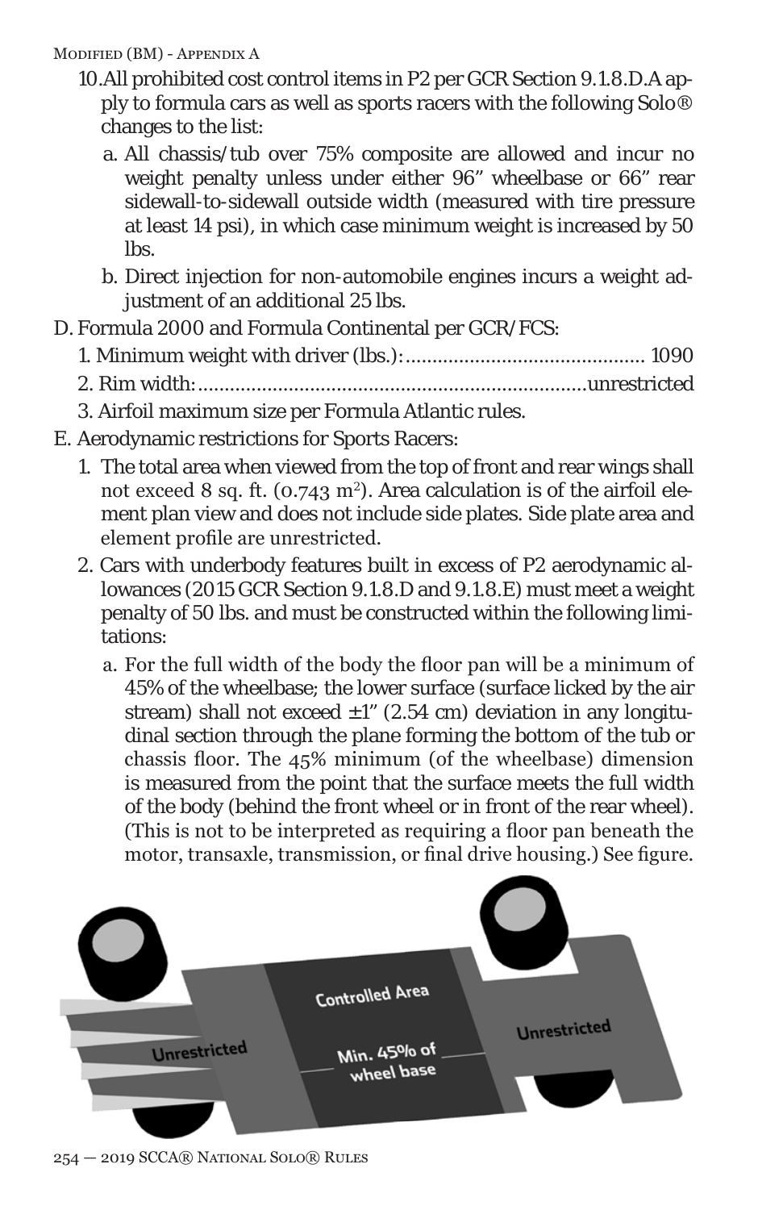10. All prohibited cost control items in P2 per GCR Section 9.1.8.D.A apply to formula cars as well as sports racers with the following Solo® changes to the list:
   a. All chassis/tub over 75% composite are allowed and incur no weight penalty unless under either 96" wheelbase or 66" rear sidewall-to-sidewall outside width (measured with tire pressure at least 14 psi), in which case minimum weight is increased by 50 lbs.
   b. Direct injection for non-automobile engines incurs a weight adjustment of an additional 25 lbs.

D. Formula 2000 and Formula Continental per GCR/FCS:
   1. Minimum weight with driver (lbs.): ............................................ 1090
   2. Rim width: ....................................................................... unrestricted
   3. Airfoil maximum size per Formula Atlantic rules.

E. Aerodynamic restrictions for Sports Racers:
   1. The total area when viewed from the top of front and rear wings shall not exceed 8 sq. ft. (0.743 $m^2$). Area calculation is of the airfoil element plan view and does not include side plates. Side plate area and element profile are unrestricted.
   2. Cars with underbody features built in excess of P2 aerodynamic allowances (2015 GCR Section 9.1.8.D and 9.1.8.E) must meet a weight penalty of 50 lbs. and must be constructed within the following limitations:
      a. For the full width of the body the floor pan will be a minimum of 45% of the wheelbase; the lower surface (surface licked by the air stream) shall not exceed ±1" (2.54 cm) deviation in any longitudinal section through the plane forming the bottom of the tub or chassis floor. The 45% minimum (of the wheelbase) dimension is measured from the point that the surface meets the full width of the body (behind the front wheel or in front of the rear wheel). (This is not to be interpreted as requiring a floor pan beneath the motor, transaxle, transmission, or final drive housing.) See figure.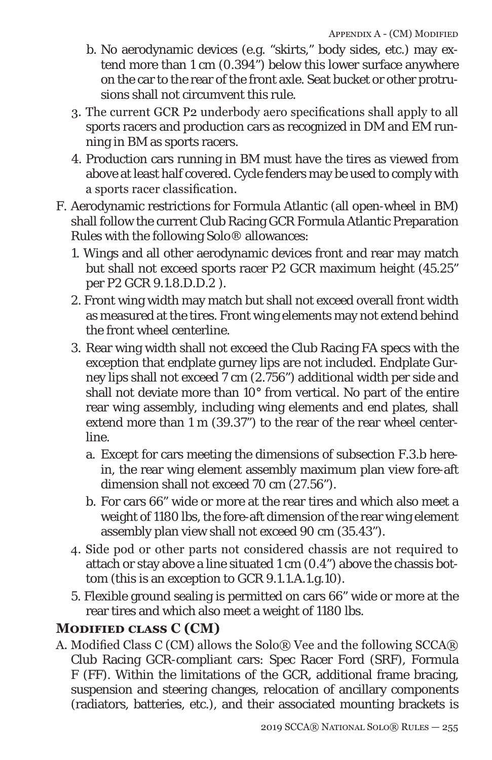b. No aerodynamic devices (e.g. "skirts," body sides, etc.) may extend more than 1 cm (0.394") below this lower surface anywhere on the car to the rear of the front axle. Seat bucket or other protrusions shall not circumvent this rule.

3. The current GCR P2 underbody aero specifications shall apply to all sports racers and production cars as recognized in DM and EM running in BM as sports racers.
4. Production cars running in BM must have the tires as viewed from above at least half covered. Cycle fenders may be used to comply with a sports racer classification.

F. Aerodynamic restrictions for Formula Atlantic (all open-wheel in BM) shall follow the current Club Racing GCR Formula Atlantic Preparation Rules with the following Solo® allowances:

1. Wings and all other aerodynamic devices front and rear may match but shall not exceed sports racer P2 GCR maximum height (45.25" per P2 GCR 9.1.8.D.D.2 ).
2. Front wing width may match but shall not exceed overall front width as measured at the tires. Front wing elements may not extend behind the front wheel centerline.
3. Rear wing width shall not exceed the Club Racing FA specs with the exception that endplate gurney lips are not included. Endplate Gurney lips shall not exceed 7 cm (2.756") additional width per side and shall not deviate more than 10° from vertical. No part of the entire rear wing assembly, including wing elements and end plates, shall extend more than 1 m (39.37") to the rear of the rear wheel centerline.
   a. Except for cars meeting the dimensions of subsection F.3.b herein, the rear wing element assembly maximum plan view fore-aft dimension shall not exceed 70 cm (27.56").
   b. For cars 66" wide or more at the rear tires and which also meet a weight of 1180 lbs, the fore-aft dimension of the rear wing element assembly plan view shall not exceed 90 cm (35.43").
4. Side pod or other parts not considered chassis are not required to attach or stay above a line situated 1 cm (0.4") above the chassis bottom (this is an exception to GCR 9.1.1.A.1.g.10).
5. Flexible ground sealing is permitted on cars 66" wide or more at the rear tires and which also meet a weight of 1180 lbs.

## Modified class C (CM)

A. Modified Class C (CM) allows the Solo® Vee and the following SCCA® Club Racing GCR-compliant cars: Spec Racer Ford (SRF), Formula F (FF). Within the limitations of the GCR, additional frame bracing, suspension and steering changes, relocation of ancillary components (radiators, batteries, etc.), and their associated mounting brackets is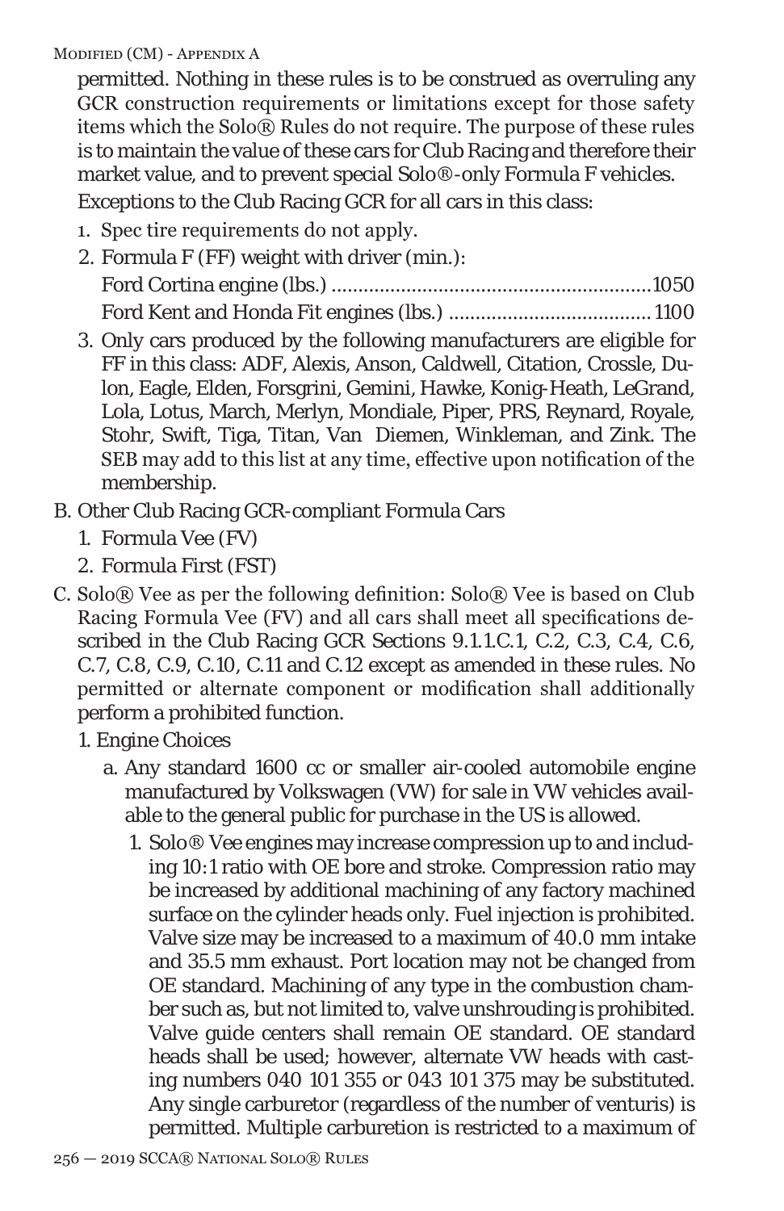permitted. Nothing in these rules is to be construed as overruling any GCR construction requirements or limitations except for those safety items which the Solo® Rules do not require. The purpose of these rules is to maintain the value of these cars for Club Racing and therefore their market value, and to prevent special Solo®-only Formula F vehicles.

Exceptions to the Club Racing GCR for all cars in this class:

1. Spec tire requirements do not apply.
2. Formula F (FF) weight with driver (min.):
   Ford Cortina engine (lbs.) ............................................................1050
   Ford Kent and Honda Fit engines (lbs.) ......................................1100
3. Only cars produced by the following manufacturers are eligible for FF in this class: ADF, Alexis, Anson, Caldwell, Citation, Crossle, Dulon, Eagle, Elden, Forsgrini, Gemini, Hawke, Konig-Heath, LeGrand, Lola, Lotus, March, Merlyn, Mondiale, Piper, PRS, Reynard, Royale, Stohr, Swift, Tiga, Titan, Van Diemen, Winkleman, and Zink. The SEB may add to this list at any time, effective upon notification of the membership.

B. Other Club Racing GCR-compliant Formula Cars
   1. Formula Vee (FV)
   2. Formula First (FST)

C. Solo® Vee as per the following definition: Solo® Vee is based on Club Racing Formula Vee (FV) and all cars shall meet all specifications described in the Club Racing GCR Sections 9.1.1.C.1, C.2, C.3, C.4, C.6, C.7, C.8, C.9, C.10, C.11 and C.12 except as amended in these rules. No permitted or alternate component or modification shall additionally perform a prohibited function.
   1. Engine Choices
      a. Any standard 1600 cc or smaller air-cooled automobile engine manufactured by Volkswagen (VW) for sale in VW vehicles available to the general public for purchase in the US is allowed.
         1. Solo® Vee engines may increase compression up to and including 10:1 ratio with OE bore and stroke. Compression ratio may be increased by additional machining of any factory machined surface on the cylinder heads only. Fuel injection is prohibited. Valve size may be increased to a maximum of 40.0 mm intake and 35.5 mm exhaust. Port location may not be changed from OE standard. Machining of any type in the combustion chamber such as, but not limited to, valve unshrouding is prohibited. Valve guide centers shall remain OE standard. OE standard heads shall be used; however, alternate VW heads with casting numbers 040 101 355 or 043 101 375 may be substituted. Any single carburetor (regardless of the number of venturis) is permitted. Multiple carburetion is restricted to a maximum of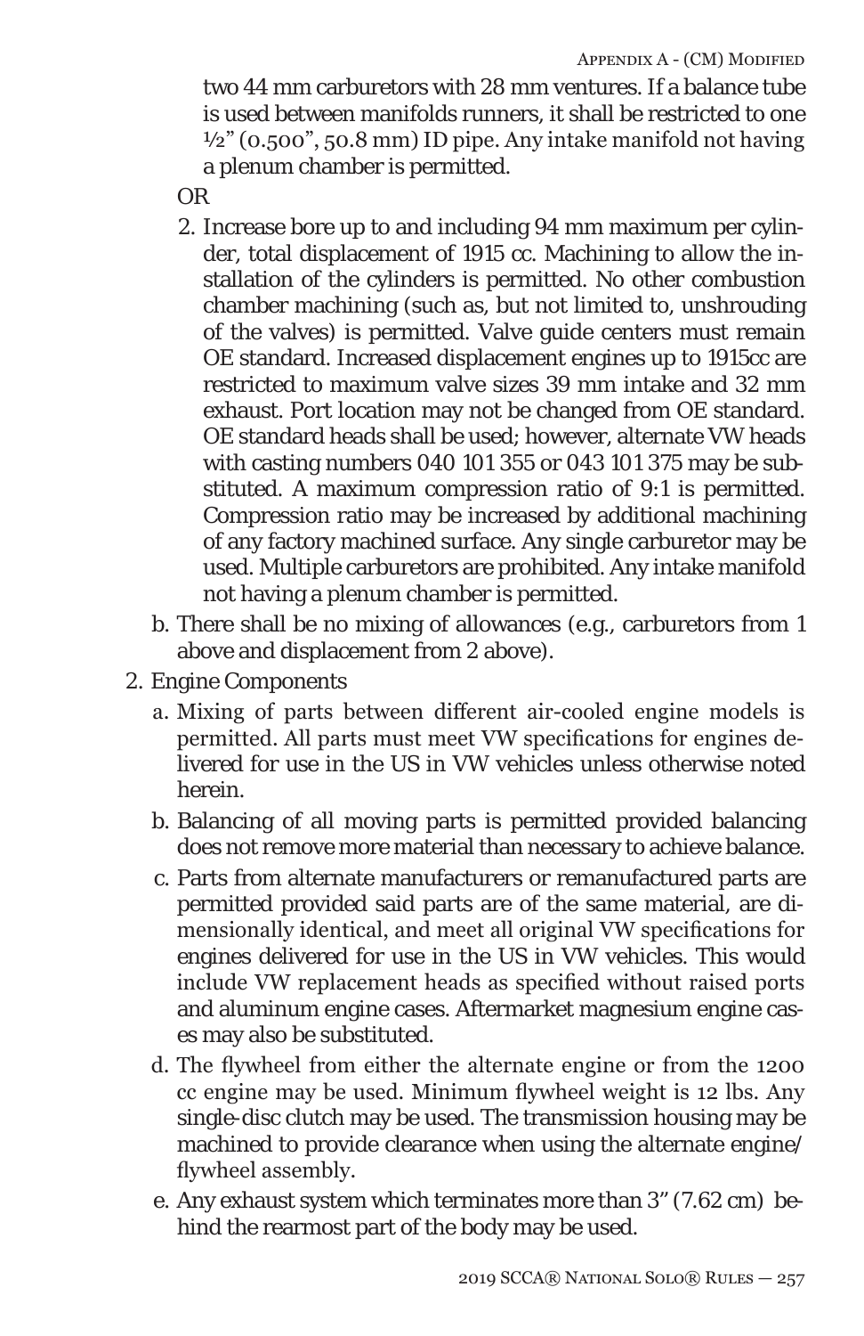two 44 mm carburetors with 28 mm ventures. If a balance tube is used between manifolds runners, it shall be restricted to one ½" (0.500", 50.8 mm) ID pipe. Any intake manifold not having a plenum chamber is permitted.

OR

2. Increase bore up to and including 94 mm maximum per cylinder, total displacement of 1915 cc. Machining to allow the installation of the cylinders is permitted. No other combustion chamber machining (such as, but not limited to, unshrouding of the valves) is permitted. Valve guide centers must remain OE standard. Increased displacement engines up to 1915cc are restricted to maximum valve sizes 39 mm intake and 32 mm exhaust. Port location may not be changed from OE standard. OE standard heads shall be used; however, alternate VW heads with casting numbers 040 101 355 or 043 101 375 may be substituted. A maximum compression ratio of 9:1 is permitted. Compression ratio may be increased by additional machining of any factory machined surface. Any single carburetor may be used. Multiple carburetors are prohibited. Any intake manifold not having a plenum chamber is permitted.

b. There shall be no mixing of allowances (e.g., carburetors from 1 above and displacement from 2 above).

2. Engine Components
   a. Mixing of parts between different air-cooled engine models is permitted. All parts must meet VW specifications for engines delivered for use in the US in VW vehicles unless otherwise noted herein.
   b. Balancing of all moving parts is permitted provided balancing does not remove more material than necessary to achieve balance.
   c. Parts from alternate manufacturers or remanufactured parts are permitted provided said parts are of the same material, are dimensionally identical, and meet all original VW specifications for engines delivered for use in the US in VW vehicles. This would include VW replacement heads as specified without raised ports and aluminum engine cases. Aftermarket magnesium engine cases may also be substituted.
   d. The flywheel from either the alternate engine or from the 1200 cc engine may be used. Minimum flywheel weight is 12 lbs. Any single-disc clutch may be used. The transmission housing may be machined to provide clearance when using the alternate engine/flywheel assembly.
   e. Any exhaust system which terminates more than 3" (7.62 cm) behind the rearmost part of the body may be used.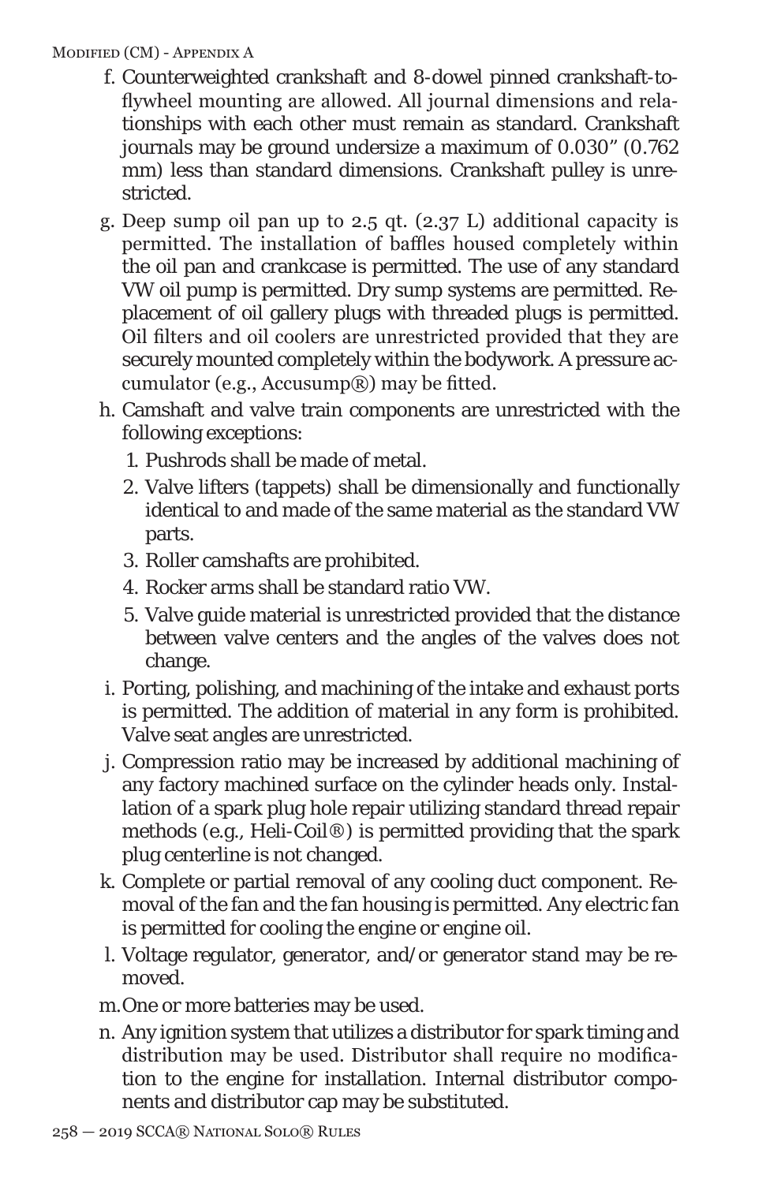f. Counterweighted crankshaft and 8-dowel pinned crankshaft-to-flywheel mounting are allowed. All journal dimensions and relationships with each other must remain as standard. Crankshaft journals may be ground undersize a maximum of 0.030" (0.762 mm) less than standard dimensions. Crankshaft pulley is unrestricted.

g. Deep sump oil pan up to 2.5 qt. (2.37 L) additional capacity is permitted. The installation of baffles housed completely within the oil pan and crankcase is permitted. The use of any standard VW oil pump is permitted. Dry sump systems are permitted. Replacement of oil gallery plugs with threaded plugs is permitted. Oil filters and oil coolers are unrestricted provided that they are securely mounted completely within the bodywork. A pressure accumulator (e.g., Accusump®) may be fitted.

h. Camshaft and valve train components are unrestricted with the following exceptions:
   1. Pushrods shall be made of metal.
   2. Valve lifters (tappets) shall be dimensionally and functionally identical to and made of the same material as the standard VW parts.
   3. Roller camshafts are prohibited.
   4. Rocker arms shall be standard ratio VW.
   5. Valve guide material is unrestricted provided that the distance between valve centers and the angles of the valves does not change.

i. Porting, polishing, and machining of the intake and exhaust ports is permitted. The addition of material in any form is prohibited. Valve seat angles are unrestricted.

j. Compression ratio may be increased by additional machining of any factory machined surface on the cylinder heads only. Installation of a spark plug hole repair utilizing standard thread repair methods (e.g., Heli-Coil®) is permitted providing that the spark plug centerline is not changed.

k. Complete or partial removal of any cooling duct component. Removal of the fan and the fan housing is permitted. Any electric fan is permitted for cooling the engine or engine oil.

l. Voltage regulator, generator, and/or generator stand may be removed.

m. One or more batteries may be used.

n. Any ignition system that utilizes a distributor for spark timing and distribution may be used. Distributor shall require no modification to the engine for installation. Internal distributor components and distributor cap may be substituted.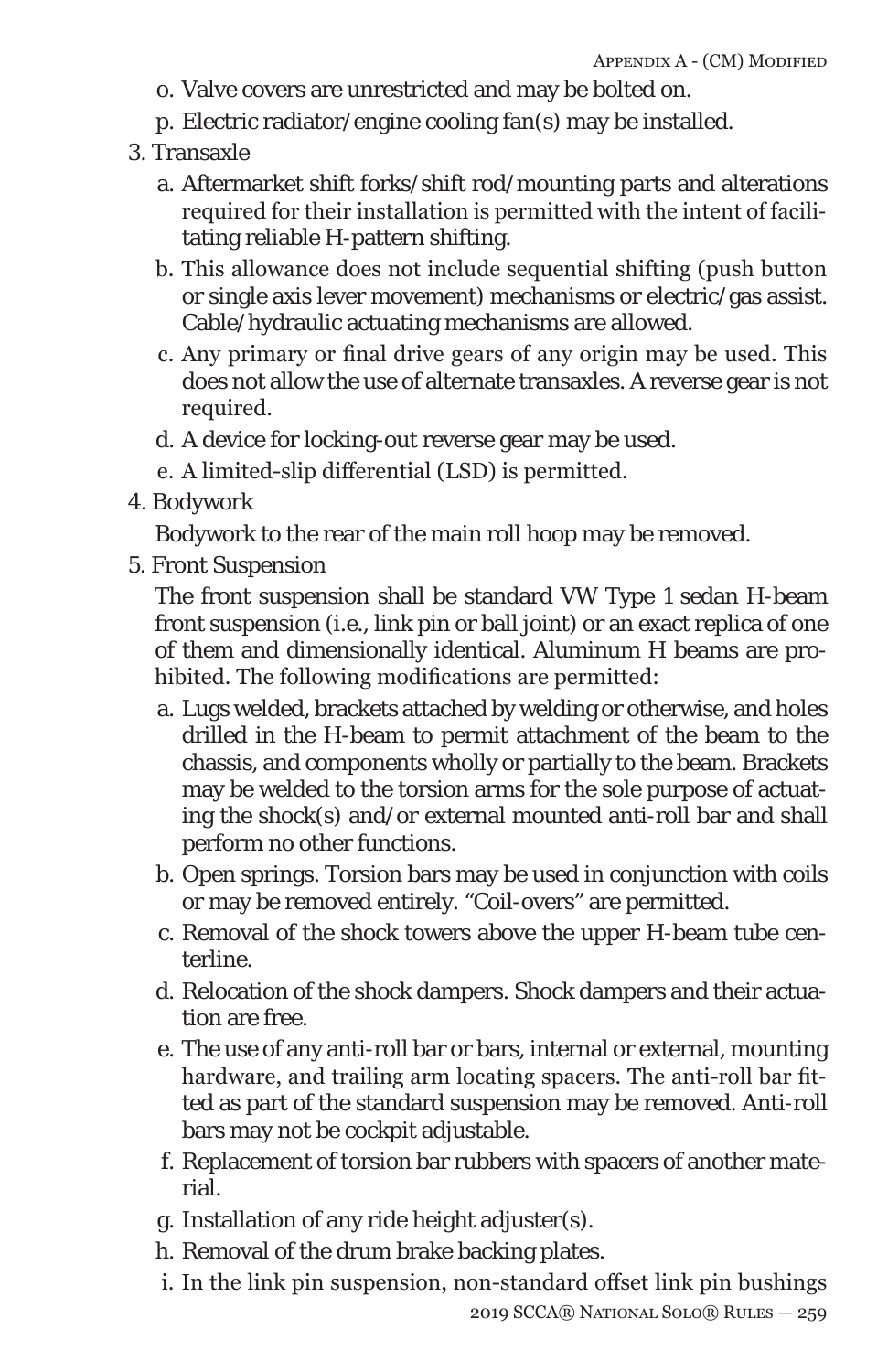o. Valve covers are unrestricted and may be bolted on.
   p. Electric radiator/engine cooling fan(s) may be installed.

3. Transaxle
   a. Aftermarket shift forks/shift rod/mounting parts and alterations required for their installation is permitted with the intent of facilitating reliable H-pattern shifting.
   b. This allowance does not include sequential shifting (push button or single axis lever movement) mechanisms or electric/gas assist. Cable/hydraulic actuating mechanisms are allowed.
   c. Any primary or final drive gears of any origin may be used. This does not allow the use of alternate transaxles. A reverse gear is not required.
   d. A device for locking-out reverse gear may be used.
   e. A limited-slip differential (LSD) is permitted.

4. Bodywork

   Bodywork to the rear of the main roll hoop may be removed.

5. Front Suspension

   The front suspension shall be standard VW Type 1 sedan H-beam front suspension (i.e., link pin or ball joint) or an exact replica of one of them and dimensionally identical. Aluminum H beams are prohibited. The following modifications are permitted:

   a. Lugs welded, brackets attached by welding or otherwise, and holes drilled in the H-beam to permit attachment of the beam to the chassis, and components wholly or partially to the beam. Brackets may be welded to the torsion arms for the sole purpose of actuating the shock(s) and/or external mounted anti-roll bar and shall perform no other functions.
   b. Open springs. Torsion bars may be used in conjunction with coils or may be removed entirely. “Coil-overs” are permitted.
   c. Removal of the shock towers above the upper H-beam tube centerline.
   d. Relocation of the shock dampers. Shock dampers and their actuation are free.
   e. The use of any anti-roll bar or bars, internal or external, mounting hardware, and trailing arm locating spacers. The anti-roll bar fitted as part of the standard suspension may be removed. Anti-roll bars may not be cockpit adjustable.
   f. Replacement of torsion bar rubbers with spacers of another material.
   g. Installation of any ride height adjuster(s).
   h. Removal of the drum brake backing plates.
   i. In the link pin suspension, non-standard offset link pin bushings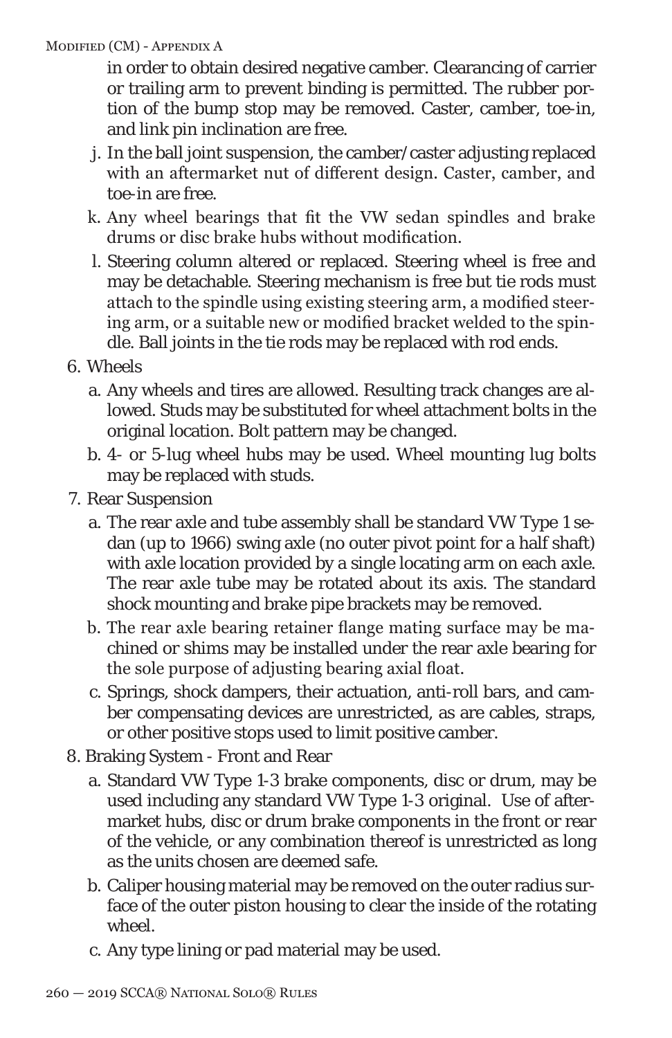in order to obtain desired negative camber. Clearancing of carrier or trailing arm to prevent binding is permitted. The rubber portion of the bump stop may be removed. Caster, camber, toe-in, and link pin inclination are free.

   j. In the ball joint suspension, the camber/caster adjusting replaced with an aftermarket nut of different design. Caster, camber, and toe-in are free.
   k. Any wheel bearings that fit the VW sedan spindles and brake drums or disc brake hubs without modification.
   l. Steering column altered or replaced. Steering wheel is free and may be detachable. Steering mechanism is free but tie rods must attach to the spindle using existing steering arm, a modified steering arm, or a suitable new or modified bracket welded to the spindle. Ball joints in the tie rods may be replaced with rod ends.

6. Wheels
   a. Any wheels and tires are allowed. Resulting track changes are allowed. Studs may be substituted for wheel attachment bolts in the original location. Bolt pattern may be changed.
   b. 4- or 5-lug wheel hubs may be used. Wheel mounting lug bolts may be replaced with studs.

7. Rear Suspension
   a. The rear axle and tube assembly shall be standard VW Type 1 sedan (up to 1966) swing axle (no outer pivot point for a half shaft) with axle location provided by a single locating arm on each axle. The rear axle tube may be rotated about its axis. The standard shock mounting and brake pipe brackets may be removed.
   b. The rear axle bearing retainer flange mating surface may be machined or shims may be installed under the rear axle bearing for the sole purpose of adjusting bearing axial float.
   c. Springs, shock dampers, their actuation, anti-roll bars, and camber compensating devices are unrestricted, as are cables, straps, or other positive stops used to limit positive camber.

8. Braking System - Front and Rear
   a. Standard VW Type 1-3 brake components, disc or drum, may be used including any standard VW Type 1-3 original. Use of aftermarket hubs, disc or drum brake components in the front or rear of the vehicle, or any combination thereof is unrestricted as long as the units chosen are deemed safe.
   b. Caliper housing material may be removed on the outer radius surface of the outer piston housing to clear the inside of the rotating wheel.
   c. Any type lining or pad material may be used.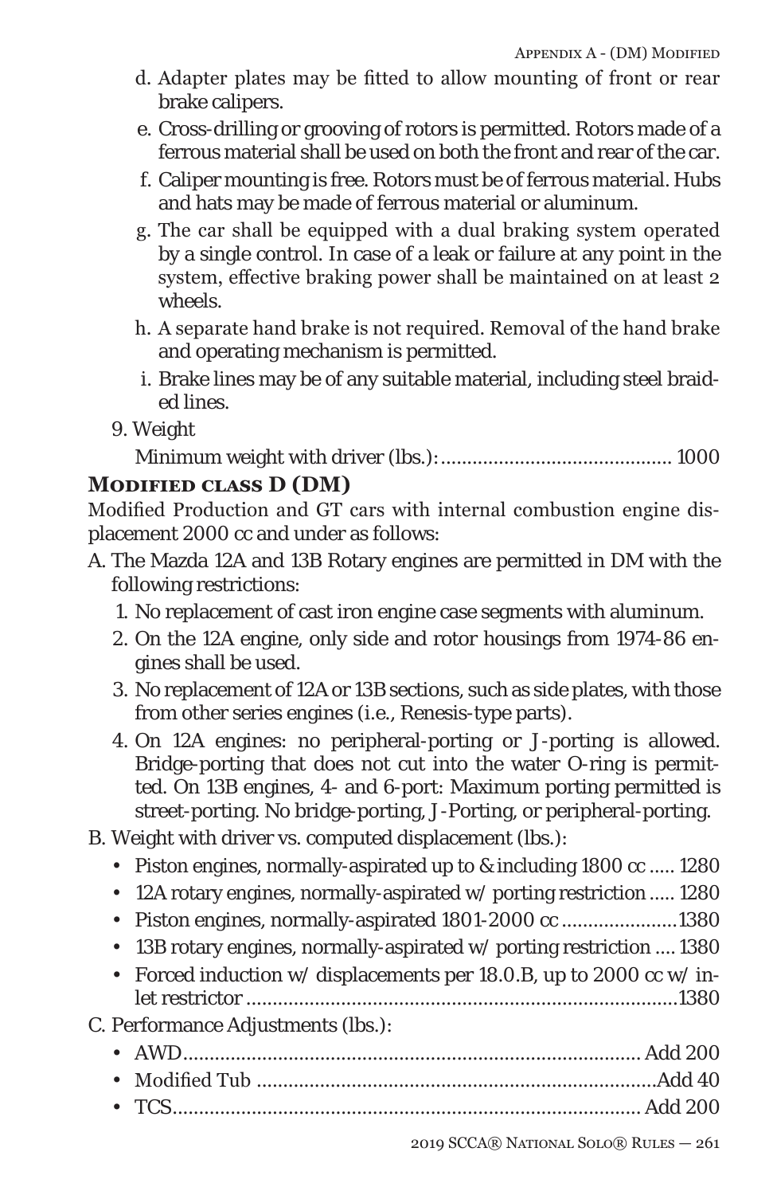d. Adapter plates may be fitted to allow mounting of front or rear brake calipers.

e. Cross-drilling or grooving of rotors is permitted. Rotors made of a ferrous material shall be used on both the front and rear of the car.

f. Caliper mounting is free. Rotors must be of ferrous material. Hubs and hats may be made of ferrous material or aluminum.

g. The car shall be equipped with a dual braking system operated by a single control. In case of a leak or failure at any point in the system, effective braking power shall be maintained on at least 2 wheels.

h. A separate hand brake is not required. Removal of the hand brake and operating mechanism is permitted.

i. Brake lines may be of any suitable material, including steel braided lines.

9. Weight

Minimum weight with driver (lbs.): .......................................... 1000

### Modified class D (DM)

Modified Production and GT cars with internal combustion engine displacement 2000 cc and under as follows:

A. The Mazda 12A and 13B Rotary engines are permitted in DM with the following restrictions:

1. No replacement of cast iron engine case segments with aluminum.
2. On the 12A engine, only side and rotor housings from 1974-86 engines shall be used.
3. No replacement of 12A or 13B sections, such as side plates, with those from other series engines (i.e., Renesis-type parts).
4. On 12A engines: no peripheral-porting or J-porting is allowed. Bridge-porting that does not cut into the water O-ring is permitted. On 13B engines, 4- and 6-port: Maximum porting permitted is street-porting. No bridge-porting, J-Porting, or peripheral-porting.

B. Weight with driver vs. computed displacement (lbs.):

- Piston engines, normally-aspirated up to & including 1800 cc ..... 1280
- 12A rotary engines, normally-aspirated w/ porting restriction ..... 1280
- Piston engines, normally-aspirated 1801-2000 cc ......................1380
- 13B rotary engines, normally-aspirated w/ porting restriction .... 1380
- Forced induction w/ displacements per 18.0.B, up to 2000 cc w/ inlet restrictor ...................................................................................1380

C. Performance Adjustments (lbs.):

- AWD...................................................................................... Add 200
- Modified Tub ..........................................................................Add 40
- TCS........................................................................................ Add 200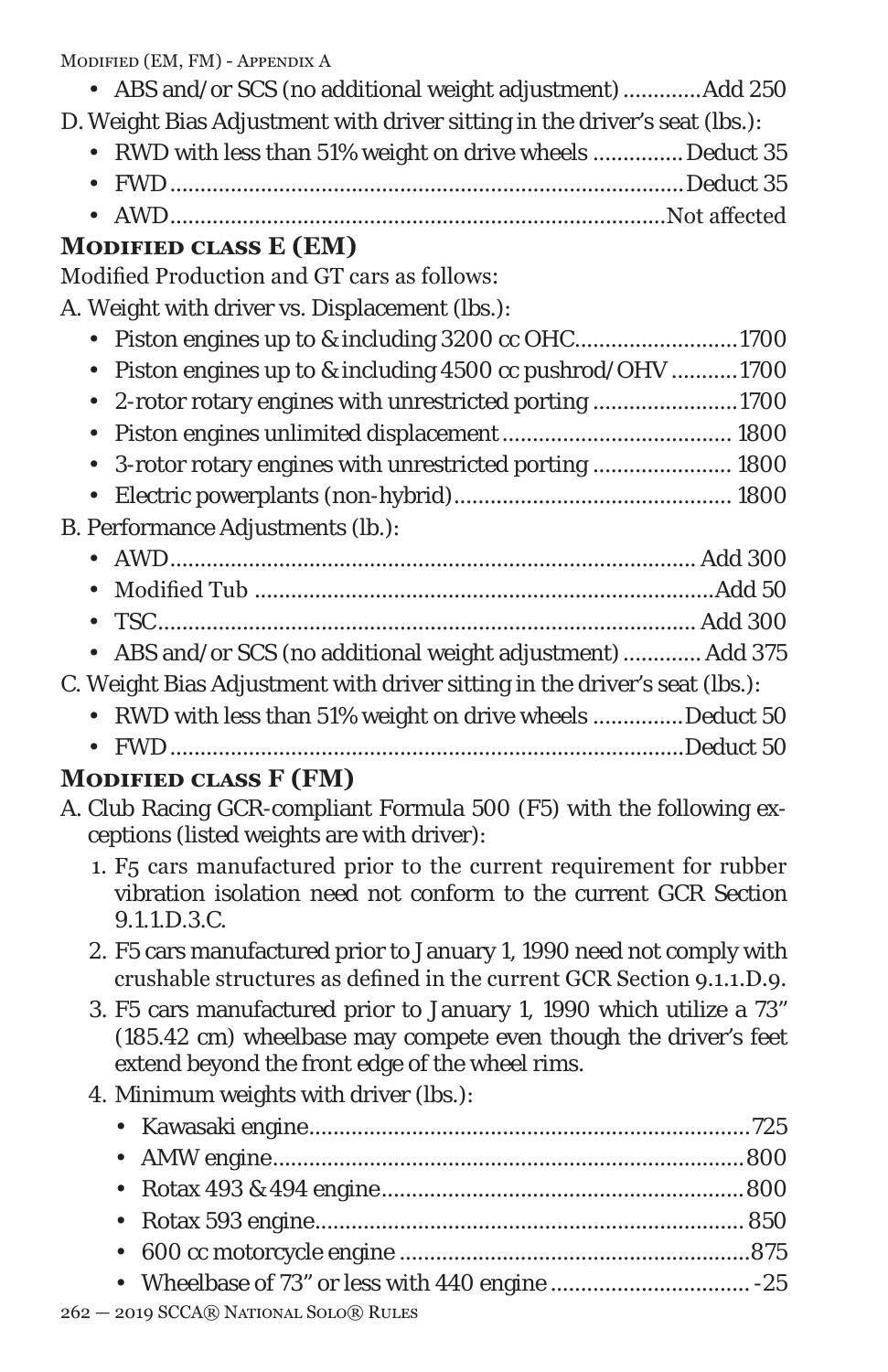- ABS and/or SCS (no additional weight adjustment) ............Add 250

D. Weight Bias Adjustment with driver sitting in the driver's seat (lbs.):

- RWD with less than 51% weight on drive wheels ..............Deduct 35
- FWD..................................................................................Deduct 35
- AWD...............................................................................Not affected

### Modified class E (EM)

Modified Production and GT cars as follows:

A. Weight with driver vs. Displacement (lbs.):

- Piston engines up to & including 3200 cc OHC..........................1700
- Piston engines up to & including 4500 cc pushrod/OHV ...........1700
- 2-rotor rotary engines with unrestricted porting ........................1700
- Piston engines unlimited displacement....................................... 1800
- 3-rotor rotary engines with unrestricted porting ....................... 1800
- Electric powerplants (non-hybrid)............................................. 1800

B. Performance Adjustments (lb.):

- AWD..................................................................................... Add 300
- Modified Tub ..........................................................................Add 50
- TSC........................................................................................ Add 300
- ABS and/or SCS (no additional weight adjustment) ............ Add 375

C. Weight Bias Adjustment with driver sitting in the driver's seat (lbs.):

- RWD with less than 51% weight on drive wheels ..............Deduct 50
- FWD..................................................................................Deduct 50

### Modified class F (FM)

A. Club Racing GCR-compliant Formula 500 (F5) with the following exceptions (listed weights are with driver):

1. F5 cars manufactured prior to the current requirement for rubber vibration isolation need not conform to the current GCR Section 9.1.1.D.3.C.
2. F5 cars manufactured prior to January 1, 1990 need not comply with crushable structures as defined in the current GCR Section 9.1.1.D.9.
3. F5 cars manufactured prior to January 1, 1990 which utilize a 73" (185.42 cm) wheelbase may compete even though the driver's feet extend beyond the front edge of the wheel rims.
4. Minimum weights with driver (lbs.):
   - Kawasaki engine.......................................................................725
   - AMW engine.............................................................................800
   - Rotax 493 & 494 engine...........................................................800
   - Rotax 593 engine..................................................................... 850
   - 600 cc motorcycle engine .........................................................875
   - Wheelbase of 73" or less with 440 engine ................................ -25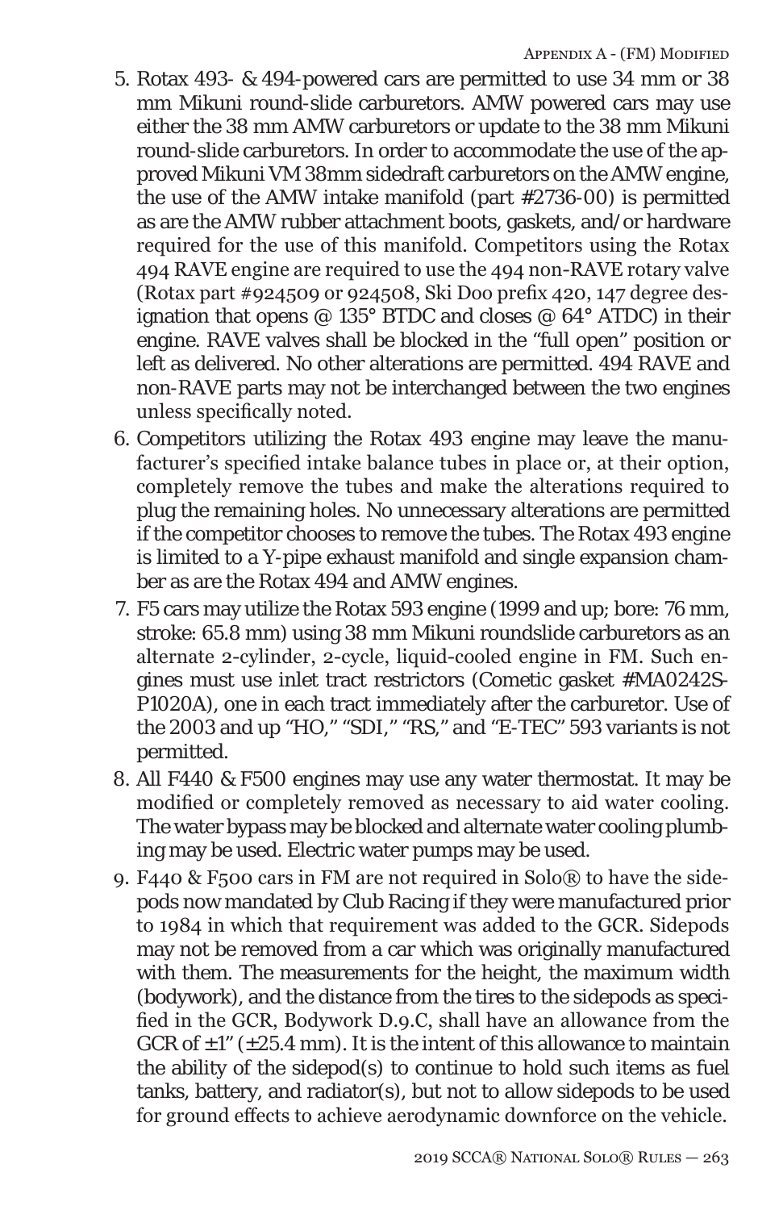5. Rotax 493- & 494-powered cars are permitted to use 34 mm or 38 mm Mikuni round-slide carburetors. AMW powered cars may use either the 38 mm AMW carburetors or update to the 38 mm Mikuni round-slide carburetors. In order to accommodate the use of the approved Mikuni VM 38mm sidedraft carburetors on the AMW engine, the use of the AMW intake manifold (part #2736-00) is permitted as are the AMW rubber attachment boots, gaskets, and/or hardware required for the use of this manifold. Competitors using the Rotax 494 RAVE engine are required to use the 494 non-RAVE rotary valve (Rotax part #924509 or 924508, Ski Doo prefix 420, 147 degree designation that opens @ 135° BTDC and closes @ 64° ATDC) in their engine. RAVE valves shall be blocked in the "full open" position or left as delivered. No other alterations are permitted. 494 RAVE and non-RAVE parts may not be interchanged between the two engines unless specifically noted.
6. Competitors utilizing the Rotax 493 engine may leave the manufacturer's specified intake balance tubes in place or, at their option, completely remove the tubes and make the alterations required to plug the remaining holes. No unnecessary alterations are permitted if the competitor chooses to remove the tubes. The Rotax 493 engine is limited to a Y-pipe exhaust manifold and single expansion chamber as are the Rotax 494 and AMW engines.
7. F5 cars may utilize the Rotax 593 engine (1999 and up; bore: 76 mm, stroke: 65.8 mm) using 38 mm Mikuni roundslide carburetors as an alternate 2-cylinder, 2-cycle, liquid-cooled engine in FM. Such engines must use inlet tract restrictors (Cometic gasket #MA0242S-P1020A), one in each tract immediately after the carburetor. Use of the 2003 and up "HO," "SDI," "RS," and "E-TEC" 593 variants is not permitted.
8. All F440 & F500 engines may use any water thermostat. It may be modified or completely removed as necessary to aid water cooling. The water bypass may be blocked and alternate water cooling plumbing may be used. Electric water pumps may be used.
9. F440 & F500 cars in FM are not required in Solo® to have the sidepods now mandated by Club Racing if they were manufactured prior to 1984 in which that requirement was added to the GCR. Sidepods may not be removed from a car which was originally manufactured with them. The measurements for the height, the maximum width (bodywork), and the distance from the tires to the sidepods as specified in the GCR, Bodywork D.9.C, shall have an allowance from the GCR of ±1" (±25.4 mm). It is the intent of this allowance to maintain the ability of the sidepod(s) to continue to hold such items as fuel tanks, battery, and radiator(s), but not to allow sidepods to be used for ground effects to achieve aerodynamic downforce on the vehicle.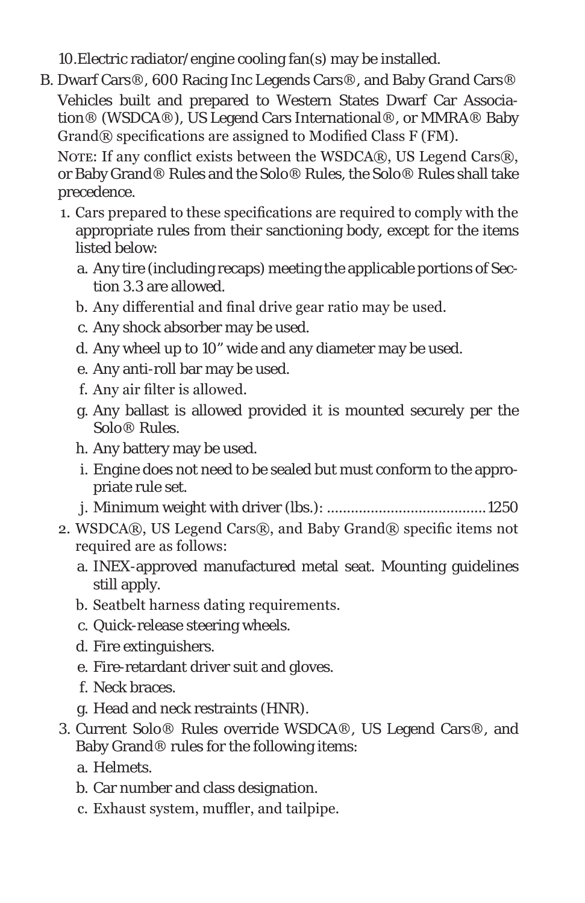10. Electric radiator/engine cooling fan(s) may be installed.

B. Dwarf Cars®, 600 Racing Inc Legends Cars®, and Baby Grand Cars®

Vehicles built and prepared to Western States Dwarf Car Association® (WSDCA®), US Legend Cars International®, or MMRA® Baby Grand® specifications are assigned to Modified Class F (FM).

Note: If any conflict exists between the WSDCA®, US Legend Cars®, or Baby Grand® Rules and the Solo® Rules, the Solo® Rules shall take precedence.

1. Cars prepared to these specifications are required to comply with the appropriate rules from their sanctioning body, except for the items listed below:
   a. Any tire (including recaps) meeting the applicable portions of Section 3.3 are allowed.
   b. Any differential and final drive gear ratio may be used.
   c. Any shock absorber may be used.
   d. Any wheel up to 10" wide and any diameter may be used.
   e. Any anti-roll bar may be used.
   f. Any air filter is allowed.
   g. Any ballast is allowed provided it is mounted securely per the Solo® Rules.
   h. Any battery may be used.
   i. Engine does not need to be sealed but must conform to the appropriate rule set.
   j. Minimum weight with driver (lbs.): ........................................ 1250
2. WSDCA®, US Legend Cars®, and Baby Grand® specific items not required are as follows:
   a. INEX-approved manufactured metal seat. Mounting guidelines still apply.
   b. Seatbelt harness dating requirements.
   c. Quick-release steering wheels.
   d. Fire extinguishers.
   e. Fire-retardant driver suit and gloves.
   f. Neck braces.
   g. Head and neck restraints (HNR).
3. Current Solo® Rules override WSDCA®, US Legend Cars®, and Baby Grand® rules for the following items:
   a. Helmets.
   b. Car number and class designation.
   c. Exhaust system, muffler, and tailpipe.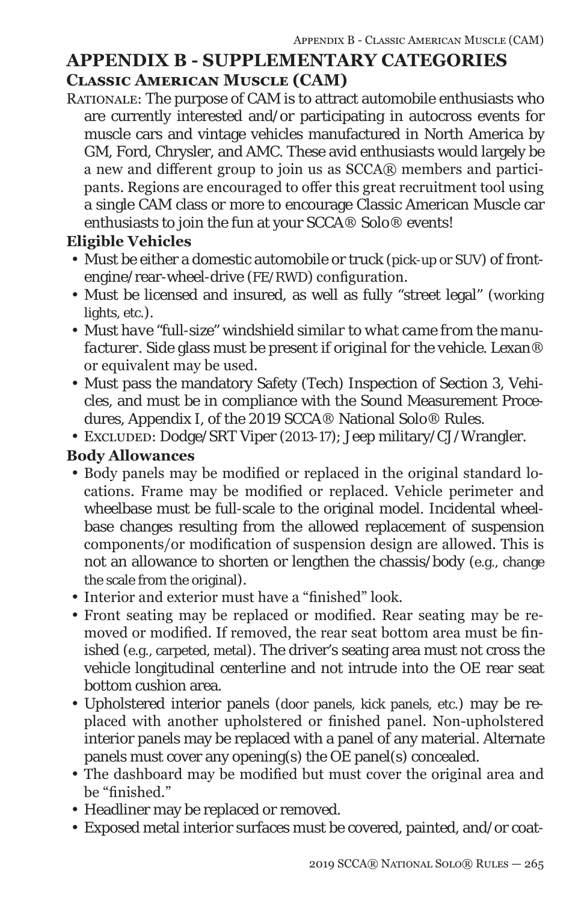# APPENDIX B - SUPPLEMENTARY CATEGORIES

## Classic American Muscle (CAM)

RATIONALE: The purpose of CAM is to attract automobile enthusiasts who are currently interested and/or participating in autocross events for muscle cars and vintage vehicles manufactured in North America by GM, Ford, Chrysler, and AMC. These avid enthusiasts would largely be a new and different group to join us as SCCA® members and participants. Regions are encouraged to offer this great recruitment tool using a single CAM class or more to encourage Classic American Muscle car enthusiasts to join the fun at your SCCA® Solo® events!

### Eligible Vehicles

- Must be either a domestic automobile or truck (pick-up or SUV) of front-engine/rear-wheel-drive (FE/RWD) configuration.
- Must be licensed and insured, as well as fully "street legal" (working lights, etc.).
- Must have "full-size" windshield similar to what came from the manufacturer. Side glass must be present if original for the vehicle. Lexan® or equivalent may be used.
- Must pass the mandatory Safety (Tech) Inspection of Section 3, Vehicles, and must be in compliance with the Sound Measurement Procedures, Appendix I, of the 2019 SCCA® National Solo® Rules.
- EXCLUDED: Dodge/SRT Viper (2013-17); Jeep military/CJ/Wrangler.

### Body Allowances

- Body panels may be modified or replaced in the original standard locations. Frame may be modified or replaced. Vehicle perimeter and wheelbase must be full-scale to the original model. Incidental wheelbase changes resulting from the allowed replacement of suspension components/or modification of suspension design are allowed. This is not an allowance to shorten or lengthen the chassis/body (e.g., change the scale from the original).
- Interior and exterior must have a "finished" look.
- Front seating may be replaced or modified. Rear seating may be removed or modified. If removed, the rear seat bottom area must be finished (e.g., carpeted, metal). The driver's seating area must not cross the vehicle longitudinal centerline and not intrude into the OE rear seat bottom cushion area.
- Upholstered interior panels (door panels, kick panels, etc.) may be replaced with another upholstered or finished panel. Non-upholstered interior panels may be replaced with a panel of any material. Alternate panels must cover any opening(s) the OE panel(s) concealed.
- The dashboard may be modified but must cover the original area and be "finished."
- Headliner may be replaced or removed.
- Exposed metal interior surfaces must be covered, painted, and/or coat-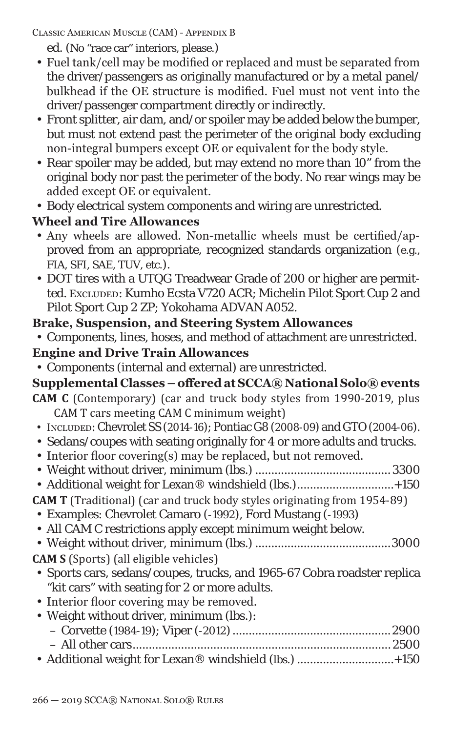ed. (No “race car” interiors, please.)

- Fuel tank/cell may be modified or replaced and must be separated from the driver/passengers as originally manufactured or by a metal panel/bulkhead if the OE structure is modified. Fuel must not vent into the driver/passenger compartment directly or indirectly.
- Front splitter, air dam, and/or spoiler may be added below the bumper, but must not extend past the perimeter of the original body excluding non-integral bumpers except OE or equivalent for the body style.
- Rear spoiler may be added, but may extend no more than 10” from the original body nor past the perimeter of the body. No rear wings may be added except OE or equivalent.
- Body electrical system components and wiring are unrestricted.

**Wheel and Tire Allowances**

- Any wheels are allowed. Non-metallic wheels must be certified/approved from an appropriate, recognized standards organization (e.g., FIA, SFI, SAE, TUV, etc.).
- DOT tires with a UTQG Treadwear Grade of 200 or higher are permitted. Excluded: Kumho Ecsta V720 ACR; Michelin Pilot Sport Cup 2 and Pilot Sport Cup 2 ZP; Yokohama ADVAN A052.

**Brake, Suspension, and Steering System Allowances**

- Components, lines, hoses, and method of attachment are unrestricted.

**Engine and Drive Train Allowances**

- Components (internal and external) are unrestricted.

**Supplemental Classes – offered at SCCA® National Solo® events**

**CAM C** (Contemporary) (car and truck body styles from 1990-2019, plus CAM T cars meeting CAM C minimum weight)

- Included: Chevrolet SS (2014-16); Pontiac G8 (2008-09) and GTO (2004-06).
- Sedans/coupes with seating originally for 4 or more adults and trucks.
- Interior floor covering(s) may be replaced, but not removed.
- Weight without driver, minimum (lbs.) .......................................... 3300
- Additional weight for Lexan® windshield (lbs.)..............................+150

**CAM T** (Traditional) (car and truck body styles originating from 1954-89)

- Examples: Chevrolet Camaro (-1992), Ford Mustang (-1993)
- All CAM C restrictions apply except minimum weight below.
- Weight without driver, minimum (lbs.) ..........................................3000

**CAM S** (Sports) (all eligible vehicles)

- Sports cars, sedans/coupes, trucks, and 1965-67 Cobra roadster replica “kit cars” with seating for 2 or more adults.
- Interior floor covering may be removed.
- Weight without driver, minimum (lbs.):
  - Corvette (1984-19); Viper (-2012) ................................................ 2900
  - All other cars................................................................................ 2500
- Additional weight for Lexan® windshield (lbs.) ..............................+150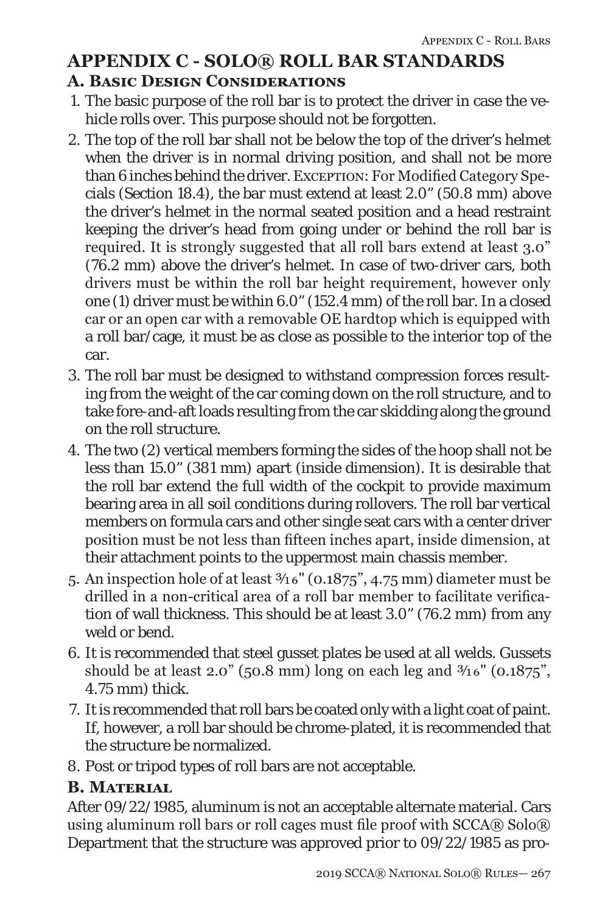# APPENDIX C - SOLO® ROLL BAR STANDARDS

## A. Basic Design Considerations

1. The basic purpose of the roll bar is to protect the driver in case the vehicle rolls over. This purpose should not be forgotten.
2. The top of the roll bar shall not be below the top of the driver's helmet when the driver is in normal driving position, and shall not be more than 6 inches behind the driver. Exception: For Modified Category Specials (Section 18.4), the bar must extend at least 2.0" (50.8 mm) above the driver's helmet in the normal seated position and a head restraint keeping the driver's head from going under or behind the roll bar is required. It is strongly suggested that all roll bars extend at least 3.0" (76.2 mm) above the driver's helmet. In case of two-driver cars, both drivers must be within the roll bar height requirement, however only one (1) driver must be within 6.0" (152.4 mm) of the roll bar. In a closed car or an open car with a removable OE hardtop which is equipped with a roll bar/cage, it must be as close as possible to the interior top of the car.
3. The roll bar must be designed to withstand compression forces resulting from the weight of the car coming down on the roll structure, and to take fore-and-aft loads resulting from the car skidding along the ground on the roll structure.
4. The two (2) vertical members forming the sides of the hoop shall not be less than 15.0" (381 mm) apart (inside dimension). It is desirable that the roll bar extend the full width of the cockpit to provide maximum bearing area in all soil conditions during rollovers. The roll bar vertical members on formula cars and other single seat cars with a center driver position must be not less than fifteen inches apart, inside dimension, at their attachment points to the uppermost main chassis member.
5. An inspection hole of at least 3⁄16" (0.1875", 4.75 mm) diameter must be drilled in a non-critical area of a roll bar member to facilitate verification of wall thickness. This should be at least 3.0" (76.2 mm) from any weld or bend.
6. It is recommended that steel gusset plates be used at all welds. Gussets should be at least 2.0" (50.8 mm) long on each leg and 3⁄16" (0.1875", 4.75 mm) thick.
7. It is recommended that roll bars be coated only with a light coat of paint. If, however, a roll bar should be chrome-plated, it is recommended that the structure be normalized.
8. Post or tripod types of roll bars are not acceptable.

## B. Material

After 09/22/1985, aluminum is not an acceptable alternate material. Cars using aluminum roll bars or roll cages must file proof with SCCA® Solo® Department that the structure was approved prior to 09/22/1985 as pro-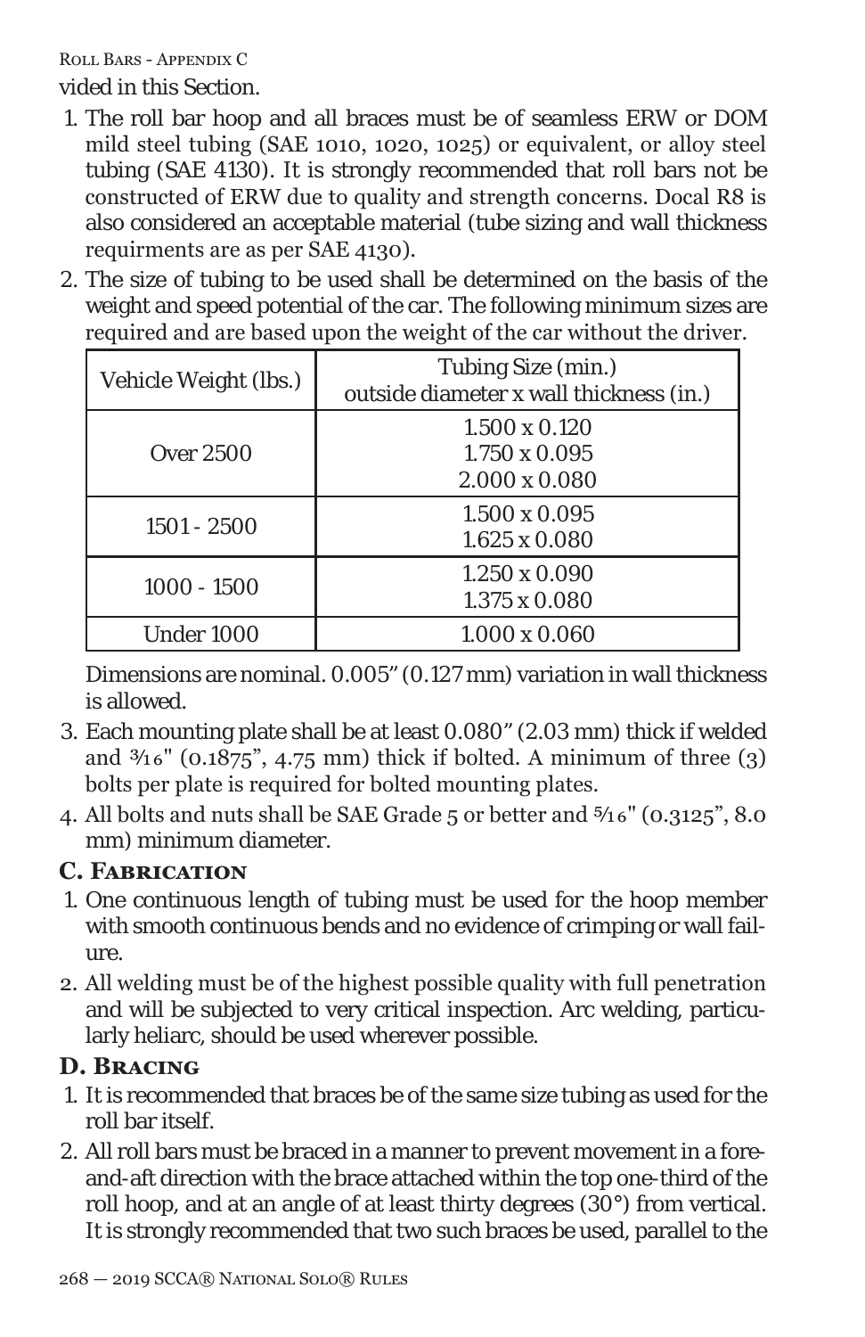vided in this Section.

1. The roll bar hoop and all braces must be of seamless ERW or DOM mild steel tubing (SAE 1010, 1020, 1025) or equivalent, or alloy steel tubing (SAE 4130). It is strongly recommended that roll bars not be constructed of ERW due to quality and strength concerns. Docal R8 is also considered an acceptable material (tube sizing and wall thickness requirments are as per SAE 4130).
2. The size of tubing to be used shall be determined on the basis of the weight and speed potential of the car. The following minimum sizes are required and are based upon the weight of the car without the driver.

| Vehicle Weight (lbs.) | Tubing Size (min.) outside diameter x wall thickness (in.) |
|---|---|
| Over 2500 | 1.500 x 0.120<br>1.750 x 0.095<br>2.000 x 0.080 |
| 1501 - 2500 | 1.500 x 0.095<br>1.625 x 0.080 |
| 1000 - 1500 | 1.250 x 0.090<br>1.375 x 0.080 |
| Under 1000 | 1.000 x 0.060 |

   Dimensions are nominal. 0.005" (0.127 mm) variation in wall thickness is allowed.

3. Each mounting plate shall be at least 0.080" (2.03 mm) thick if welded and 3⁄16" (0.1875", 4.75 mm) thick if bolted. A minimum of three (3) bolts per plate is required for bolted mounting plates.
4. All bolts and nuts shall be SAE Grade 5 or better and 5⁄16" (0.3125", 8.0 mm) minimum diameter.

## C. Fabrication

1. One continuous length of tubing must be used for the hoop member with smooth continuous bends and no evidence of crimping or wall failure.
2. All welding must be of the highest possible quality with full penetration and will be subjected to very critical inspection. Arc welding, particularly heliarc, should be used wherever possible.

## D. Bracing

1. It is recommended that braces be of the same size tubing as used for the roll bar itself.
2. All roll bars must be braced in a manner to prevent movement in a fore-and-aft direction with the brace attached within the top one-third of the roll hoop, and at an angle of at least thirty degrees (30°) from vertical. It is strongly recommended that two such braces be used, parallel to the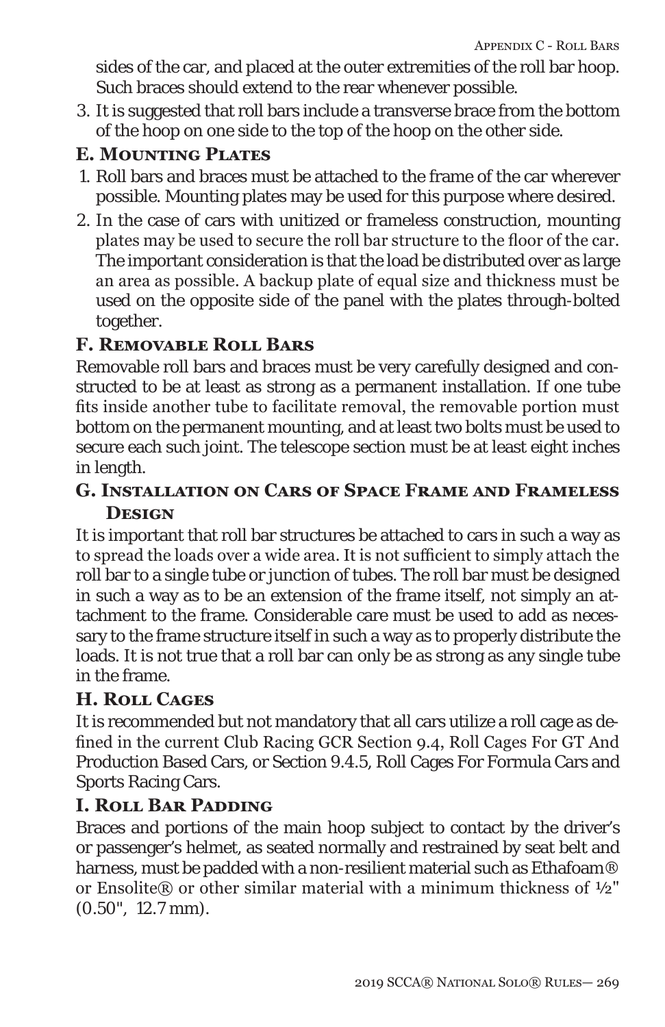sides of the car, and placed at the outer extremities of the roll bar hoop. Such braces should extend to the rear whenever possible.

3. It is suggested that roll bars include a transverse brace from the bottom of the hoop on one side to the top of the hoop on the other side.

### E. Mounting Plates

1. Roll bars and braces must be attached to the frame of the car wherever possible. Mounting plates may be used for this purpose where desired.
2. In the case of cars with unitized or frameless construction, mounting plates may be used to secure the roll bar structure to the floor of the car. The important consideration is that the load be distributed over as large an area as possible. A backup plate of equal size and thickness must be used on the opposite side of the panel with the plates through-bolted together.

### F. Removable Roll Bars

Removable roll bars and braces must be very carefully designed and constructed to be at least as strong as a permanent installation. If one tube fits inside another tube to facilitate removal, the removable portion must bottom on the permanent mounting, and at least two bolts must be used to secure each such joint. The telescope section must be at least eight inches in length.

### G. Installation on Cars of Space Frame and Frameless Design

It is important that roll bar structures be attached to cars in such a way as to spread the loads over a wide area. It is not sufficient to simply attach the roll bar to a single tube or junction of tubes. The roll bar must be designed in such a way as to be an extension of the frame itself, not simply an attachment to the frame. Considerable care must be used to add as necessary to the frame structure itself in such a way as to properly distribute the loads. It is not true that a roll bar can only be as strong as any single tube in the frame.

### H. Roll Cages

It is recommended but not mandatory that all cars utilize a roll cage as defined in the current Club Racing GCR Section 9.4, Roll Cages For GT And Production Based Cars, or Section 9.4.5, Roll Cages For Formula Cars and Sports Racing Cars.

### I. Roll Bar Padding

Braces and portions of the main hoop subject to contact by the driver's or passenger's helmet, as seated normally and restrained by seat belt and harness, must be padded with a non-resilient material such as Ethafoam® or Ensolite® or other similar material with a minimum thickness of ½" (0.50", 12.7 mm).